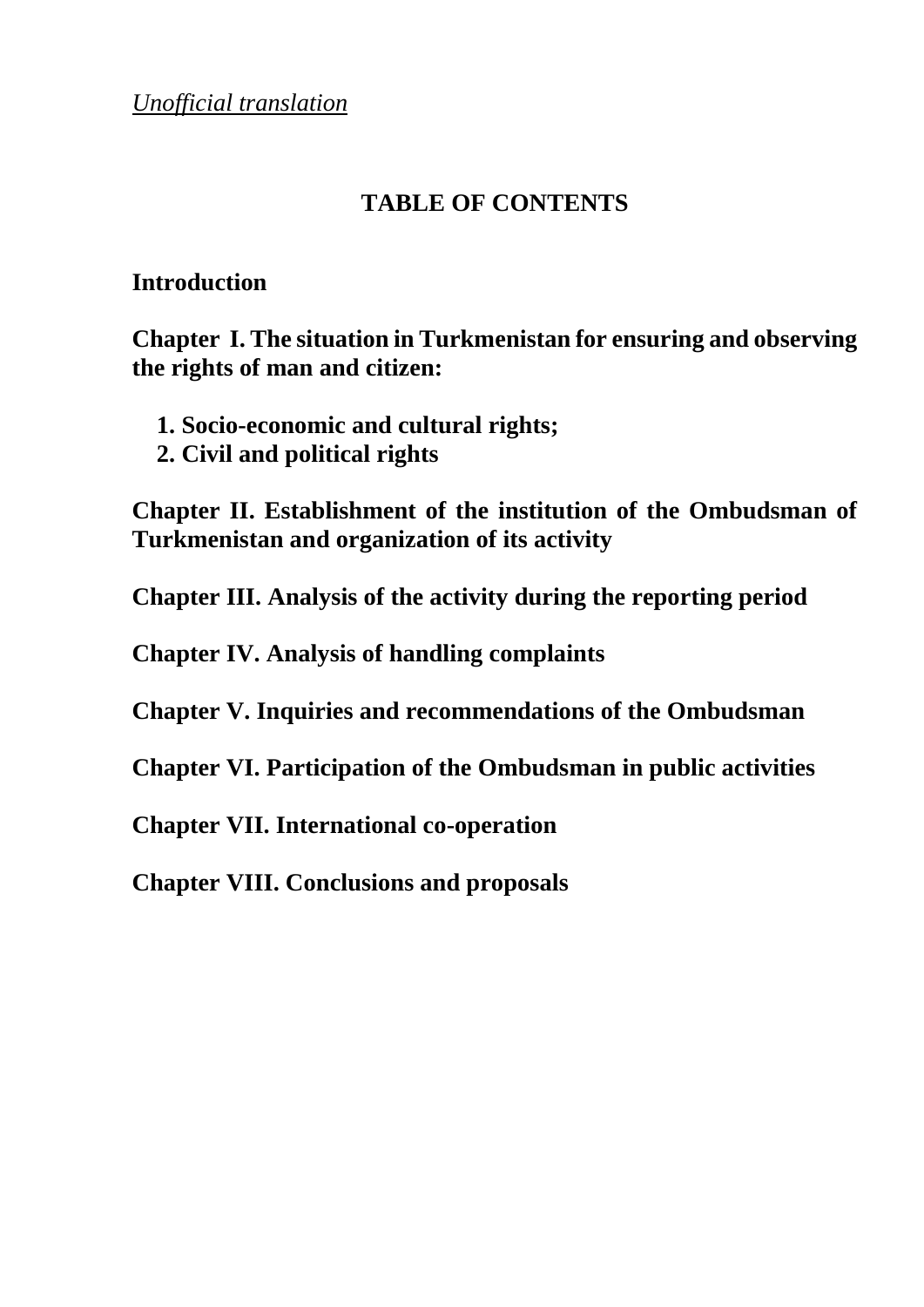*Unofficial translation*

# TABLE OF CONTENTS

**Introduction**

**Chapter I. The situation in Turkmenistan for ensuring and observing the rights of man and citizen:**

1. **Socio-economic and cultural rights;**
2. **Civil and political rights**

**Chapter II. Establishment of the institution of the Ombudsman of Turkmenistan and organization of its activity**

**Chapter III. Analysis of the activity during the reporting period**

**Chapter IV. Analysis of handling complaints**

**Chapter V. Inquiries and recommendations of the Ombudsman**

**Chapter VI. Participation of the Ombudsman in public activities**

**Chapter VII. International co-operation**

**Chapter VIII. Conclusions and proposals**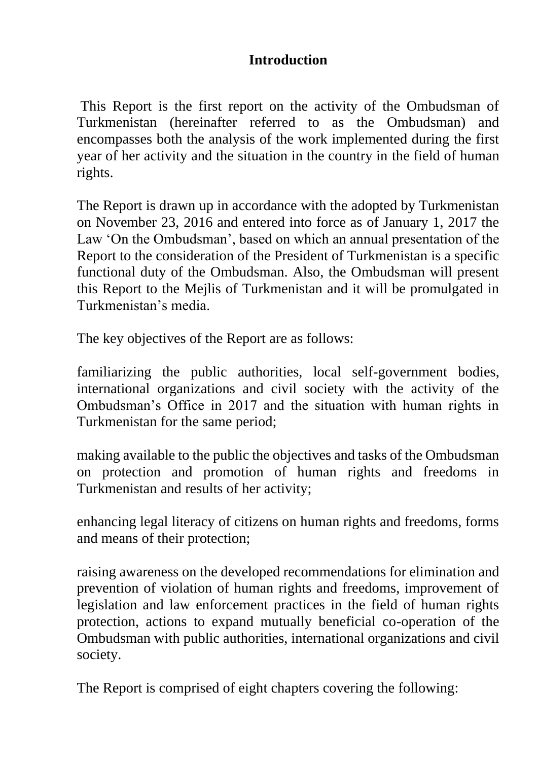# Introduction

This Report is the first report on the activity of the Ombudsman of Turkmenistan (hereinafter referred to as the Ombudsman) and encompasses both the analysis of the work implemented during the first year of her activity and the situation in the country in the field of human rights.

The Report is drawn up in accordance with the adopted by Turkmenistan on November 23, 2016 and entered into force as of January 1, 2017 the Law 'On the Ombudsman', based on which an annual presentation of the Report to the consideration of the President of Turkmenistan is a specific functional duty of the Ombudsman. Also, the Ombudsman will present this Report to the Mejlis of Turkmenistan and it will be promulgated in Turkmenistan's media.

The key objectives of the Report are as follows:

familiarizing the public authorities, local self-government bodies, international organizations and civil society with the activity of the Ombudsman's Office in 2017 and the situation with human rights in Turkmenistan for the same period;

making available to the public the objectives and tasks of the Ombudsman on protection and promotion of human rights and freedoms in Turkmenistan and results of her activity;

enhancing legal literacy of citizens on human rights and freedoms, forms and means of their protection;

raising awareness on the developed recommendations for elimination and prevention of violation of human rights and freedoms, improvement of legislation and law enforcement practices in the field of human rights protection, actions to expand mutually beneficial co-operation of the Ombudsman with public authorities, international organizations and civil society.

The Report is comprised of eight chapters covering the following: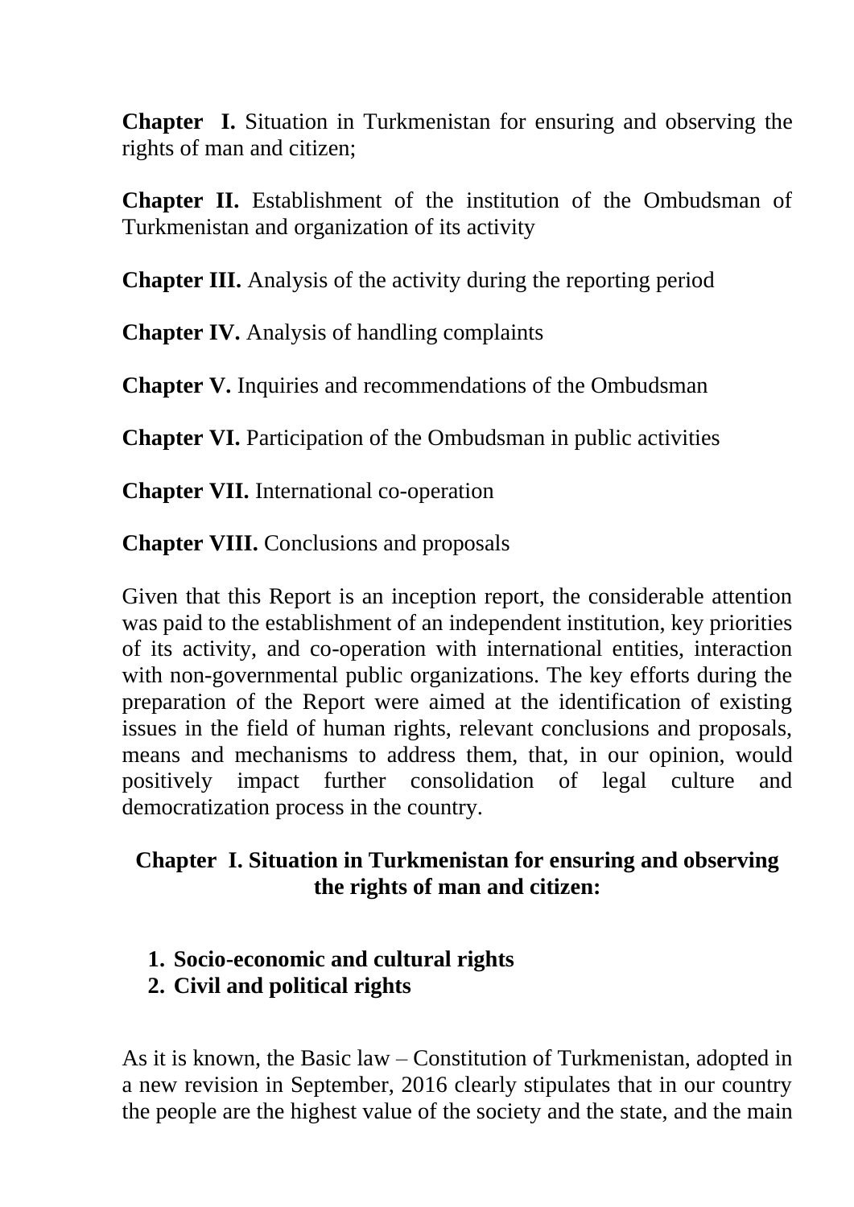**Chapter I.** Situation in Turkmenistan for ensuring and observing the rights of man and citizen;

**Chapter II.** Establishment of the institution of the Ombudsman of Turkmenistan and organization of its activity

**Chapter III.** Analysis of the activity during the reporting period

**Chapter IV.** Analysis of handling complaints

**Chapter V.** Inquiries and recommendations of the Ombudsman

**Chapter VI.** Participation of the Ombudsman in public activities

**Chapter VII.** International co-operation

**Chapter VIII.** Conclusions and proposals

Given that this Report is an inception report, the considerable attention was paid to the establishment of an independent institution, key priorities of its activity, and co-operation with international entities, interaction with non-governmental public organizations. The key efforts during the preparation of the Report were aimed at the identification of existing issues in the field of human rights, relevant conclusions and proposals, means and mechanisms to address them, that, in our opinion, would positively impact further consolidation of legal culture and democratization process in the country.

## Chapter I. Situation in Turkmenistan for ensuring and observing the rights of man and citizen:

1. **Socio-economic and cultural rights**
2. **Civil and political rights**

As it is known, the Basic law – Constitution of Turkmenistan, adopted in a new revision in September, 2016 clearly stipulates that in our country the people are the highest value of the society and the state, and the main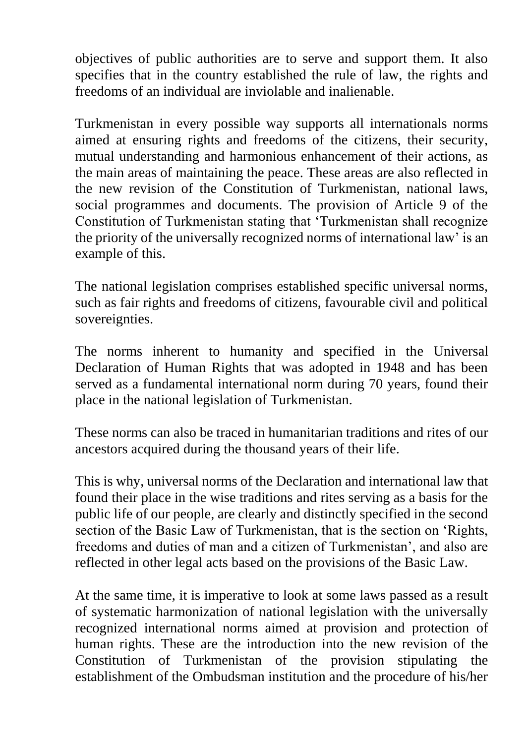objectives of public authorities are to serve and support them. It also specifies that in the country established the rule of law, the rights and freedoms of an individual are inviolable and inalienable.

Turkmenistan in every possible way supports all internationals norms aimed at ensuring rights and freedoms of the citizens, their security, mutual understanding and harmonious enhancement of their actions, as the main areas of maintaining the peace. These areas are also reflected in the new revision of the Constitution of Turkmenistan, national laws, social programmes and documents. The provision of Article 9 of the Constitution of Turkmenistan stating that 'Turkmenistan shall recognize the priority of the universally recognized norms of international law' is an example of this.

The national legislation comprises established specific universal norms, such as fair rights and freedoms of citizens, favourable civil and political sovereignties.

The norms inherent to humanity and specified in the Universal Declaration of Human Rights that was adopted in 1948 and has been served as a fundamental international norm during 70 years, found their place in the national legislation of Turkmenistan.

These norms can also be traced in humanitarian traditions and rites of our ancestors acquired during the thousand years of their life.

This is why, universal norms of the Declaration and international law that found their place in the wise traditions and rites serving as a basis for the public life of our people, are clearly and distinctly specified in the second section of the Basic Law of Turkmenistan, that is the section on 'Rights, freedoms and duties of man and a citizen of Turkmenistan', and also are reflected in other legal acts based on the provisions of the Basic Law.

At the same time, it is imperative to look at some laws passed as a result of systematic harmonization of national legislation with the universally recognized international norms aimed at provision and protection of human rights. These are the introduction into the new revision of the Constitution of Turkmenistan of the provision stipulating the establishment of the Ombudsman institution and the procedure of his/her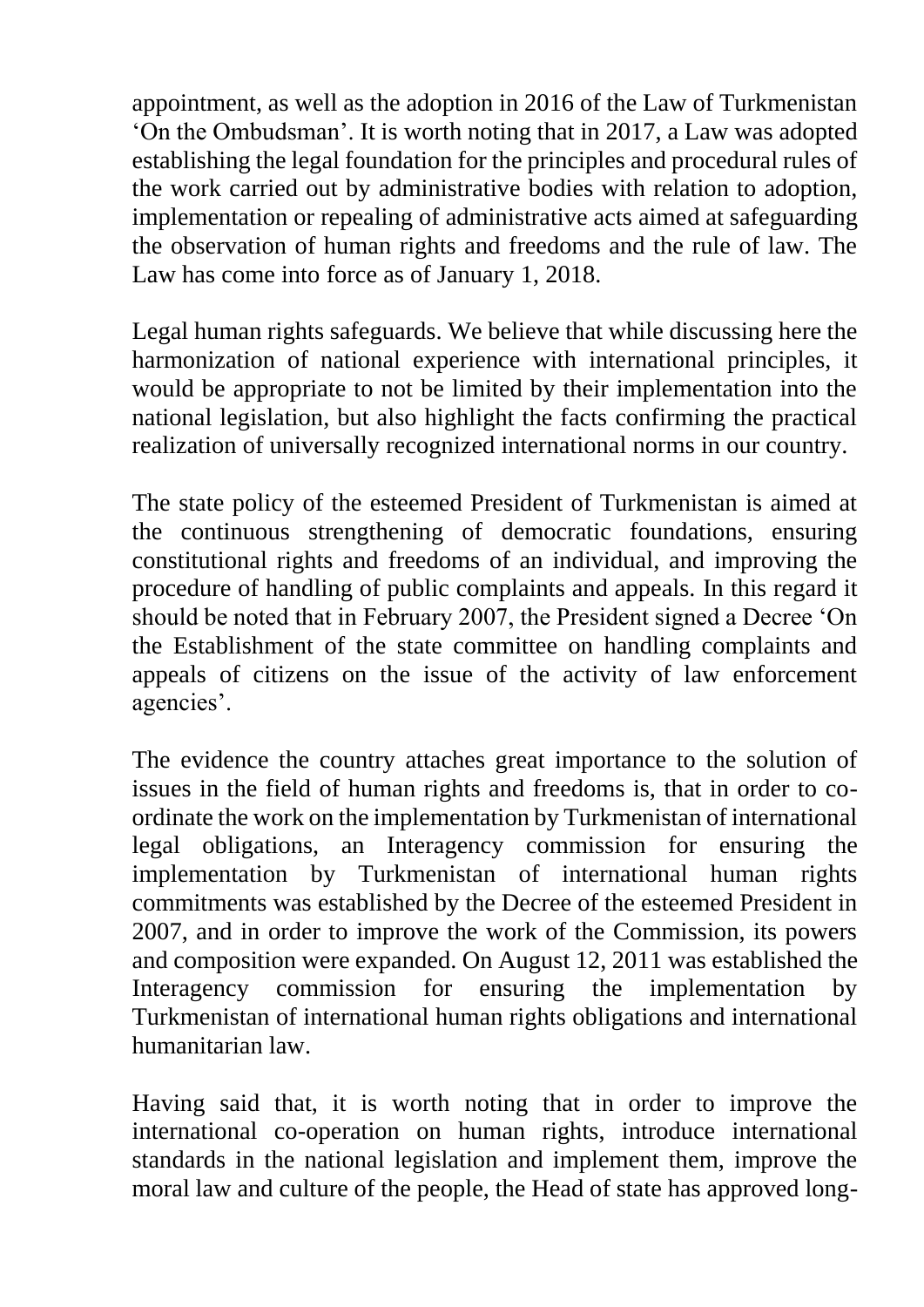appointment, as well as the adoption in 2016 of the Law of Turkmenistan 'On the Ombudsman'. It is worth noting that in 2017, a Law was adopted establishing the legal foundation for the principles and procedural rules of the work carried out by administrative bodies with relation to adoption, implementation or repealing of administrative acts aimed at safeguarding the observation of human rights and freedoms and the rule of law. The Law has come into force as of January 1, 2018.

Legal human rights safeguards. We believe that while discussing here the harmonization of national experience with international principles, it would be appropriate to not be limited by their implementation into the national legislation, but also highlight the facts confirming the practical realization of universally recognized international norms in our country.

The state policy of the esteemed President of Turkmenistan is aimed at the continuous strengthening of democratic foundations, ensuring constitutional rights and freedoms of an individual, and improving the procedure of handling of public complaints and appeals. In this regard it should be noted that in February 2007, the President signed a Decree 'On the Establishment of the state committee on handling complaints and appeals of citizens on the issue of the activity of law enforcement agencies'.

The evidence the country attaches great importance to the solution of issues in the field of human rights and freedoms is, that in order to co-ordinate the work on the implementation by Turkmenistan of international legal obligations, an Interagency commission for ensuring the implementation by Turkmenistan of international human rights commitments was established by the Decree of the esteemed President in 2007, and in order to improve the work of the Commission, its powers and composition were expanded. On August 12, 2011 was established the Interagency commission for ensuring the implementation by Turkmenistan of international human rights obligations and international humanitarian law.

Having said that, it is worth noting that in order to improve the international co-operation on human rights, introduce international standards in the national legislation and implement them, improve the moral law and culture of the people, the Head of state has approved long-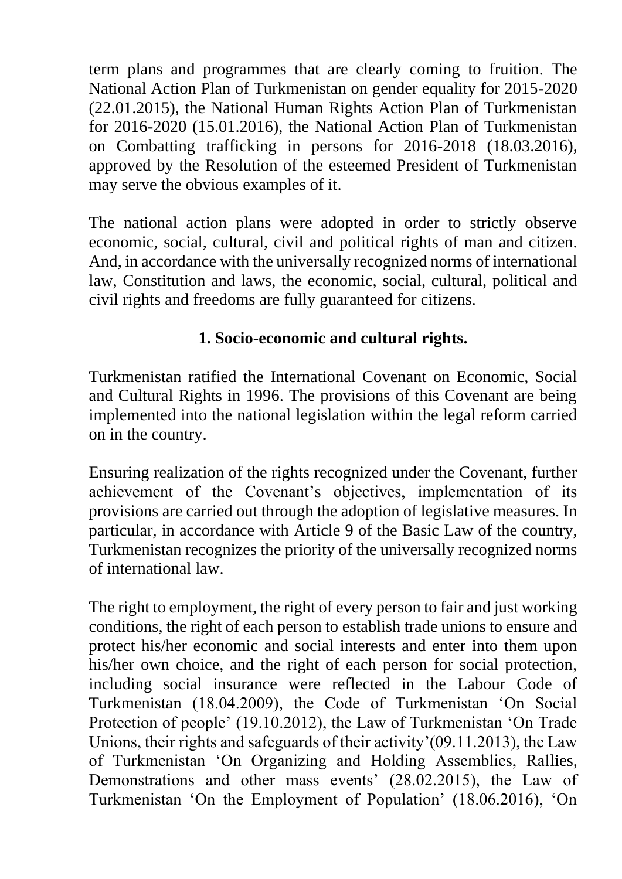term plans and programmes that are clearly coming to fruition. The National Action Plan of Turkmenistan on gender equality for 2015-2020 (22.01.2015), the National Human Rights Action Plan of Turkmenistan for 2016-2020 (15.01.2016), the National Action Plan of Turkmenistan on Combatting trafficking in persons for 2016-2018 (18.03.2016), approved by the Resolution of the esteemed President of Turkmenistan may serve the obvious examples of it.

The national action plans were adopted in order to strictly observe economic, social, cultural, civil and political rights of man and citizen. And, in accordance with the universally recognized norms of international law, Constitution and laws, the economic, social, cultural, political and civil rights and freedoms are fully guaranteed for citizens.

## 1. Socio-economic and cultural rights.

Turkmenistan ratified the International Covenant on Economic, Social and Cultural Rights in 1996. The provisions of this Covenant are being implemented into the national legislation within the legal reform carried on in the country.

Ensuring realization of the rights recognized under the Covenant, further achievement of the Covenant's objectives, implementation of its provisions are carried out through the adoption of legislative measures. In particular, in accordance with Article 9 of the Basic Law of the country, Turkmenistan recognizes the priority of the universally recognized norms of international law.

The right to employment, the right of every person to fair and just working conditions, the right of each person to establish trade unions to ensure and protect his/her economic and social interests and enter into them upon his/her own choice, and the right of each person for social protection, including social insurance were reflected in the Labour Code of Turkmenistan (18.04.2009), the Code of Turkmenistan 'On Social Protection of people' (19.10.2012), the Law of Turkmenistan 'On Trade Unions, their rights and safeguards of their activity'(09.11.2013), the Law of Turkmenistan 'On Organizing and Holding Assemblies, Rallies, Demonstrations and other mass events' (28.02.2015), the Law of Turkmenistan 'On the Employment of Population' (18.06.2016), 'On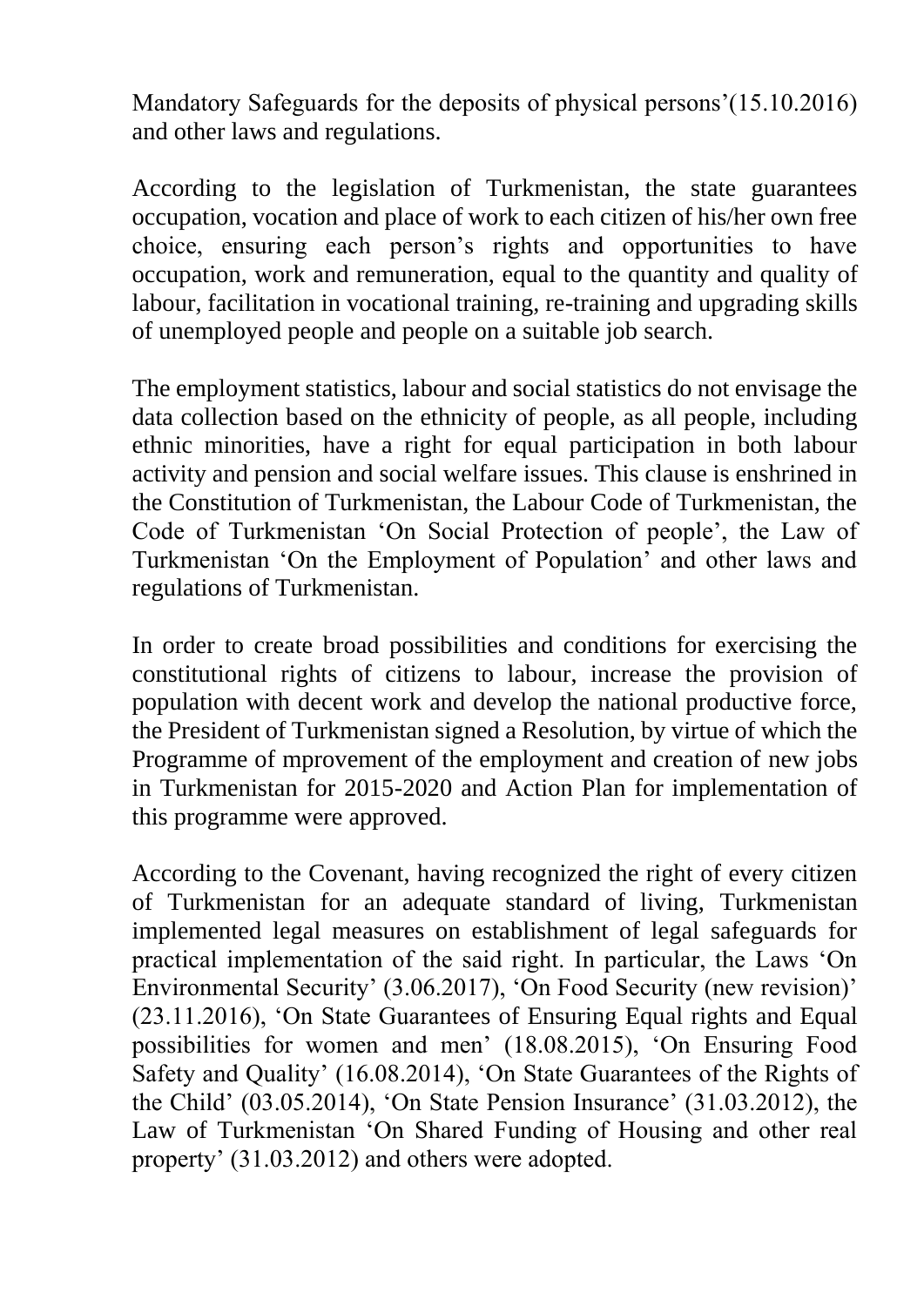Mandatory Safeguards for the deposits of physical persons'(15.10.2016) and other laws and regulations.

According to the legislation of Turkmenistan, the state guarantees occupation, vocation and place of work to each citizen of his/her own free choice, ensuring each person's rights and opportunities to have occupation, work and remuneration, equal to the quantity and quality of labour, facilitation in vocational training, re-training and upgrading skills of unemployed people and people on a suitable job search.

The employment statistics, labour and social statistics do not envisage the data collection based on the ethnicity of people, as all people, including ethnic minorities, have a right for equal participation in both labour activity and pension and social welfare issues. This clause is enshrined in the Constitution of Turkmenistan, the Labour Code of Turkmenistan, the Code of Turkmenistan 'On Social Protection of people', the Law of Turkmenistan 'On the Employment of Population' and other laws and regulations of Turkmenistan.

In order to create broad possibilities and conditions for exercising the constitutional rights of citizens to labour, increase the provision of population with decent work and develop the national productive force, the President of Turkmenistan signed a Resolution, by virtue of which the Programme of mprovement of the employment and creation of new jobs in Turkmenistan for 2015-2020 and Action Plan for implementation of this programme were approved.

According to the Covenant, having recognized the right of every citizen of Turkmenistan for an adequate standard of living, Turkmenistan implemented legal measures on establishment of legal safeguards for practical implementation of the said right. In particular, the Laws 'On Environmental Security' (3.06.2017), 'On Food Security (new revision)' (23.11.2016), 'On State Guarantees of Ensuring Equal rights and Equal possibilities for women and men' (18.08.2015), 'On Ensuring Food Safety and Quality' (16.08.2014), 'On State Guarantees of the Rights of the Child' (03.05.2014), 'On State Pension Insurance' (31.03.2012), the Law of Turkmenistan 'On Shared Funding of Housing and other real property' (31.03.2012) and others were adopted.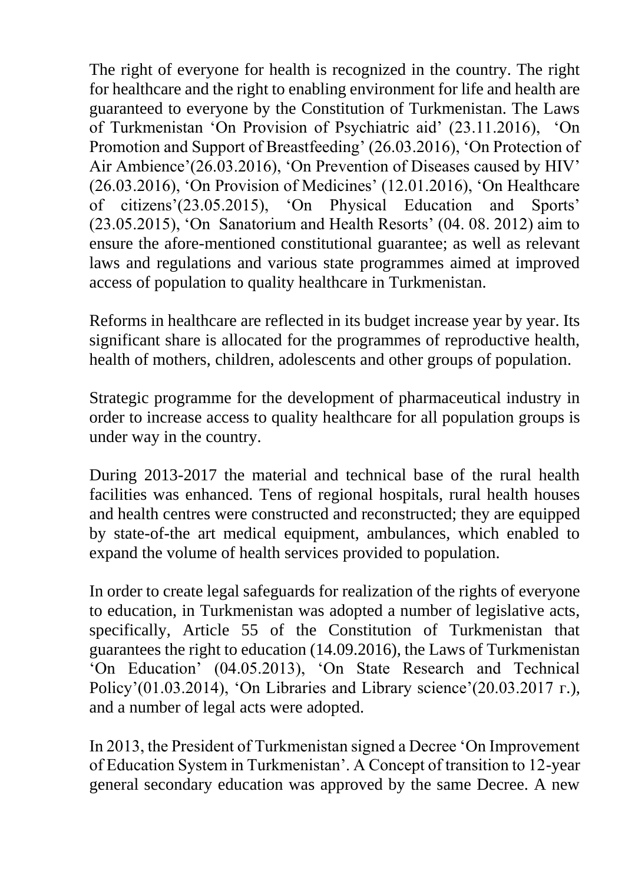The right of everyone for health is recognized in the country. The right for healthcare and the right to enabling environment for life and health are guaranteed to everyone by the Constitution of Turkmenistan. The Laws of Turkmenistan 'On Provision of Psychiatric aid' (23.11.2016), 'On Promotion and Support of Breastfeeding' (26.03.2016), 'On Protection of Air Ambience'(26.03.2016), 'On Prevention of Diseases caused by HIV' (26.03.2016), 'On Provision of Medicines' (12.01.2016), 'On Healthcare of citizens'(23.05.2015), 'On Physical Education and Sports' (23.05.2015), 'On Sanatorium and Health Resorts' (04. 08. 2012) aim to ensure the afore-mentioned constitutional guarantee; as well as relevant laws and regulations and various state programmes aimed at improved access of population to quality healthcare in Turkmenistan.

Reforms in healthcare are reflected in its budget increase year by year. Its significant share is allocated for the programmes of reproductive health, health of mothers, children, adolescents and other groups of population.

Strategic programme for the development of pharmaceutical industry in order to increase access to quality healthcare for all population groups is under way in the country.

During 2013-2017 the material and technical base of the rural health facilities was enhanced. Tens of regional hospitals, rural health houses and health centres were constructed and reconstructed; they are equipped by state-of-the art medical equipment, ambulances, which enabled to expand the volume of health services provided to population.

In order to create legal safeguards for realization of the rights of everyone to education, in Turkmenistan was adopted a number of legislative acts, specifically, Article 55 of the Constitution of Turkmenistan that guarantees the right to education (14.09.2016), the Laws of Turkmenistan 'On Education' (04.05.2013), 'On State Research and Technical Policy'(01.03.2014), 'On Libraries and Library science'(20.03.2017 г.), and a number of legal acts were adopted.

In 2013, the President of Turkmenistan signed a Decree 'On Improvement of Education System in Turkmenistan'. A Concept of transition to 12-year general secondary education was approved by the same Decree. A new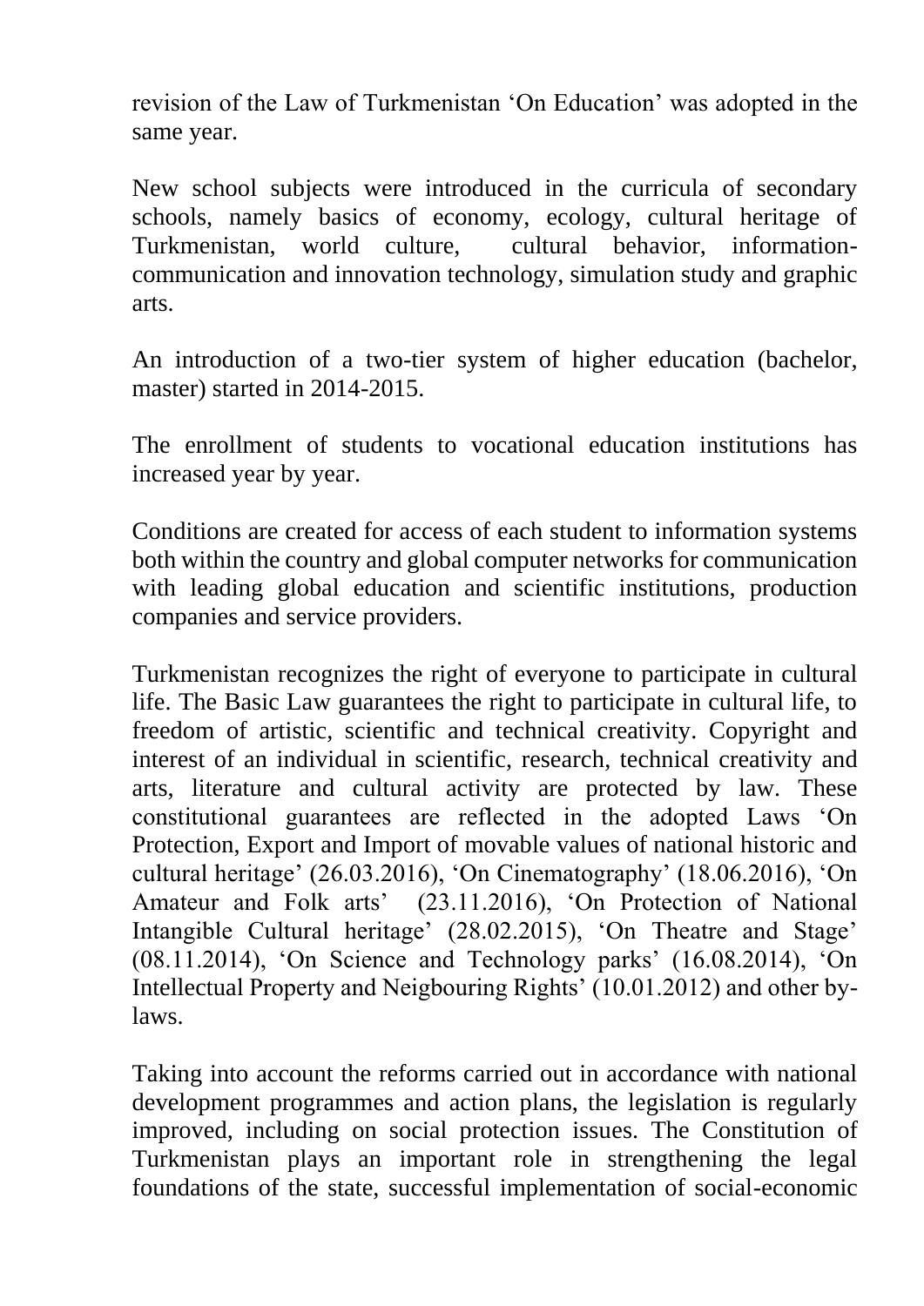revision of the Law of Turkmenistan 'On Education' was adopted in the same year.

New school subjects were introduced in the curricula of secondary schools, namely basics of economy, ecology, cultural heritage of Turkmenistan, world culture, cultural behavior, information-communication and innovation technology, simulation study and graphic arts.

An introduction of a two-tier system of higher education (bachelor, master) started in 2014-2015.

The enrollment of students to vocational education institutions has increased year by year.

Conditions are created for access of each student to information systems both within the country and global computer networks for communication with leading global education and scientific institutions, production companies and service providers.

Turkmenistan recognizes the right of everyone to participate in cultural life. The Basic Law guarantees the right to participate in cultural life, to freedom of artistic, scientific and technical creativity. Copyright and interest of an individual in scientific, research, technical creativity and arts, literature and cultural activity are protected by law. These constitutional guarantees are reflected in the adopted Laws 'On Protection, Export and Import of movable values of national historic and cultural heritage' (26.03.2016), 'On Cinematography' (18.06.2016), 'On Amateur and Folk arts' (23.11.2016), 'On Protection of National Intangible Cultural heritage' (28.02.2015), 'On Theatre and Stage' (08.11.2014), 'On Science and Technology parks' (16.08.2014), 'On Intellectual Property and Neigbouring Rights' (10.01.2012) and other by-laws.

Taking into account the reforms carried out in accordance with national development programmes and action plans, the legislation is regularly improved, including on social protection issues. The Constitution of Turkmenistan plays an important role in strengthening the legal foundations of the state, successful implementation of social-economic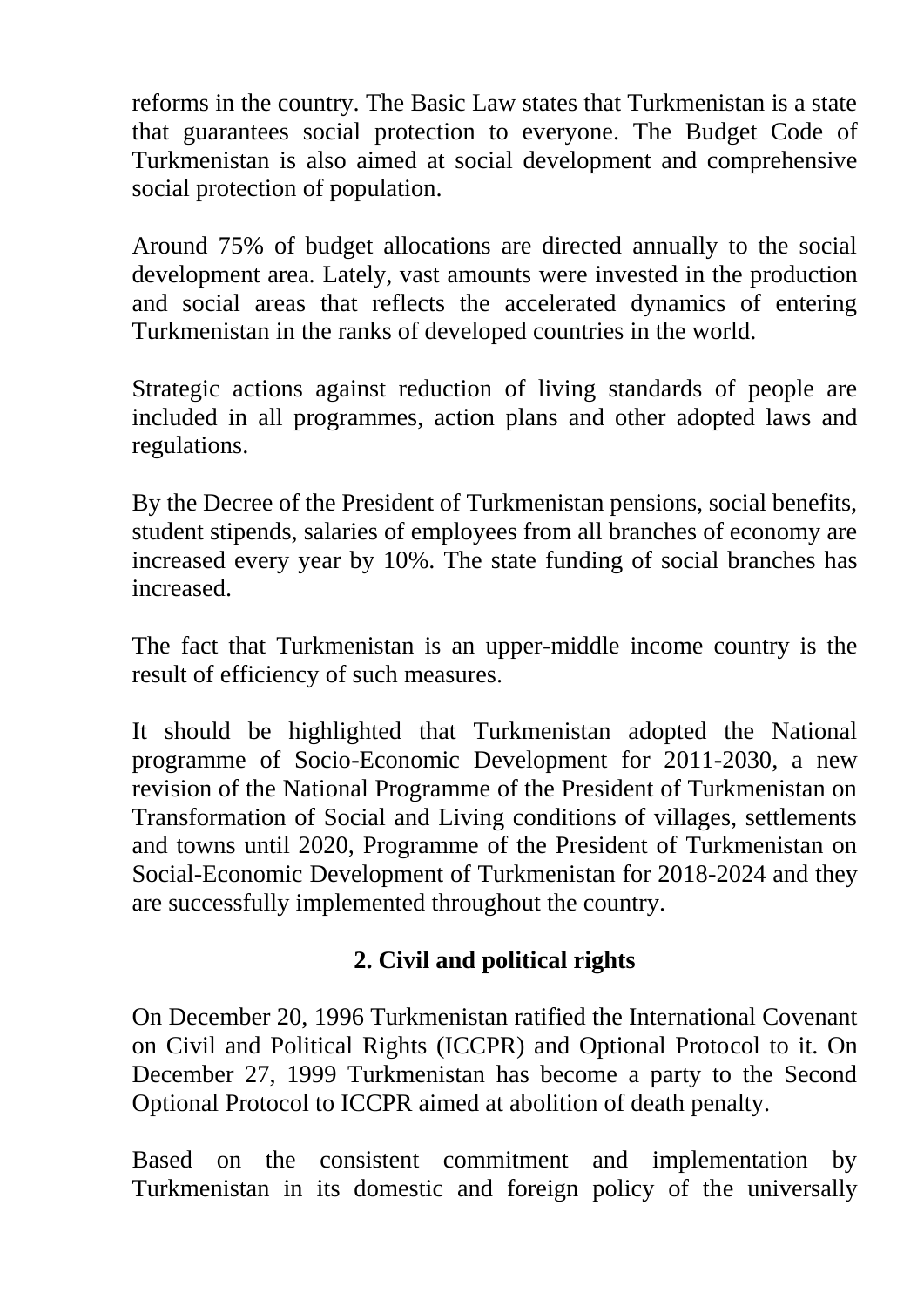reforms in the country. The Basic Law states that Turkmenistan is a state that guarantees social protection to everyone. The Budget Code of Turkmenistan is also aimed at social development and comprehensive social protection of population.

Around 75% of budget allocations are directed annually to the social development area. Lately, vast amounts were invested in the production and social areas that reflects the accelerated dynamics of entering Turkmenistan in the ranks of developed countries in the world.

Strategic actions against reduction of living standards of people are included in all programmes, action plans and other adopted laws and regulations.

By the Decree of the President of Turkmenistan pensions, social benefits, student stipends, salaries of employees from all branches of economy are increased every year by 10%. The state funding of social branches has increased.

The fact that Turkmenistan is an upper-middle income country is the result of efficiency of such measures.

It should be highlighted that Turkmenistan adopted the National programme of Socio-Economic Development for 2011-2030, a new revision of the National Programme of the President of Turkmenistan on Transformation of Social and Living conditions of villages, settlements and towns until 2020, Programme of the President of Turkmenistan on Social-Economic Development of Turkmenistan for 2018-2024 and they are successfully implemented throughout the country.

## 2. Civil and political rights

On December 20, 1996 Turkmenistan ratified the International Covenant on Civil and Political Rights (ICCPR) and Optional Protocol to it. On December 27, 1999 Turkmenistan has become a party to the Second Optional Protocol to ICCPR aimed at abolition of death penalty.

Based on the consistent commitment and implementation by Turkmenistan in its domestic and foreign policy of the universally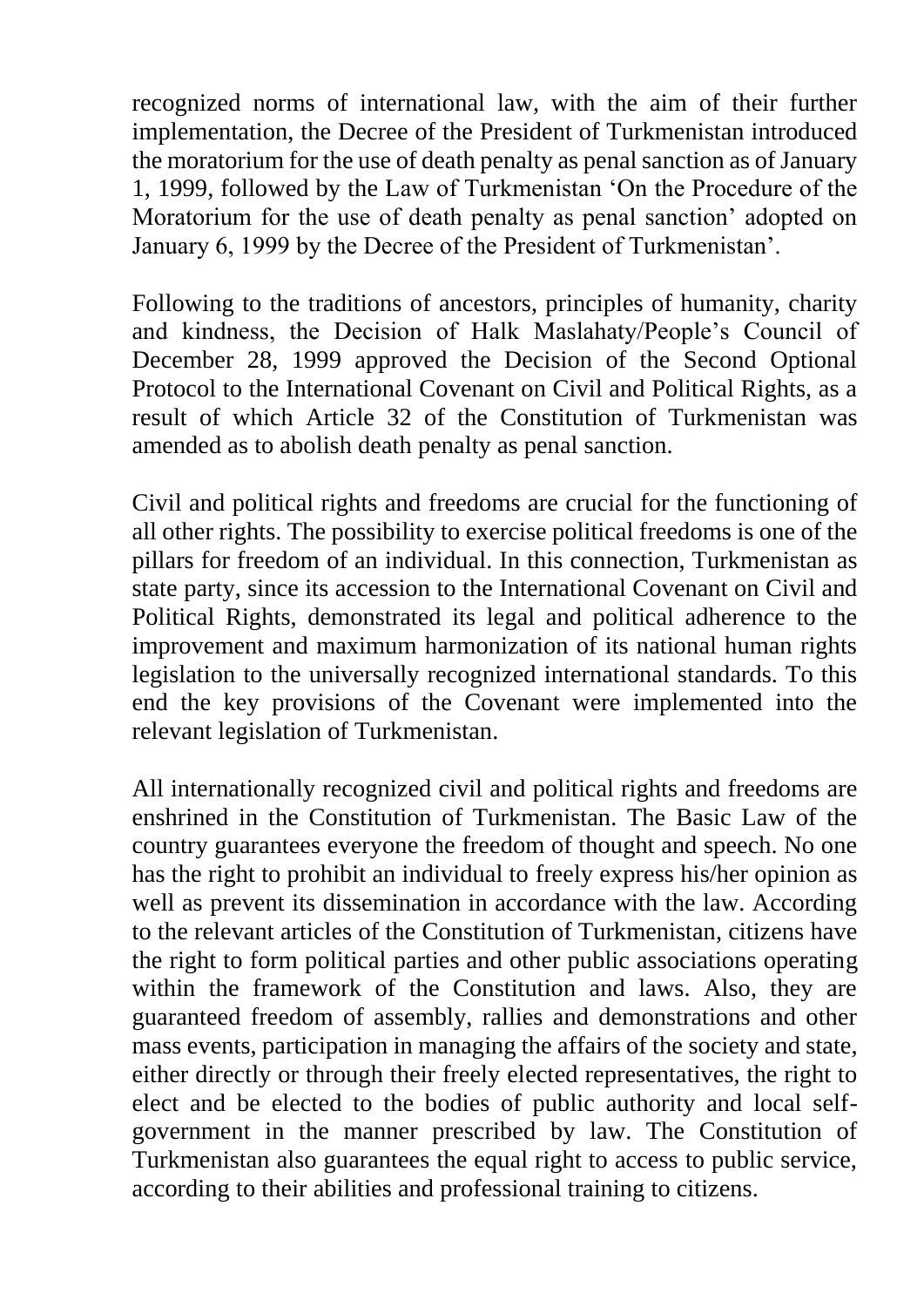recognized norms of international law, with the aim of their further implementation, the Decree of the President of Turkmenistan introduced the moratorium for the use of death penalty as penal sanction as of January 1, 1999, followed by the Law of Turkmenistan 'On the Procedure of the Moratorium for the use of death penalty as penal sanction' adopted on January 6, 1999 by the Decree of the President of Turkmenistan'.

Following to the traditions of ancestors, principles of humanity, charity and kindness, the Decision of Halk Maslahaty/People's Council of December 28, 1999 approved the Decision of the Second Optional Protocol to the International Covenant on Civil and Political Rights, as a result of which Article 32 of the Constitution of Turkmenistan was amended as to abolish death penalty as penal sanction.

Civil and political rights and freedoms are crucial for the functioning of all other rights. The possibility to exercise political freedoms is one of the pillars for freedom of an individual. In this connection, Turkmenistan as state party, since its accession to the International Covenant on Civil and Political Rights, demonstrated its legal and political adherence to the improvement and maximum harmonization of its national human rights legislation to the universally recognized international standards. To this end the key provisions of the Covenant were implemented into the relevant legislation of Turkmenistan.

All internationally recognized civil and political rights and freedoms are enshrined in the Constitution of Turkmenistan. The Basic Law of the country guarantees everyone the freedom of thought and speech. No one has the right to prohibit an individual to freely express his/her opinion as well as prevent its dissemination in accordance with the law. According to the relevant articles of the Constitution of Turkmenistan, citizens have the right to form political parties and other public associations operating within the framework of the Constitution and laws. Also, they are guaranteed freedom of assembly, rallies and demonstrations and other mass events, participation in managing the affairs of the society and state, either directly or through their freely elected representatives, the right to elect and be elected to the bodies of public authority and local self-government in the manner prescribed by law. The Constitution of Turkmenistan also guarantees the equal right to access to public service, according to their abilities and professional training to citizens.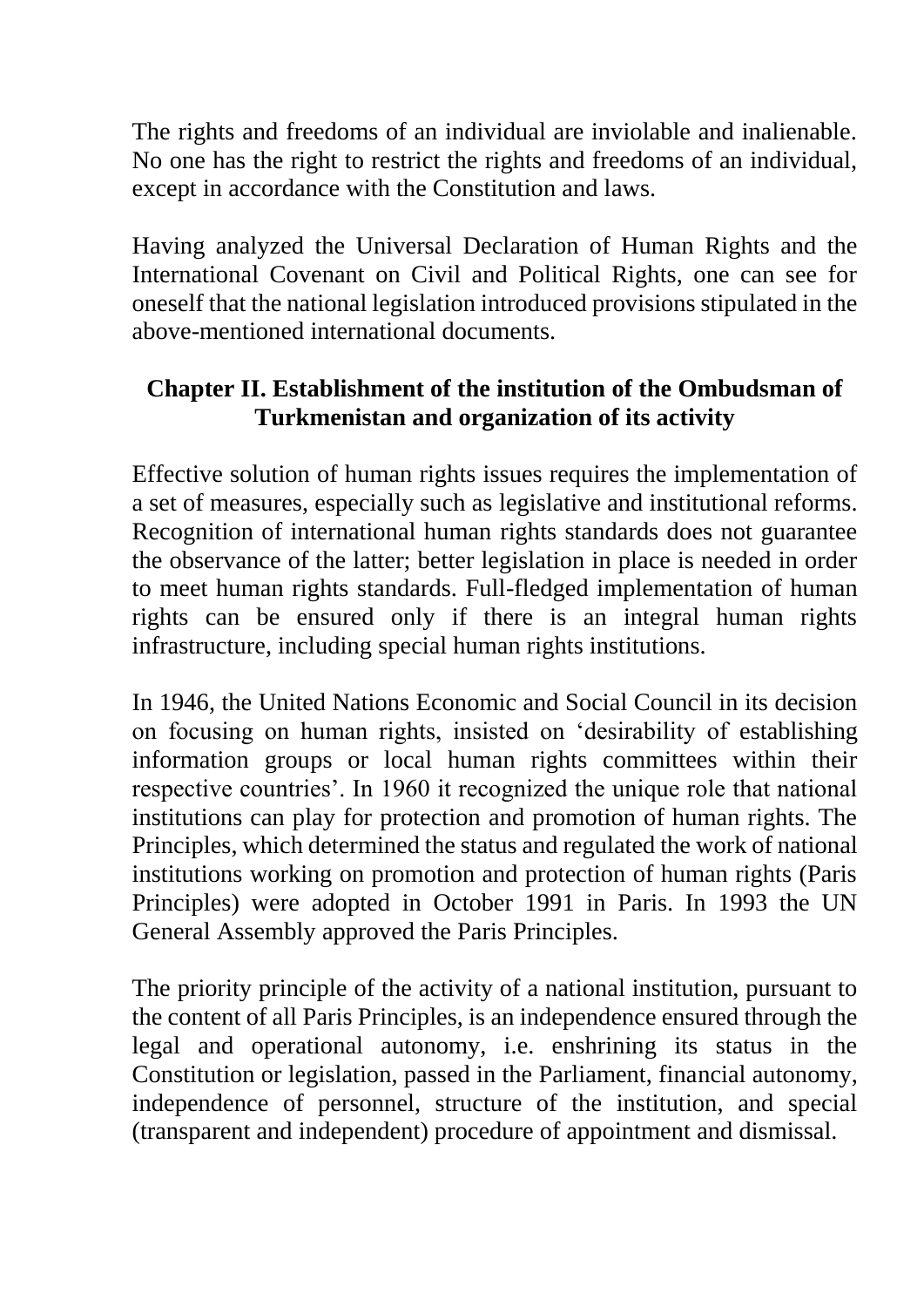The rights and freedoms of an individual are inviolable and inalienable. No one has the right to restrict the rights and freedoms of an individual, except in accordance with the Constitution and laws.

Having analyzed the Universal Declaration of Human Rights and the International Covenant on Civil and Political Rights, one can see for oneself that the national legislation introduced provisions stipulated in the above-mentioned international documents.

## Chapter II. Establishment of the institution of the Ombudsman of Turkmenistan and organization of its activity

Effective solution of human rights issues requires the implementation of a set of measures, especially such as legislative and institutional reforms. Recognition of international human rights standards does not guarantee the observance of the latter; better legislation in place is needed in order to meet human rights standards. Full-fledged implementation of human rights can be ensured only if there is an integral human rights infrastructure, including special human rights institutions.

In 1946, the United Nations Economic and Social Council in its decision on focusing on human rights, insisted on 'desirability of establishing information groups or local human rights committees within their respective countries'. In 1960 it recognized the unique role that national institutions can play for protection and promotion of human rights. The Principles, which determined the status and regulated the work of national institutions working on promotion and protection of human rights (Paris Principles) were adopted in October 1991 in Paris. In 1993 the UN General Assembly approved the Paris Principles.

The priority principle of the activity of a national institution, pursuant to the content of all Paris Principles, is an independence ensured through the legal and operational autonomy, i.e. enshrining its status in the Constitution or legislation, passed in the Parliament, financial autonomy, independence of personnel, structure of the institution, and special (transparent and independent) procedure of appointment and dismissal.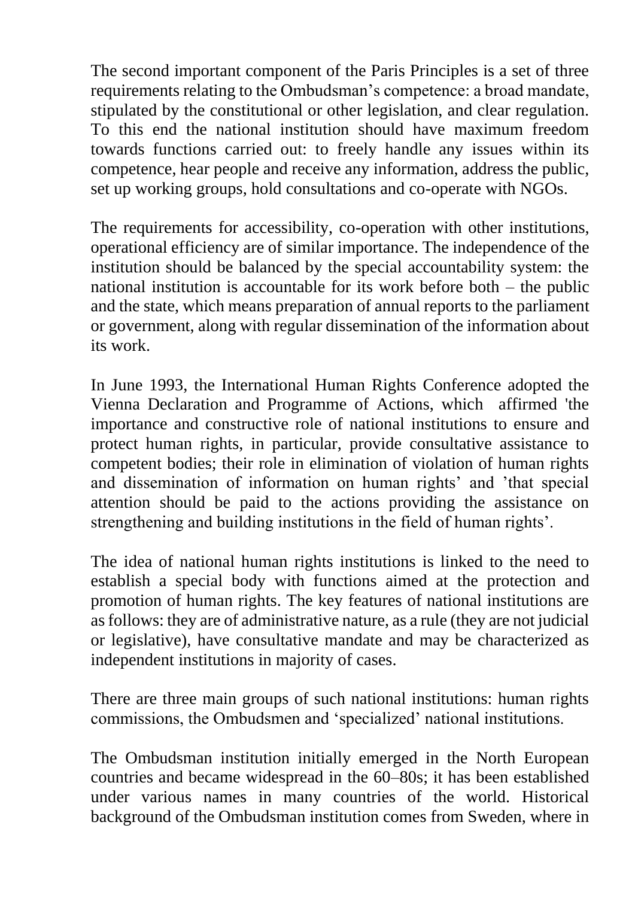The second important component of the Paris Principles is a set of three requirements relating to the Ombudsman's competence: a broad mandate, stipulated by the constitutional or other legislation, and clear regulation. To this end the national institution should have maximum freedom towards functions carried out: to freely handle any issues within its competence, hear people and receive any information, address the public, set up working groups, hold consultations and co-operate with NGOs.

The requirements for accessibility, co-operation with other institutions, operational efficiency are of similar importance. The independence of the institution should be balanced by the special accountability system: the national institution is accountable for its work before both – the public and the state, which means preparation of annual reports to the parliament or government, along with regular dissemination of the information about its work.

In June 1993, the International Human Rights Conference adopted the Vienna Declaration and Programme of Actions, which affirmed 'the importance and constructive role of national institutions to ensure and protect human rights, in particular, provide consultative assistance to competent bodies; their role in elimination of violation of human rights and dissemination of information on human rights' and 'that special attention should be paid to the actions providing the assistance on strengthening and building institutions in the field of human rights'.

The idea of national human rights institutions is linked to the need to establish a special body with functions aimed at the protection and promotion of human rights. The key features of national institutions are as follows: they are of administrative nature, as a rule (they are not judicial or legislative), have consultative mandate and may be characterized as independent institutions in majority of cases.

There are three main groups of such national institutions: human rights commissions, the Ombudsmen and 'specialized' national institutions.

The Ombudsman institution initially emerged in the North European countries and became widespread in the 60–80s; it has been established under various names in many countries of the world. Historical background of the Ombudsman institution comes from Sweden, where in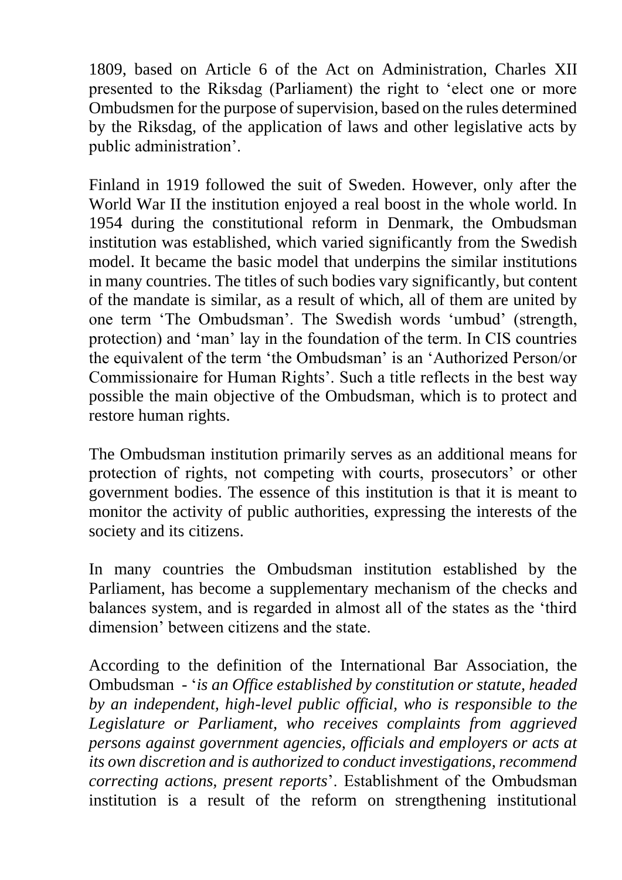1809, based on Article 6 of the Act on Administration, Charles XII presented to the Riksdag (Parliament) the right to 'elect one or more Ombudsmen for the purpose of supervision, based on the rules determined by the Riksdag, of the application of laws and other legislative acts by public administration'.

Finland in 1919 followed the suit of Sweden. However, only after the World War II the institution enjoyed a real boost in the whole world. In 1954 during the constitutional reform in Denmark, the Ombudsman institution was established, which varied significantly from the Swedish model. It became the basic model that underpins the similar institutions in many countries. The titles of such bodies vary significantly, but content of the mandate is similar, as a result of which, all of them are united by one term 'The Ombudsman'. The Swedish words 'umbud' (strength, protection) and 'man' lay in the foundation of the term. In CIS countries the equivalent of the term 'the Ombudsman' is an 'Authorized Person/or Commissionaire for Human Rights'. Such a title reflects in the best way possible the main objective of the Ombudsman, which is to protect and restore human rights.

The Ombudsman institution primarily serves as an additional means for protection of rights, not competing with courts, prosecutors' or other government bodies. The essence of this institution is that it is meant to monitor the activity of public authorities, expressing the interests of the society and its citizens.

In many countries the Ombudsman institution established by the Parliament, has become a supplementary mechanism of the checks and balances system, and is regarded in almost all of the states as the 'third dimension' between citizens and the state.

According to the definition of the International Bar Association, the Ombudsman - '*is an Office established by constitution or statute, headed by an independent, high-level public official, who is responsible to the Legislature or Parliament, who receives complaints from aggrieved persons against government agencies, officials and employers or acts at its own discretion and is authorized to conduct investigations, recommend correcting actions, present reports*'. Establishment of the Ombudsman institution is a result of the reform on strengthening institutional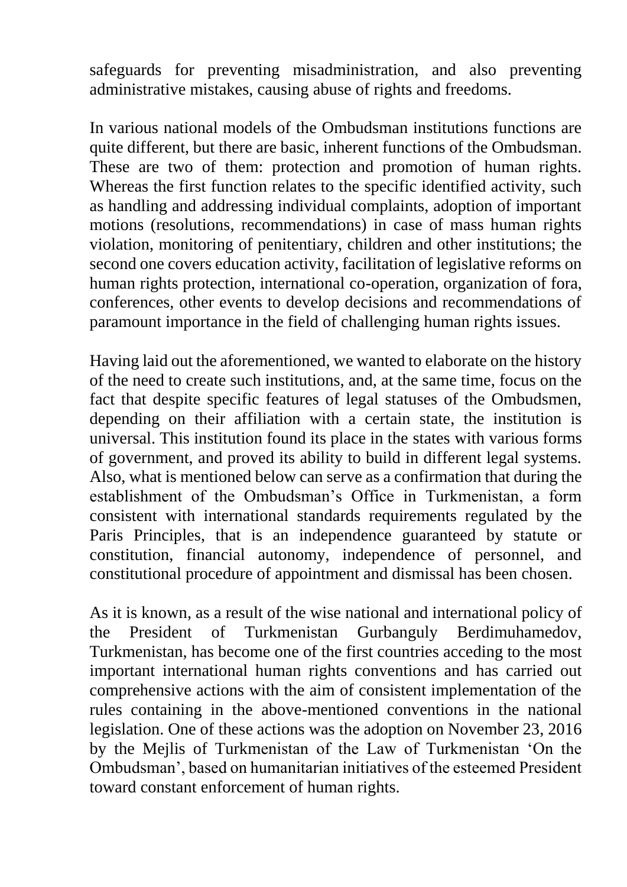safeguards for preventing misadministration, and also preventing administrative mistakes, causing abuse of rights and freedoms.

In various national models of the Ombudsman institutions functions are quite different, but there are basic, inherent functions of the Ombudsman. These are two of them: protection and promotion of human rights. Whereas the first function relates to the specific identified activity, such as handling and addressing individual complaints, adoption of important motions (resolutions, recommendations) in case of mass human rights violation, monitoring of penitentiary, children and other institutions; the second one covers education activity, facilitation of legislative reforms on human rights protection, international co-operation, organization of fora, conferences, other events to develop decisions and recommendations of paramount importance in the field of challenging human rights issues.

Having laid out the aforementioned, we wanted to elaborate on the history of the need to create such institutions, and, at the same time, focus on the fact that despite specific features of legal statuses of the Ombudsmen, depending on their affiliation with a certain state, the institution is universal. This institution found its place in the states with various forms of government, and proved its ability to build in different legal systems. Also, what is mentioned below can serve as a confirmation that during the establishment of the Ombudsman's Office in Turkmenistan, a form consistent with international standards requirements regulated by the Paris Principles, that is an independence guaranteed by statute or constitution, financial autonomy, independence of personnel, and constitutional procedure of appointment and dismissal has been chosen.

As it is known, as a result of the wise national and international policy of the President of Turkmenistan Gurbanguly Berdimuhamedov, Turkmenistan, has become one of the first countries acceding to the most important international human rights conventions and has carried out comprehensive actions with the aim of consistent implementation of the rules containing in the above-mentioned conventions in the national legislation. One of these actions was the adoption on November 23, 2016 by the Mejlis of Turkmenistan of the Law of Turkmenistan 'On the Ombudsman', based on humanitarian initiatives of the esteemed President toward constant enforcement of human rights.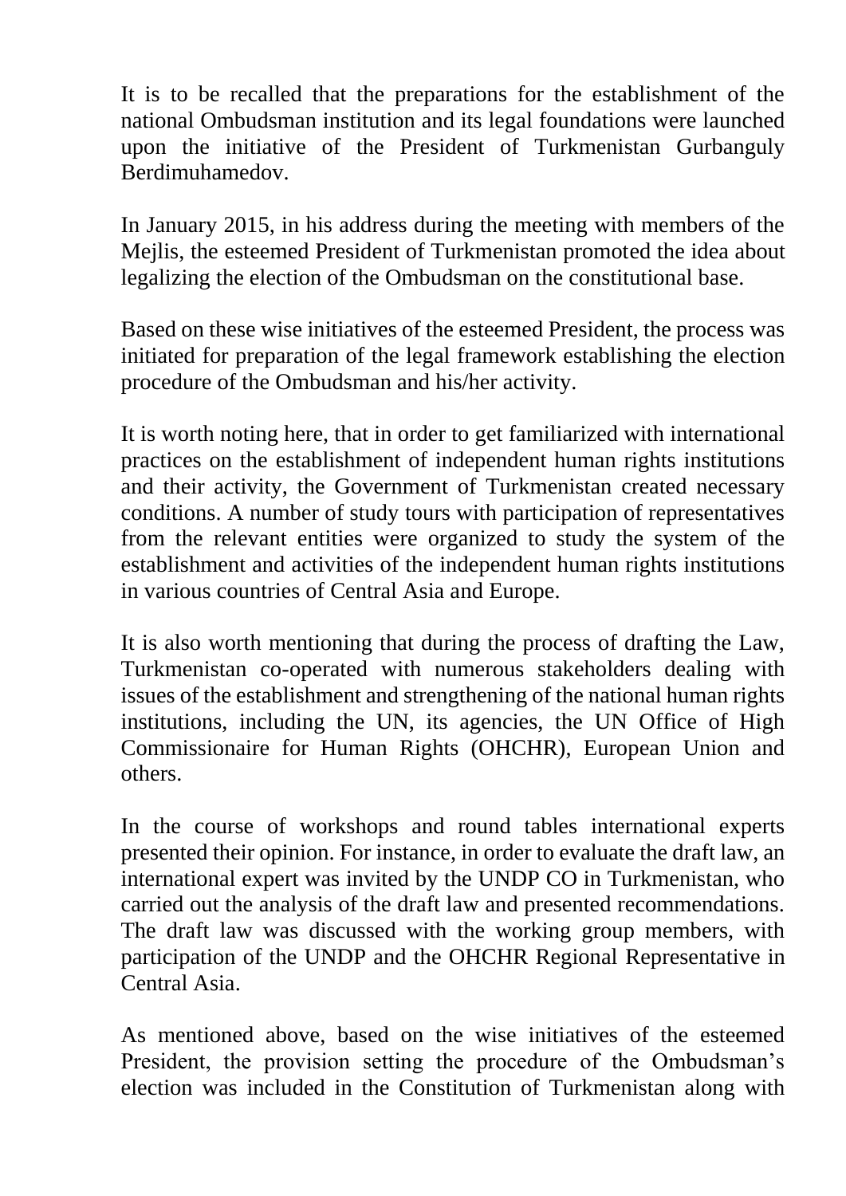It is to be recalled that the preparations for the establishment of the national Ombudsman institution and its legal foundations were launched upon the initiative of the President of Turkmenistan Gurbanguly Berdimuhamedov.

In January 2015, in his address during the meeting with members of the Mejlis, the esteemed President of Turkmenistan promoted the idea about legalizing the election of the Ombudsman on the constitutional base.

Based on these wise initiatives of the esteemed President, the process was initiated for preparation of the legal framework establishing the election procedure of the Ombudsman and his/her activity.

It is worth noting here, that in order to get familiarized with international practices on the establishment of independent human rights institutions and their activity, the Government of Turkmenistan created necessary conditions. A number of study tours with participation of representatives from the relevant entities were organized to study the system of the establishment and activities of the independent human rights institutions in various countries of Central Asia and Europe.

It is also worth mentioning that during the process of drafting the Law, Turkmenistan co-operated with numerous stakeholders dealing with issues of the establishment and strengthening of the national human rights institutions, including the UN, its agencies, the UN Office of High Commissionaire for Human Rights (OHCHR), European Union and others.

In the course of workshops and round tables international experts presented their opinion. For instance, in order to evaluate the draft law, an international expert was invited by the UNDP CO in Turkmenistan, who carried out the analysis of the draft law and presented recommendations. The draft law was discussed with the working group members, with participation of the UNDP and the OHCHR Regional Representative in Central Asia.

As mentioned above, based on the wise initiatives of the esteemed President, the provision setting the procedure of the Ombudsman's election was included in the Constitution of Turkmenistan along with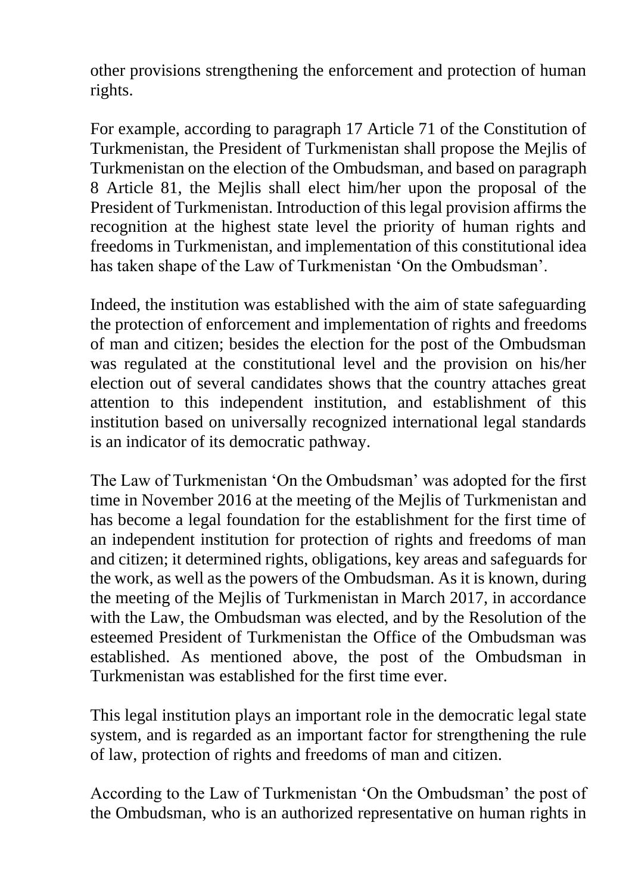other provisions strengthening the enforcement and protection of human rights.

For example, according to paragraph 17 Article 71 of the Constitution of Turkmenistan, the President of Turkmenistan shall propose the Mejlis of Turkmenistan on the election of the Ombudsman, and based on paragraph 8 Article 81, the Mejlis shall elect him/her upon the proposal of the President of Turkmenistan. Introduction of this legal provision affirms the recognition at the highest state level the priority of human rights and freedoms in Turkmenistan, and implementation of this constitutional idea has taken shape of the Law of Turkmenistan 'On the Ombudsman'.

Indeed, the institution was established with the aim of state safeguarding the protection of enforcement and implementation of rights and freedoms of man and citizen; besides the election for the post of the Ombudsman was regulated at the constitutional level and the provision on his/her election out of several candidates shows that the country attaches great attention to this independent institution, and establishment of this institution based on universally recognized international legal standards is an indicator of its democratic pathway.

The Law of Turkmenistan 'On the Ombudsman' was adopted for the first time in November 2016 at the meeting of the Mejlis of Turkmenistan and has become a legal foundation for the establishment for the first time of an independent institution for protection of rights and freedoms of man and citizen; it determined rights, obligations, key areas and safeguards for the work, as well as the powers of the Ombudsman. As it is known, during the meeting of the Mejlis of Turkmenistan in March 2017, in accordance with the Law, the Ombudsman was elected, and by the Resolution of the esteemed President of Turkmenistan the Office of the Ombudsman was established. As mentioned above, the post of the Ombudsman in Turkmenistan was established for the first time ever.

This legal institution plays an important role in the democratic legal state system, and is regarded as an important factor for strengthening the rule of law, protection of rights and freedoms of man and citizen.

According to the Law of Turkmenistan 'On the Ombudsman' the post of the Ombudsman, who is an authorized representative on human rights in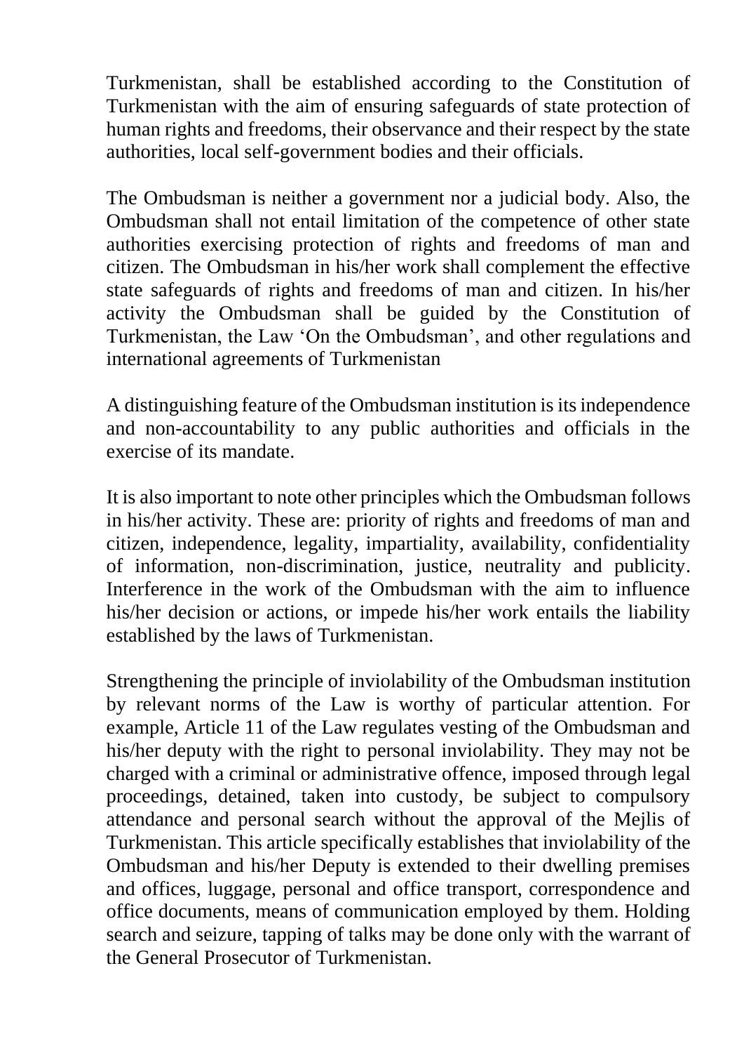Turkmenistan, shall be established according to the Constitution of Turkmenistan with the aim of ensuring safeguards of state protection of human rights and freedoms, their observance and their respect by the state authorities, local self-government bodies and their officials.

The Ombudsman is neither a government nor a judicial body. Also, the Ombudsman shall not entail limitation of the competence of other state authorities exercising protection of rights and freedoms of man and citizen. The Ombudsman in his/her work shall complement the effective state safeguards of rights and freedoms of man and citizen. In his/her activity the Ombudsman shall be guided by the Constitution of Turkmenistan, the Law 'On the Ombudsman', and other regulations and international agreements of Turkmenistan

A distinguishing feature of the Ombudsman institution is its independence and non-accountability to any public authorities and officials in the exercise of its mandate.

It is also important to note other principles which the Ombudsman follows in his/her activity. These are: priority of rights and freedoms of man and citizen, independence, legality, impartiality, availability, confidentiality of information, non-discrimination, justice, neutrality and publicity. Interference in the work of the Ombudsman with the aim to influence his/her decision or actions, or impede his/her work entails the liability established by the laws of Turkmenistan.

Strengthening the principle of inviolability of the Ombudsman institution by relevant norms of the Law is worthy of particular attention. For example, Article 11 of the Law regulates vesting of the Ombudsman and his/her deputy with the right to personal inviolability. They may not be charged with a criminal or administrative offence, imposed through legal proceedings, detained, taken into custody, be subject to compulsory attendance and personal search without the approval of the Mejlis of Turkmenistan. This article specifically establishes that inviolability of the Ombudsman and his/her Deputy is extended to their dwelling premises and offices, luggage, personal and office transport, correspondence and office documents, means of communication employed by them. Holding search and seizure, tapping of talks may be done only with the warrant of the General Prosecutor of Turkmenistan.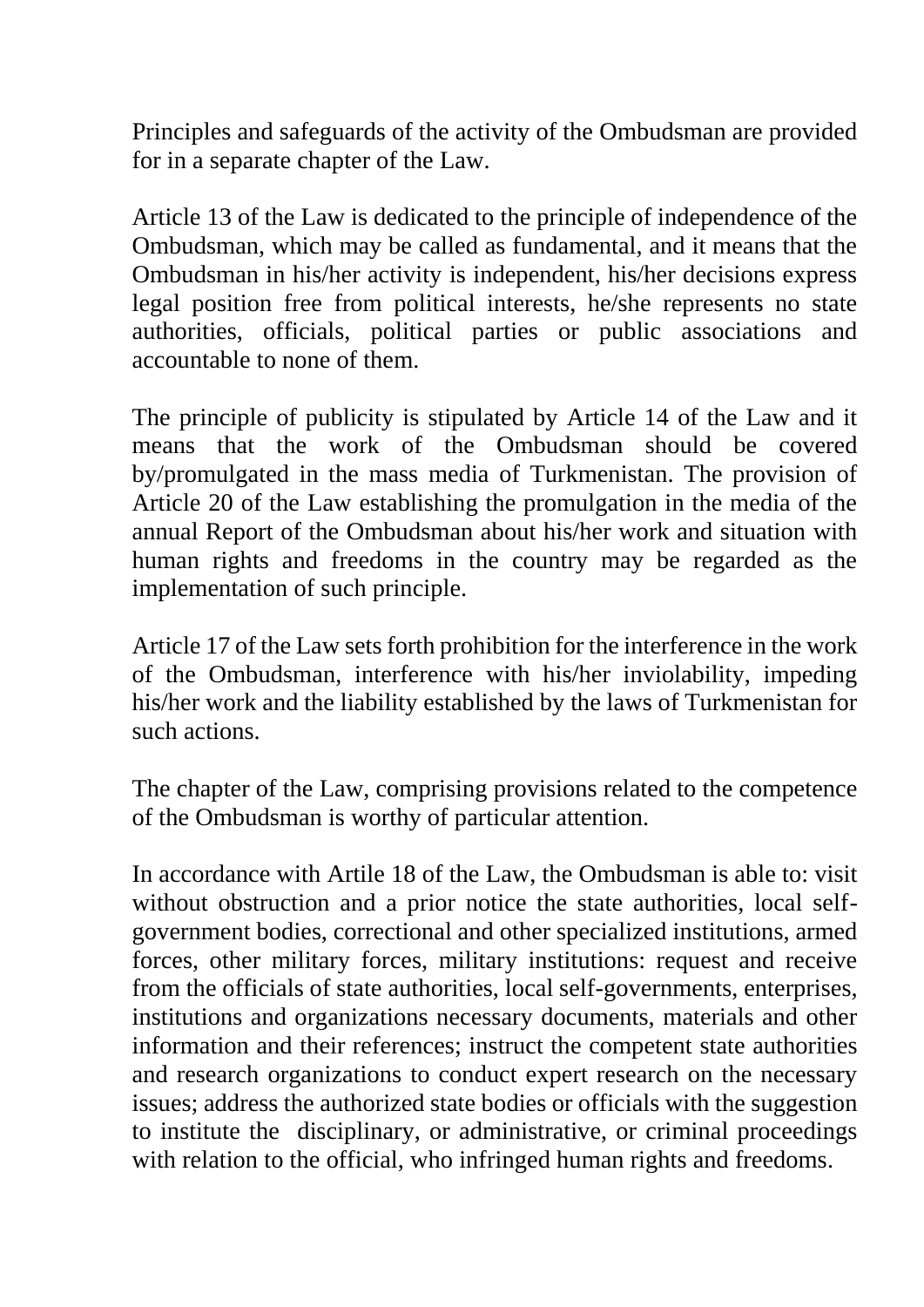Principles and safeguards of the activity of the Ombudsman are provided for in a separate chapter of the Law.

Article 13 of the Law is dedicated to the principle of independence of the Ombudsman, which may be called as fundamental, and it means that the Ombudsman in his/her activity is independent, his/her decisions express legal position free from political interests, he/she represents no state authorities, officials, political parties or public associations and accountable to none of them.

The principle of publicity is stipulated by Article 14 of the Law and it means that the work of the Ombudsman should be covered by/promulgated in the mass media of Turkmenistan. The provision of Article 20 of the Law establishing the promulgation in the media of the annual Report of the Ombudsman about his/her work and situation with human rights and freedoms in the country may be regarded as the implementation of such principle.

Article 17 of the Law sets forth prohibition for the interference in the work of the Ombudsman, interference with his/her inviolability, impeding his/her work and the liability established by the laws of Turkmenistan for such actions.

The chapter of the Law, comprising provisions related to the competence of the Ombudsman is worthy of particular attention.

In accordance with Artile 18 of the Law, the Ombudsman is able to: visit without obstruction and a prior notice the state authorities, local self-government bodies, correctional and other specialized institutions, armed forces, other military forces, military institutions: request and receive from the officials of state authorities, local self-governments, enterprises, institutions and organizations necessary documents, materials and other information and their references; instruct the competent state authorities and research organizations to conduct expert research on the necessary issues; address the authorized state bodies or officials with the suggestion to institute the disciplinary, or administrative, or criminal proceedings with relation to the official, who infringed human rights and freedoms.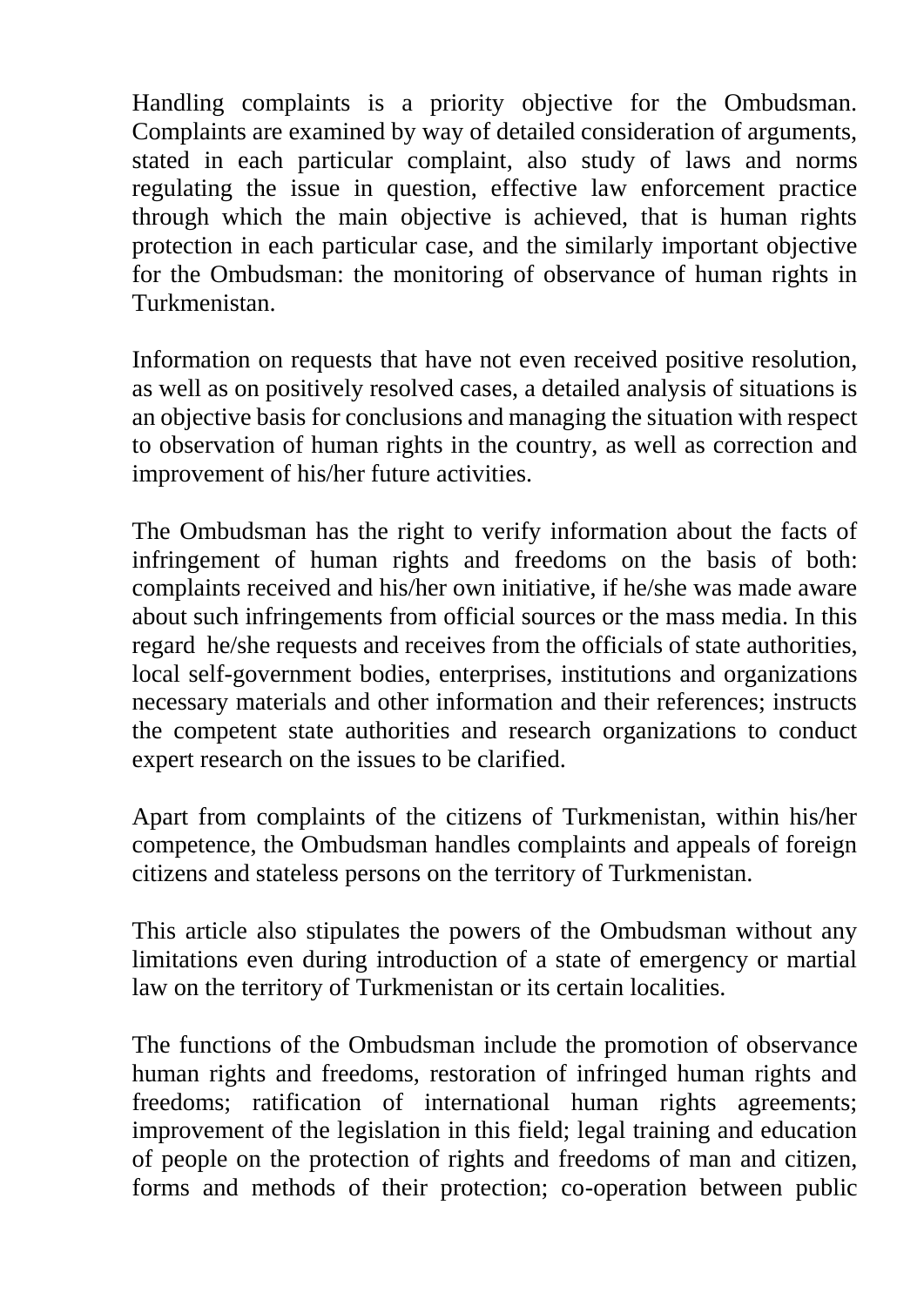Handling complaints is a priority objective for the Ombudsman. Complaints are examined by way of detailed consideration of arguments, stated in each particular complaint, also study of laws and norms regulating the issue in question, effective law enforcement practice through which the main objective is achieved, that is human rights protection in each particular case, and the similarly important objective for the Ombudsman: the monitoring of observance of human rights in Turkmenistan.

Information on requests that have not even received positive resolution, as well as on positively resolved cases, a detailed analysis of situations is an objective basis for conclusions and managing the situation with respect to observation of human rights in the country, as well as correction and improvement of his/her future activities.

The Ombudsman has the right to verify information about the facts of infringement of human rights and freedoms on the basis of both: complaints received and his/her own initiative, if he/she was made aware about such infringements from official sources or the mass media. In this regard he/she requests and receives from the officials of state authorities, local self-government bodies, enterprises, institutions and organizations necessary materials and other information and their references; instructs the competent state authorities and research organizations to conduct expert research on the issues to be clarified.

Apart from complaints of the citizens of Turkmenistan, within his/her competence, the Ombudsman handles complaints and appeals of foreign citizens and stateless persons on the territory of Turkmenistan.

This article also stipulates the powers of the Ombudsman without any limitations even during introduction of a state of emergency or martial law on the territory of Turkmenistan or its certain localities.

The functions of the Ombudsman include the promotion of observance human rights and freedoms, restoration of infringed human rights and freedoms; ratification of international human rights agreements; improvement of the legislation in this field; legal training and education of people on the protection of rights and freedoms of man and citizen, forms and methods of their protection; co-operation between public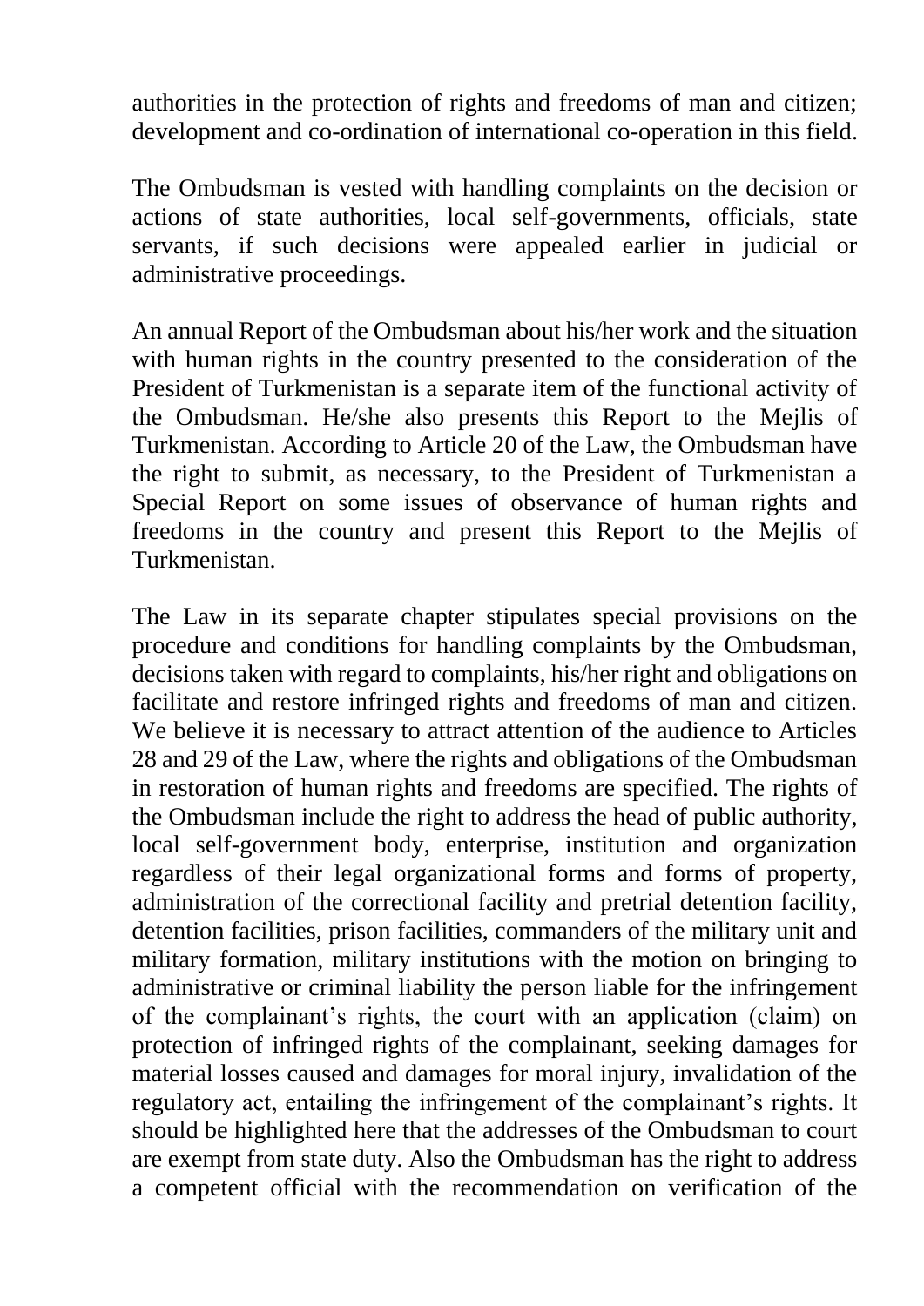authorities in the protection of rights and freedoms of man and citizen; development and co-ordination of international co-operation in this field.

The Ombudsman is vested with handling complaints on the decision or actions of state authorities, local self-governments, officials, state servants, if such decisions were appealed earlier in judicial or administrative proceedings.

An annual Report of the Ombudsman about his/her work and the situation with human rights in the country presented to the consideration of the President of Turkmenistan is a separate item of the functional activity of the Ombudsman. He/she also presents this Report to the Mejlis of Turkmenistan. According to Article 20 of the Law, the Ombudsman have the right to submit, as necessary, to the President of Turkmenistan a Special Report on some issues of observance of human rights and freedoms in the country and present this Report to the Mejlis of Turkmenistan.

The Law in its separate chapter stipulates special provisions on the procedure and conditions for handling complaints by the Ombudsman, decisions taken with regard to complaints, his/her right and obligations on facilitate and restore infringed rights and freedoms of man and citizen. We believe it is necessary to attract attention of the audience to Articles 28 and 29 of the Law, where the rights and obligations of the Ombudsman in restoration of human rights and freedoms are specified. The rights of the Ombudsman include the right to address the head of public authority, local self-government body, enterprise, institution and organization regardless of their legal organizational forms and forms of property, administration of the correctional facility and pretrial detention facility, detention facilities, prison facilities, commanders of the military unit and military formation, military institutions with the motion on bringing to administrative or criminal liability the person liable for the infringement of the complainant's rights, the court with an application (claim) on protection of infringed rights of the complainant, seeking damages for material losses caused and damages for moral injury, invalidation of the regulatory act, entailing the infringement of the complainant's rights. It should be highlighted here that the addresses of the Ombudsman to court are exempt from state duty. Also the Ombudsman has the right to address a competent official with the recommendation on verification of the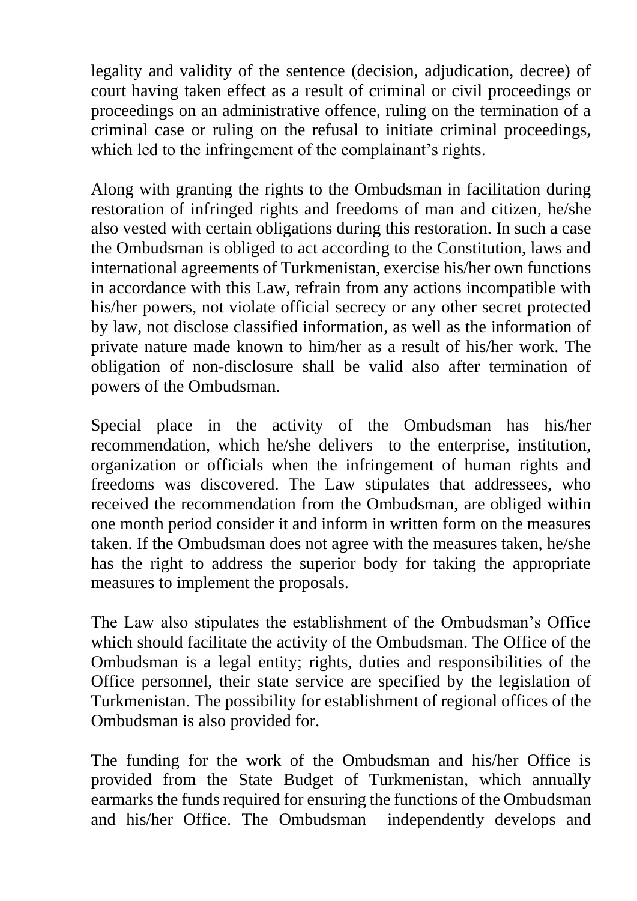legality and validity of the sentence (decision, adjudication, decree) of court having taken effect as a result of criminal or civil proceedings or proceedings on an administrative offence, ruling on the termination of a criminal case or ruling on the refusal to initiate criminal proceedings, which led to the infringement of the complainant's rights.

Along with granting the rights to the Ombudsman in facilitation during restoration of infringed rights and freedoms of man and citizen, he/she also vested with certain obligations during this restoration. In such a case the Ombudsman is obliged to act according to the Constitution, laws and international agreements of Turkmenistan, exercise his/her own functions in accordance with this Law, refrain from any actions incompatible with his/her powers, not violate official secrecy or any other secret protected by law, not disclose classified information, as well as the information of private nature made known to him/her as a result of his/her work. The obligation of non-disclosure shall be valid also after termination of powers of the Ombudsman.

Special place in the activity of the Ombudsman has his/her recommendation, which he/she delivers to the enterprise, institution, organization or officials when the infringement of human rights and freedoms was discovered. The Law stipulates that addressees, who received the recommendation from the Ombudsman, are obliged within one month period consider it and inform in written form on the measures taken. If the Ombudsman does not agree with the measures taken, he/she has the right to address the superior body for taking the appropriate measures to implement the proposals.

The Law also stipulates the establishment of the Ombudsman's Office which should facilitate the activity of the Ombudsman. The Office of the Ombudsman is a legal entity; rights, duties and responsibilities of the Office personnel, their state service are specified by the legislation of Turkmenistan. The possibility for establishment of regional offices of the Ombudsman is also provided for.

The funding for the work of the Ombudsman and his/her Office is provided from the State Budget of Turkmenistan, which annually earmarks the funds required for ensuring the functions of the Ombudsman and his/her Office. The Ombudsman independently develops and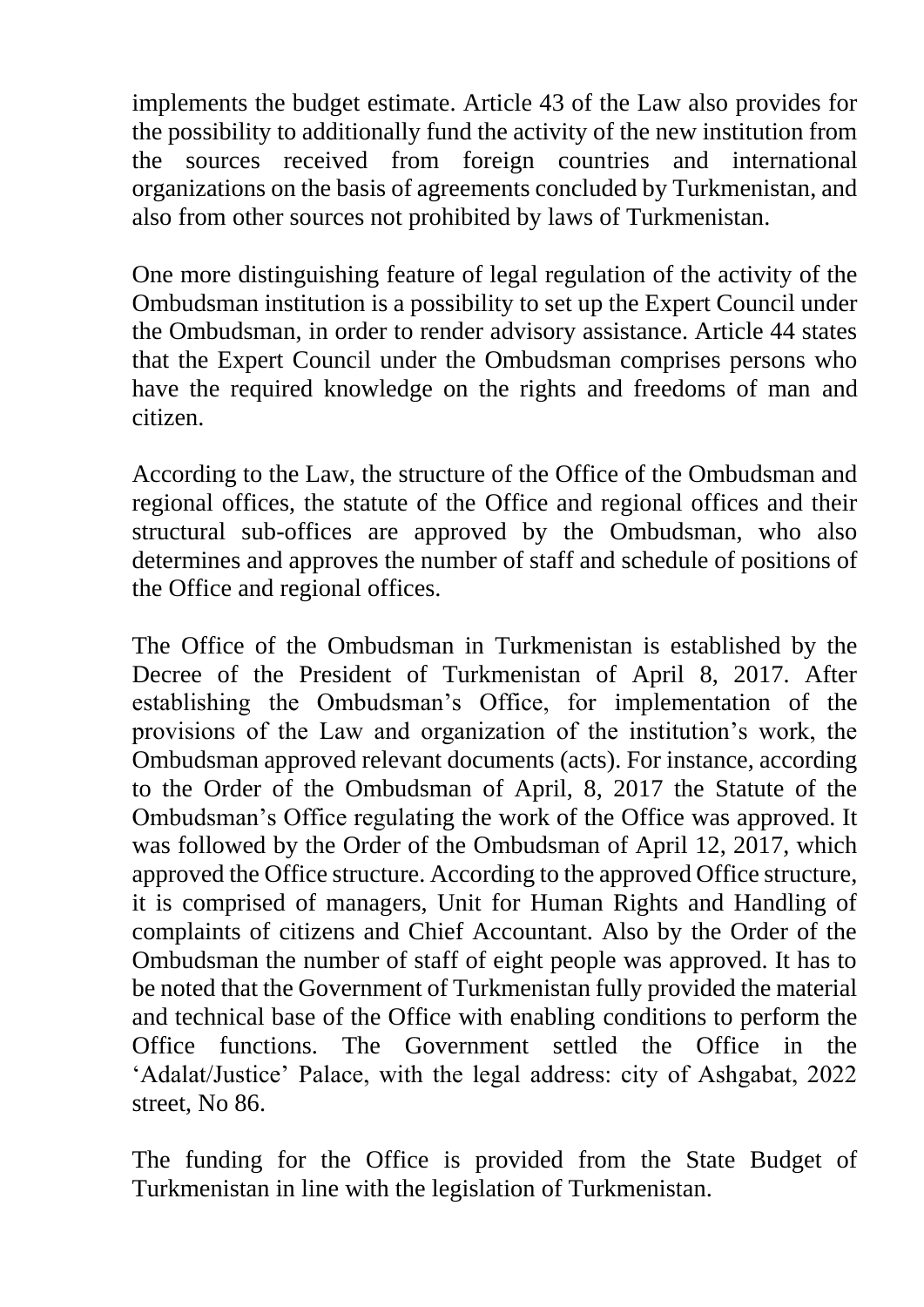implements the budget estimate. Article 43 of the Law also provides for the possibility to additionally fund the activity of the new institution from the sources received from foreign countries and international organizations on the basis of agreements concluded by Turkmenistan, and also from other sources not prohibited by laws of Turkmenistan.

One more distinguishing feature of legal regulation of the activity of the Ombudsman institution is a possibility to set up the Expert Council under the Ombudsman, in order to render advisory assistance. Article 44 states that the Expert Council under the Ombudsman comprises persons who have the required knowledge on the rights and freedoms of man and citizen.

According to the Law, the structure of the Office of the Ombudsman and regional offices, the statute of the Office and regional offices and their structural sub-offices are approved by the Ombudsman, who also determines and approves the number of staff and schedule of positions of the Office and regional offices.

The Office of the Ombudsman in Turkmenistan is established by the Decree of the President of Turkmenistan of April 8, 2017. After establishing the Ombudsman's Office, for implementation of the provisions of the Law and organization of the institution's work, the Ombudsman approved relevant documents (acts). For instance, according to the Order of the Ombudsman of April, 8, 2017 the Statute of the Ombudsman's Office regulating the work of the Office was approved. It was followed by the Order of the Ombudsman of April 12, 2017, which approved the Office structure. According to the approved Office structure, it is comprised of managers, Unit for Human Rights and Handling of complaints of citizens and Chief Accountant. Also by the Order of the Ombudsman the number of staff of eight people was approved. It has to be noted that the Government of Turkmenistan fully provided the material and technical base of the Office with enabling conditions to perform the Office functions. The Government settled the Office in the 'Adalat/Justice' Palace, with the legal address: city of Ashgabat, 2022 street, No 86.

The funding for the Office is provided from the State Budget of Turkmenistan in line with the legislation of Turkmenistan.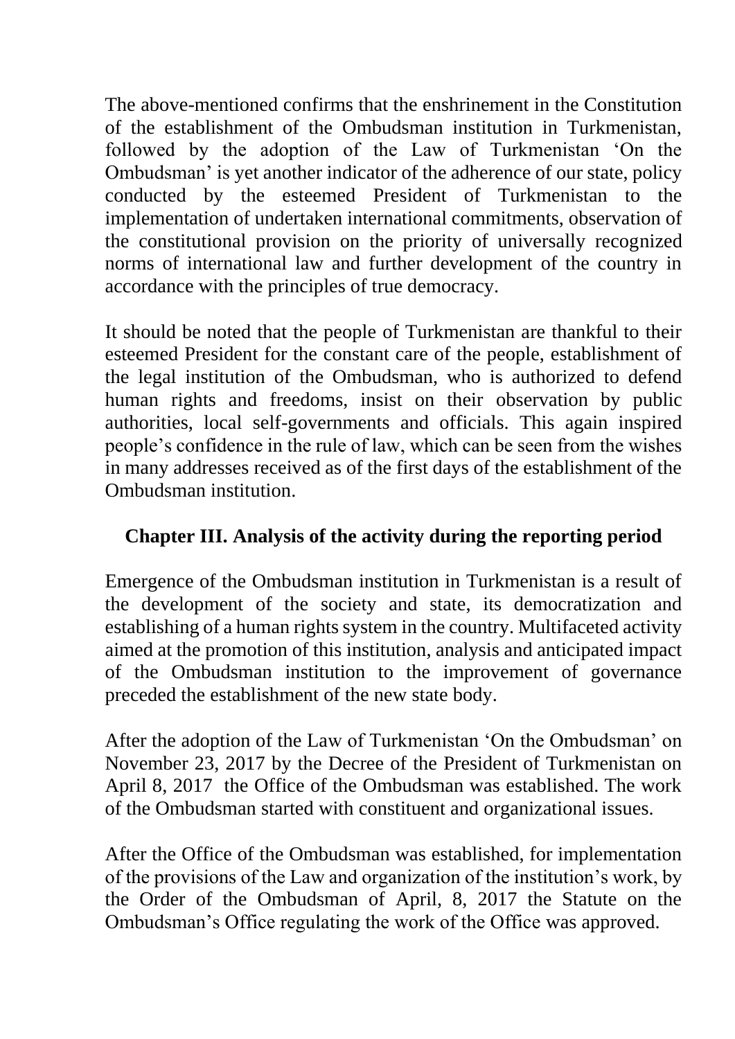The above-mentioned confirms that the enshrinement in the Constitution of the establishment of the Ombudsman institution in Turkmenistan, followed by the adoption of the Law of Turkmenistan 'On the Ombudsman' is yet another indicator of the adherence of our state, policy conducted by the esteemed President of Turkmenistan to the implementation of undertaken international commitments, observation of the constitutional provision on the priority of universally recognized norms of international law and further development of the country in accordance with the principles of true democracy.

It should be noted that the people of Turkmenistan are thankful to their esteemed President for the constant care of the people, establishment of the legal institution of the Ombudsman, who is authorized to defend human rights and freedoms, insist on their observation by public authorities, local self-governments and officials. This again inspired people's confidence in the rule of law, which can be seen from the wishes in many addresses received as of the first days of the establishment of the Ombudsman institution.

## Chapter III. Analysis of the activity during the reporting period

Emergence of the Ombudsman institution in Turkmenistan is a result of the development of the society and state, its democratization and establishing of a human rights system in the country. Multifaceted activity aimed at the promotion of this institution, analysis and anticipated impact of the Ombudsman institution to the improvement of governance preceded the establishment of the new state body.

After the adoption of the Law of Turkmenistan 'On the Ombudsman' on November 23, 2017 by the Decree of the President of Turkmenistan on April 8, 2017 the Office of the Ombudsman was established. The work of the Ombudsman started with constituent and organizational issues.

After the Office of the Ombudsman was established, for implementation of the provisions of the Law and organization of the institution's work, by the Order of the Ombudsman of April, 8, 2017 the Statute on the Ombudsman's Office regulating the work of the Office was approved.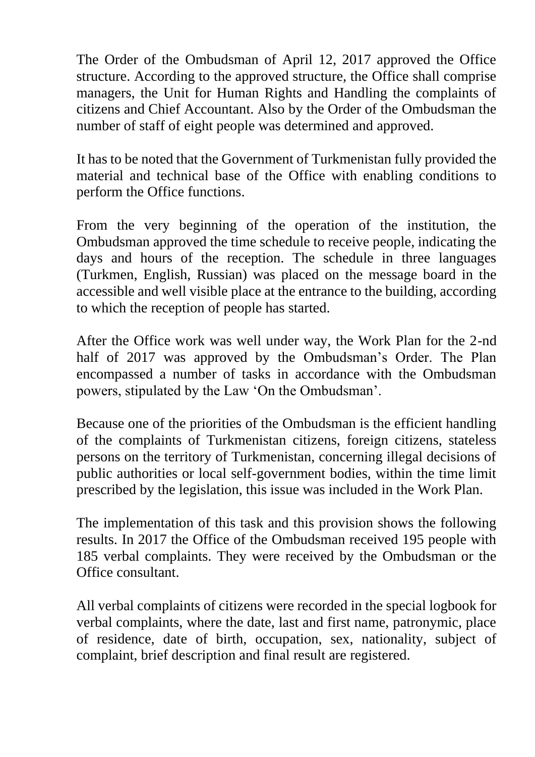The Order of the Ombudsman of April 12, 2017 approved the Office structure. According to the approved structure, the Office shall comprise managers, the Unit for Human Rights and Handling the complaints of citizens and Chief Accountant. Also by the Order of the Ombudsman the number of staff of eight people was determined and approved.

It has to be noted that the Government of Turkmenistan fully provided the material and technical base of the Office with enabling conditions to perform the Office functions.

From the very beginning of the operation of the institution, the Ombudsman approved the time schedule to receive people, indicating the days and hours of the reception. The schedule in three languages (Turkmen, English, Russian) was placed on the message board in the accessible and well visible place at the entrance to the building, according to which the reception of people has started.

After the Office work was well under way, the Work Plan for the 2-nd half of 2017 was approved by the Ombudsman's Order. The Plan encompassed a number of tasks in accordance with the Ombudsman powers, stipulated by the Law 'On the Ombudsman'.

Because one of the priorities of the Ombudsman is the efficient handling of the complaints of Turkmenistan citizens, foreign citizens, stateless persons on the territory of Turkmenistan, concerning illegal decisions of public authorities or local self-government bodies, within the time limit prescribed by the legislation, this issue was included in the Work Plan.

The implementation of this task and this provision shows the following results. In 2017 the Office of the Ombudsman received 195 people with 185 verbal complaints. They were received by the Ombudsman or the Office consultant.

All verbal complaints of citizens were recorded in the special logbook for verbal complaints, where the date, last and first name, patronymic, place of residence, date of birth, occupation, sex, nationality, subject of complaint, brief description and final result are registered.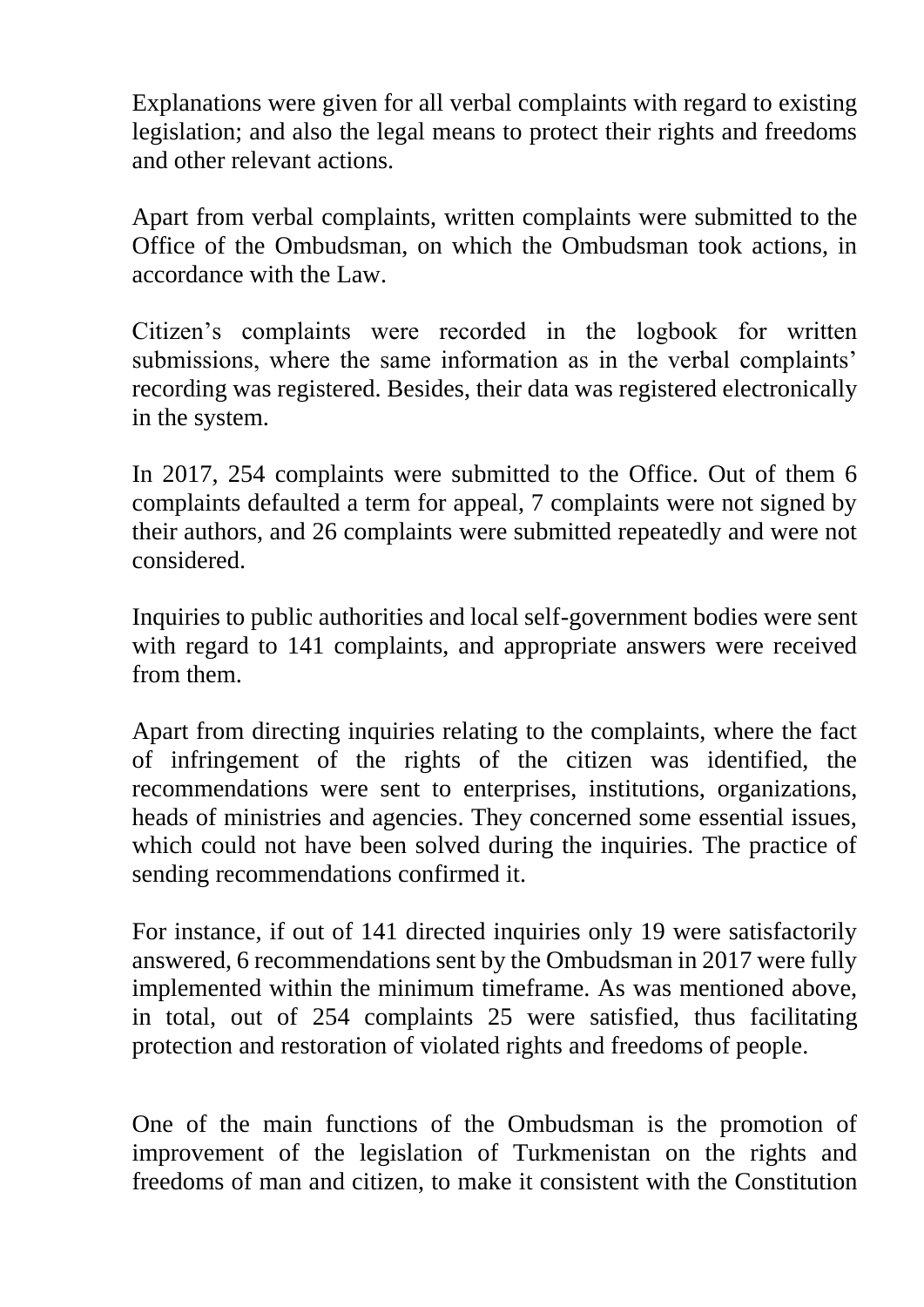Explanations were given for all verbal complaints with regard to existing legislation; and also the legal means to protect their rights and freedoms and other relevant actions.

Apart from verbal complaints, written complaints were submitted to the Office of the Ombudsman, on which the Ombudsman took actions, in accordance with the Law.

Citizen's complaints were recorded in the logbook for written submissions, where the same information as in the verbal complaints' recording was registered. Besides, their data was registered electronically in the system.

In 2017, 254 complaints were submitted to the Office. Out of them 6 complaints defaulted a term for appeal, 7 complaints were not signed by their authors, and 26 complaints were submitted repeatedly and were not considered.

Inquiries to public authorities and local self-government bodies were sent with regard to 141 complaints, and appropriate answers were received from them.

Apart from directing inquiries relating to the complaints, where the fact of infringement of the rights of the citizen was identified, the recommendations were sent to enterprises, institutions, organizations, heads of ministries and agencies. They concerned some essential issues, which could not have been solved during the inquiries. The practice of sending recommendations confirmed it.

For instance, if out of 141 directed inquiries only 19 were satisfactorily answered, 6 recommendations sent by the Ombudsman in 2017 were fully implemented within the minimum timeframe. As was mentioned above, in total, out of 254 complaints 25 were satisfied, thus facilitating protection and restoration of violated rights and freedoms of people.

One of the main functions of the Ombudsman is the promotion of improvement of the legislation of Turkmenistan on the rights and freedoms of man and citizen, to make it consistent with the Constitution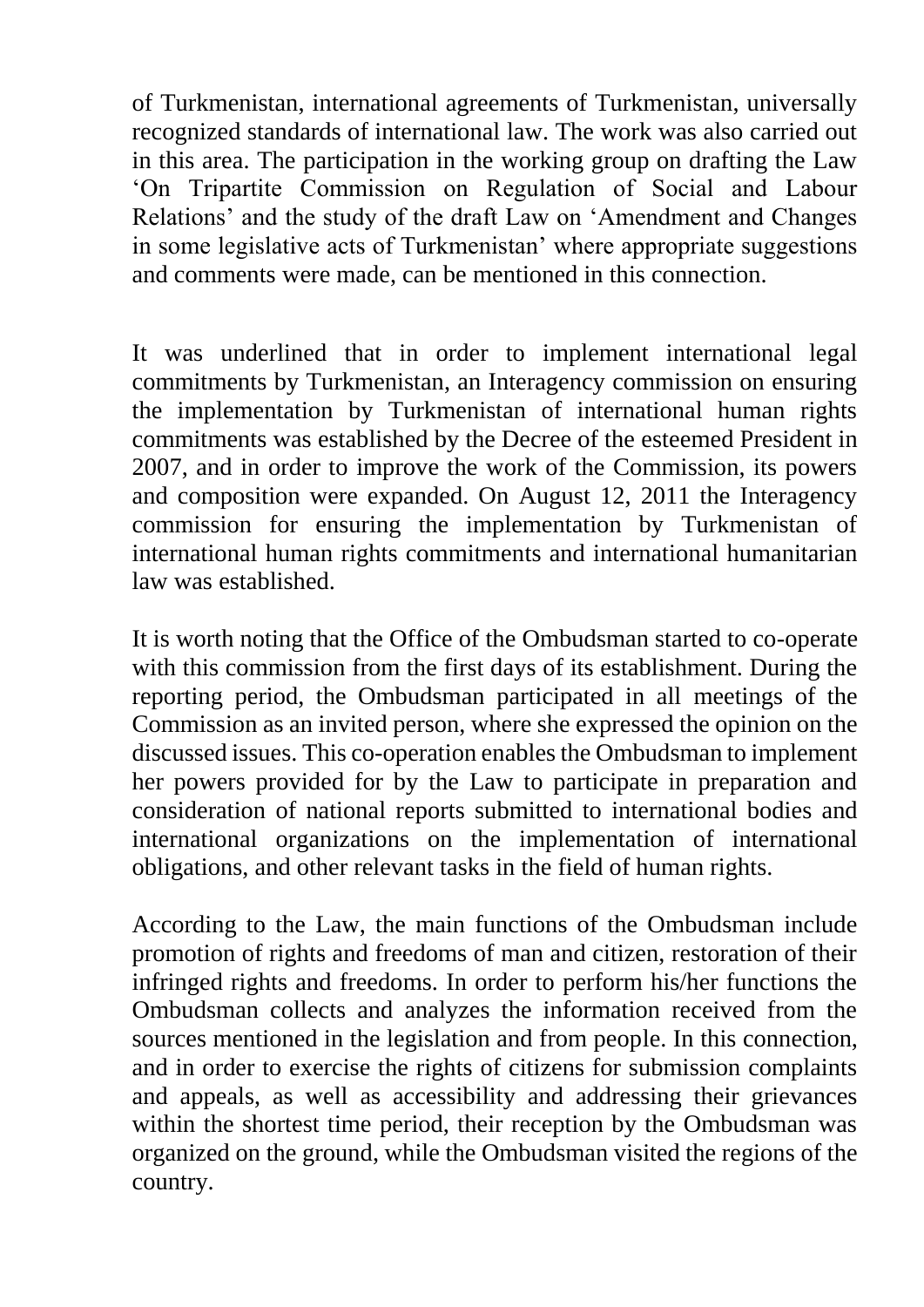of Turkmenistan, international agreements of Turkmenistan, universally recognized standards of international law. The work was also carried out in this area. The participation in the working group on drafting the Law 'On Tripartite Commission on Regulation of Social and Labour Relations' and the study of the draft Law on 'Amendment and Changes in some legislative acts of Turkmenistan' where appropriate suggestions and comments were made, can be mentioned in this connection.

It was underlined that in order to implement international legal commitments by Turkmenistan, an Interagency commission on ensuring the implementation by Turkmenistan of international human rights commitments was established by the Decree of the esteemed President in 2007, and in order to improve the work of the Commission, its powers and composition were expanded. On August 12, 2011 the Interagency commission for ensuring the implementation by Turkmenistan of international human rights commitments and international humanitarian law was established.

It is worth noting that the Office of the Ombudsman started to co-operate with this commission from the first days of its establishment. During the reporting period, the Ombudsman participated in all meetings of the Commission as an invited person, where she expressed the opinion on the discussed issues. This co-operation enables the Ombudsman to implement her powers provided for by the Law to participate in preparation and consideration of national reports submitted to international bodies and international organizations on the implementation of international obligations, and other relevant tasks in the field of human rights.

According to the Law, the main functions of the Ombudsman include promotion of rights and freedoms of man and citizen, restoration of their infringed rights and freedoms. In order to perform his/her functions the Ombudsman collects and analyzes the information received from the sources mentioned in the legislation and from people. In this connection, and in order to exercise the rights of citizens for submission complaints and appeals, as well as accessibility and addressing their grievances within the shortest time period, their reception by the Ombudsman was organized on the ground, while the Ombudsman visited the regions of the country.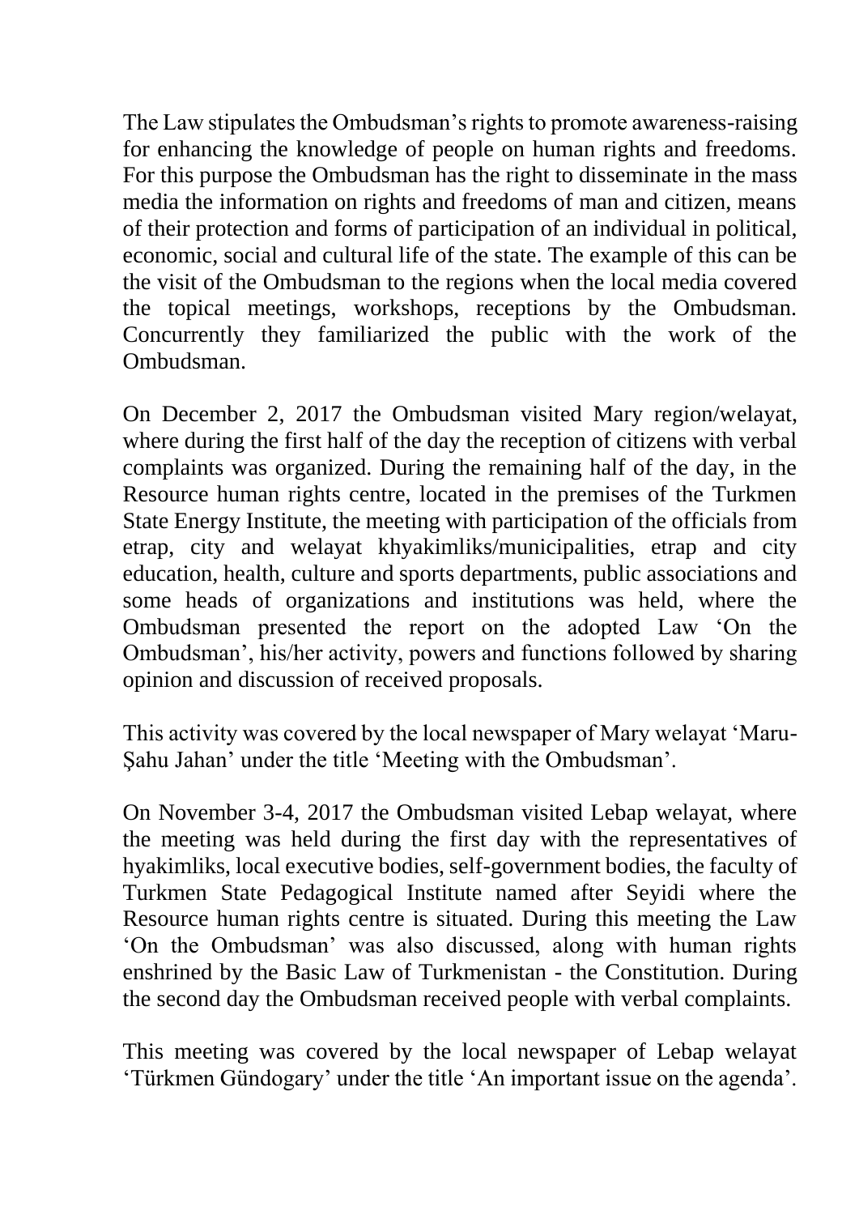The Law stipulates the Ombudsman's rights to promote awareness-raising for enhancing the knowledge of people on human rights and freedoms. For this purpose the Ombudsman has the right to disseminate in the mass media the information on rights and freedoms of man and citizen, means of their protection and forms of participation of an individual in political, economic, social and cultural life of the state. The example of this can be the visit of the Ombudsman to the regions when the local media covered the topical meetings, workshops, receptions by the Ombudsman. Concurrently they familiarized the public with the work of the Ombudsman.

On December 2, 2017 the Ombudsman visited Mary region/welayat, where during the first half of the day the reception of citizens with verbal complaints was organized. During the remaining half of the day, in the Resource human rights centre, located in the premises of the Turkmen State Energy Institute, the meeting with participation of the officials from etrap, city and welayat khyakimliks/municipalities, etrap and city education, health, culture and sports departments, public associations and some heads of organizations and institutions was held, where the Ombudsman presented the report on the adopted Law 'On the Ombudsman', his/her activity, powers and functions followed by sharing opinion and discussion of received proposals.

This activity was covered by the local newspaper of Mary welayat 'Maru-Şahu Jahan' under the title 'Meeting with the Ombudsman'.

On November 3-4, 2017 the Ombudsman visited Lebap welayat, where the meeting was held during the first day with the representatives of hyakimliks, local executive bodies, self-government bodies, the faculty of Turkmen State Pedagogical Institute named after Seyidi where the Resource human rights centre is situated. During this meeting the Law 'On the Ombudsman' was also discussed, along with human rights enshrined by the Basic Law of Turkmenistan - the Constitution. During the second day the Ombudsman received people with verbal complaints.

This meeting was covered by the local newspaper of Lebap welayat 'Türkmen Gündogary' under the title 'An important issue on the agenda'.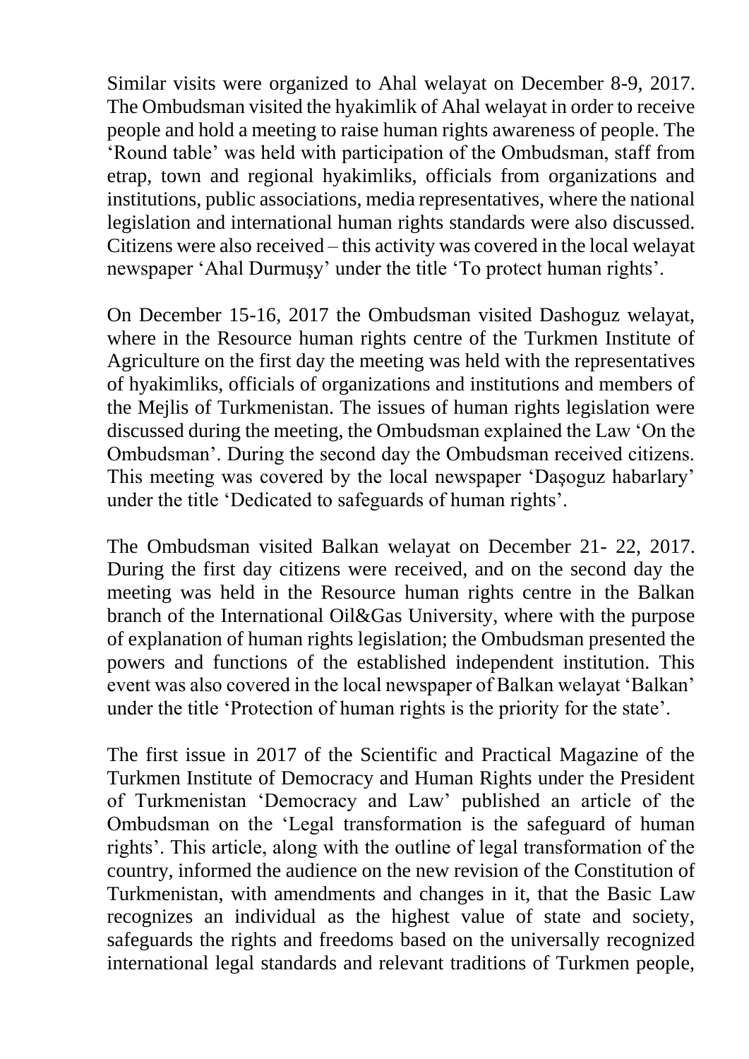Similar visits were organized to Ahal welayat on December 8-9, 2017. The Ombudsman visited the hyakimlik of Ahal welayat in order to receive people and hold a meeting to raise human rights awareness of people. The 'Round table' was held with participation of the Ombudsman, staff from etrap, town and regional hyakimliks, officials from organizations and institutions, public associations, media representatives, where the national legislation and international human rights standards were also discussed. Citizens were also received – this activity was covered in the local welayat newspaper 'Ahal Durmuşy' under the title 'To protect human rights'.

On December 15-16, 2017 the Ombudsman visited Dashoguz welayat, where in the Resource human rights centre of the Turkmen Institute of Agriculture on the first day the meeting was held with the representatives of hyakimliks, officials of organizations and institutions and members of the Mejlis of Turkmenistan. The issues of human rights legislation were discussed during the meeting, the Ombudsman explained the Law 'On the Ombudsman'. During the second day the Ombudsman received citizens. This meeting was covered by the local newspaper 'Daşoguz habarlary' under the title 'Dedicated to safeguards of human rights'.

The Ombudsman visited Balkan welayat on December 21- 22, 2017. During the first day citizens were received, and on the second day the meeting was held in the Resource human rights centre in the Balkan branch of the International Oil&Gas University, where with the purpose of explanation of human rights legislation; the Ombudsman presented the powers and functions of the established independent institution. This event was also covered in the local newspaper of Balkan welayat 'Balkan' under the title 'Protection of human rights is the priority for the state'.

The first issue in 2017 of the Scientific and Practical Magazine of the Turkmen Institute of Democracy and Human Rights under the President of Turkmenistan 'Democracy and Law' published an article of the Ombudsman on the 'Legal transformation is the safeguard of human rights'. This article, along with the outline of legal transformation of the country, informed the audience on the new revision of the Constitution of Turkmenistan, with amendments and changes in it, that the Basic Law recognizes an individual as the highest value of state and society, safeguards the rights and freedoms based on the universally recognized international legal standards and relevant traditions of Turkmen people,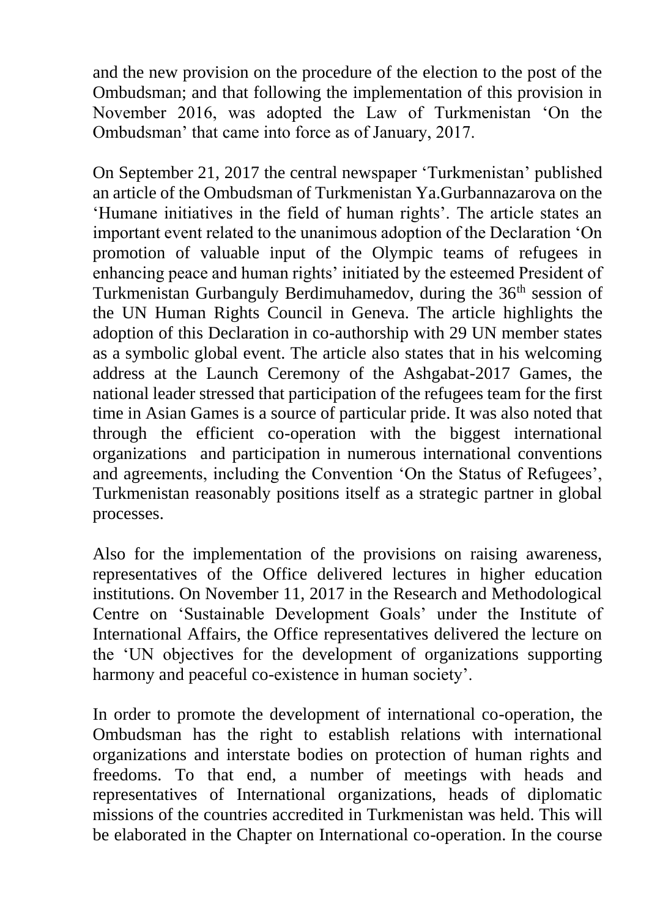and the new provision on the procedure of the election to the post of the Ombudsman; and that following the implementation of this provision in November 2016, was adopted the Law of Turkmenistan 'On the Ombudsman' that came into force as of January, 2017.

On September 21, 2017 the central newspaper 'Turkmenistan' published an article of the Ombudsman of Turkmenistan Ya.Gurbannazarova on the 'Humane initiatives in the field of human rights'. The article states an important event related to the unanimous adoption of the Declaration 'On promotion of valuable input of the Olympic teams of refugees in enhancing peace and human rights' initiated by the esteemed President of Turkmenistan Gurbanguly Berdimuhamedov, during the 36th session of the UN Human Rights Council in Geneva. The article highlights the adoption of this Declaration in co-authorship with 29 UN member states as a symbolic global event. The article also states that in his welcoming address at the Launch Ceremony of the Ashgabat-2017 Games, the national leader stressed that participation of the refugees team for the first time in Asian Games is a source of particular pride. It was also noted that through the efficient co-operation with the biggest international organizations and participation in numerous international conventions and agreements, including the Convention 'On the Status of Refugees', Turkmenistan reasonably positions itself as a strategic partner in global processes.

Also for the implementation of the provisions on raising awareness, representatives of the Office delivered lectures in higher education institutions. On November 11, 2017 in the Research and Methodological Centre on 'Sustainable Development Goals' under the Institute of International Affairs, the Office representatives delivered the lecture on the 'UN objectives for the development of organizations supporting harmony and peaceful co-existence in human society'.

In order to promote the development of international co-operation, the Ombudsman has the right to establish relations with international organizations and interstate bodies on protection of human rights and freedoms. To that end, a number of meetings with heads and representatives of International organizations, heads of diplomatic missions of the countries accredited in Turkmenistan was held. This will be elaborated in the Chapter on International co-operation. In the course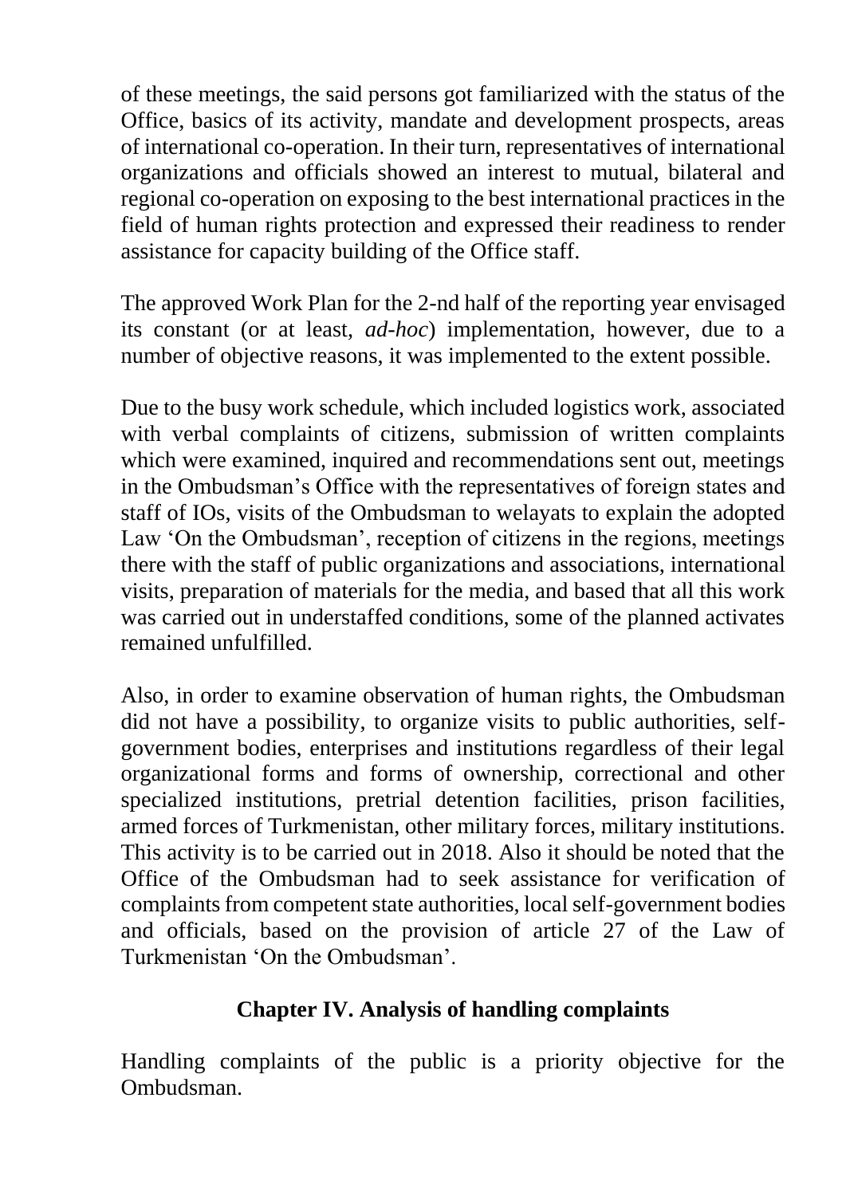of these meetings, the said persons got familiarized with the status of the Office, basics of its activity, mandate and development prospects, areas of international co-operation. In their turn, representatives of international organizations and officials showed an interest to mutual, bilateral and regional co-operation on exposing to the best international practices in the field of human rights protection and expressed their readiness to render assistance for capacity building of the Office staff.

The approved Work Plan for the 2-nd half of the reporting year envisaged its constant (or at least, *ad-hoc*) implementation, however, due to a number of objective reasons, it was implemented to the extent possible.

Due to the busy work schedule, which included logistics work, associated with verbal complaints of citizens, submission of written complaints which were examined, inquired and recommendations sent out, meetings in the Ombudsman's Office with the representatives of foreign states and staff of IOs, visits of the Ombudsman to welayats to explain the adopted Law 'On the Ombudsman', reception of citizens in the regions, meetings there with the staff of public organizations and associations, international visits, preparation of materials for the media, and based that all this work was carried out in understaffed conditions, some of the planned activates remained unfulfilled.

Also, in order to examine observation of human rights, the Ombudsman did not have a possibility, to organize visits to public authorities, self-government bodies, enterprises and institutions regardless of their legal organizational forms and forms of ownership, correctional and other specialized institutions, pretrial detention facilities, prison facilities, armed forces of Turkmenistan, other military forces, military institutions. This activity is to be carried out in 2018. Also it should be noted that the Office of the Ombudsman had to seek assistance for verification of complaints from competent state authorities, local self-government bodies and officials, based on the provision of article 27 of the Law of Turkmenistan 'On the Ombudsman'.

## Chapter IV. Analysis of handling complaints

Handling complaints of the public is a priority objective for the Ombudsman.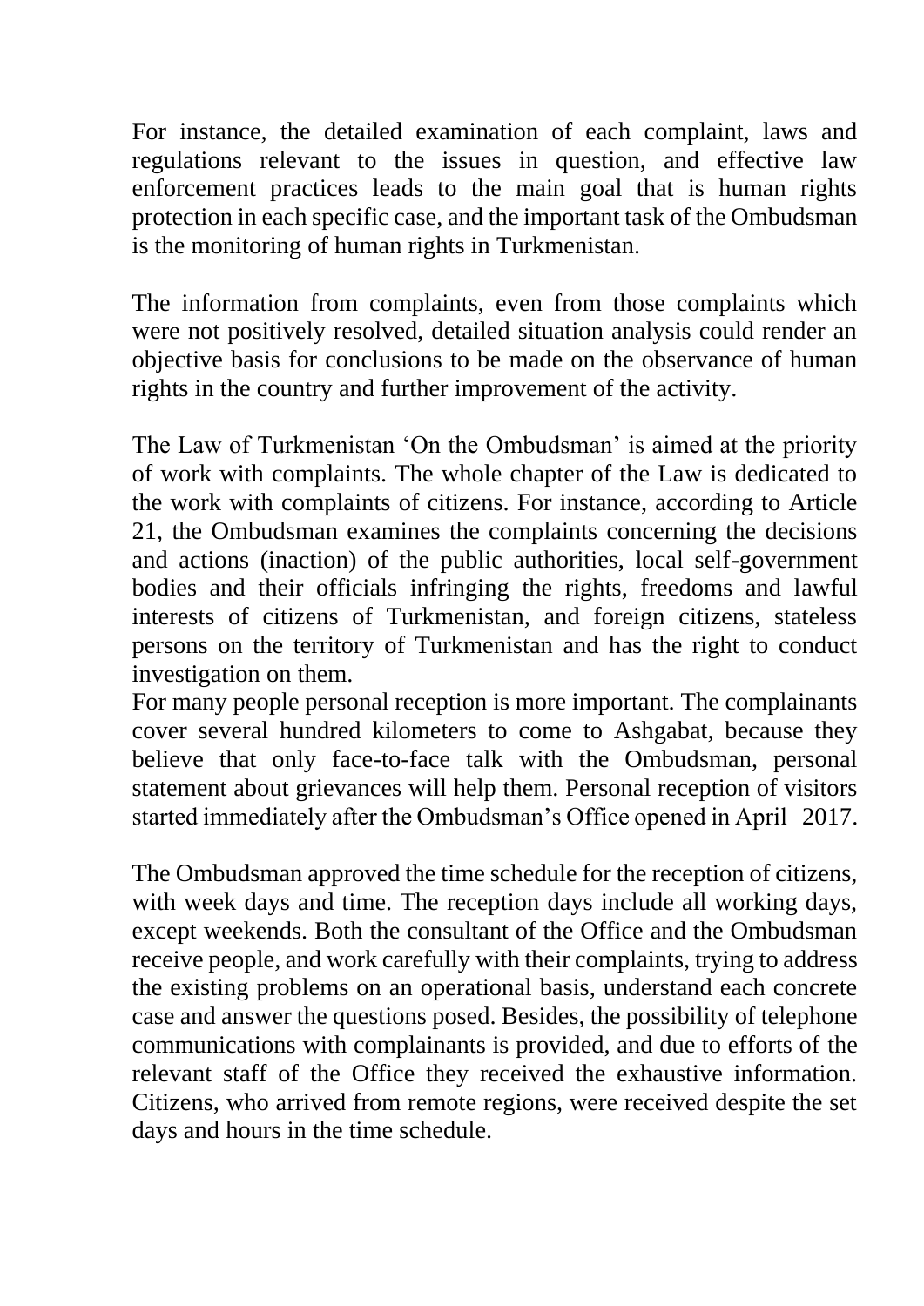For instance, the detailed examination of each complaint, laws and regulations relevant to the issues in question, and effective law enforcement practices leads to the main goal that is human rights protection in each specific case, and the important task of the Ombudsman is the monitoring of human rights in Turkmenistan.

The information from complaints, even from those complaints which were not positively resolved, detailed situation analysis could render an objective basis for conclusions to be made on the observance of human rights in the country and further improvement of the activity.

The Law of Turkmenistan 'On the Ombudsman' is aimed at the priority of work with complaints. The whole chapter of the Law is dedicated to the work with complaints of citizens. For instance, according to Article 21, the Ombudsman examines the complaints concerning the decisions and actions (inaction) of the public authorities, local self-government bodies and their officials infringing the rights, freedoms and lawful interests of citizens of Turkmenistan, and foreign citizens, stateless persons on the territory of Turkmenistan and has the right to conduct investigation on them.
For many people personal reception is more important. The complainants cover several hundred kilometers to come to Ashgabat, because they believe that only face-to-face talk with the Ombudsman, personal statement about grievances will help them. Personal reception of visitors started immediately after the Ombudsman's Office opened in April 2017.

The Ombudsman approved the time schedule for the reception of citizens, with week days and time. The reception days include all working days, except weekends. Both the consultant of the Office and the Ombudsman receive people, and work carefully with their complaints, trying to address the existing problems on an operational basis, understand each concrete case and answer the questions posed. Besides, the possibility of telephone communications with complainants is provided, and due to efforts of the relevant staff of the Office they received the exhaustive information. Citizens, who arrived from remote regions, were received despite the set days and hours in the time schedule.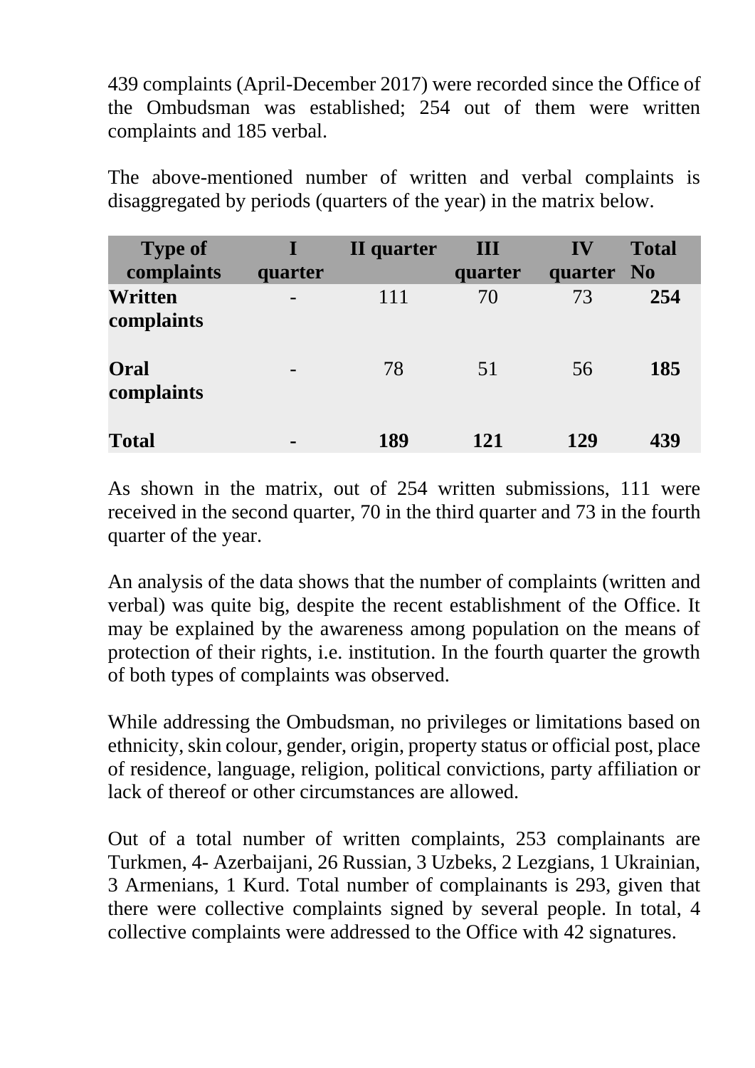439 complaints (April-December 2017) were recorded since the Office of the Ombudsman was established; 254 out of them were written complaints and 185 verbal.

The above-mentioned number of written and verbal complaints is disaggregated by periods (quarters of the year) in the matrix below.

| Type of complaints | I quarter | II quarter | III quarter | IV quarter | Total No |
|---|---|---|---|---|---|
| **Written complaints** | - | 111 | 70 | 73 | **254** |
| **Oral complaints** | - | 78 | 51 | 56 | **185** |
| **Total** | **-** | **189** | **121** | **129** | **439** |

As shown in the matrix, out of 254 written submissions, 111 were received in the second quarter, 70 in the third quarter and 73 in the fourth quarter of the year.

An analysis of the data shows that the number of complaints (written and verbal) was quite big, despite the recent establishment of the Office. It may be explained by the awareness among population on the means of protection of their rights, i.e. institution. In the fourth quarter the growth of both types of complaints was observed.

While addressing the Ombudsman, no privileges or limitations based on ethnicity, skin colour, gender, origin, property status or official post, place of residence, language, religion, political convictions, party affiliation or lack of thereof or other circumstances are allowed.

Out of a total number of written complaints, 253 complainants are Turkmen, 4- Azerbaijani, 26 Russian, 3 Uzbeks, 2 Lezgians, 1 Ukrainian, 3 Armenians, 1 Kurd. Total number of complainants is 293, given that there were collective complaints signed by several people. In total, 4 collective complaints were addressed to the Office with 42 signatures.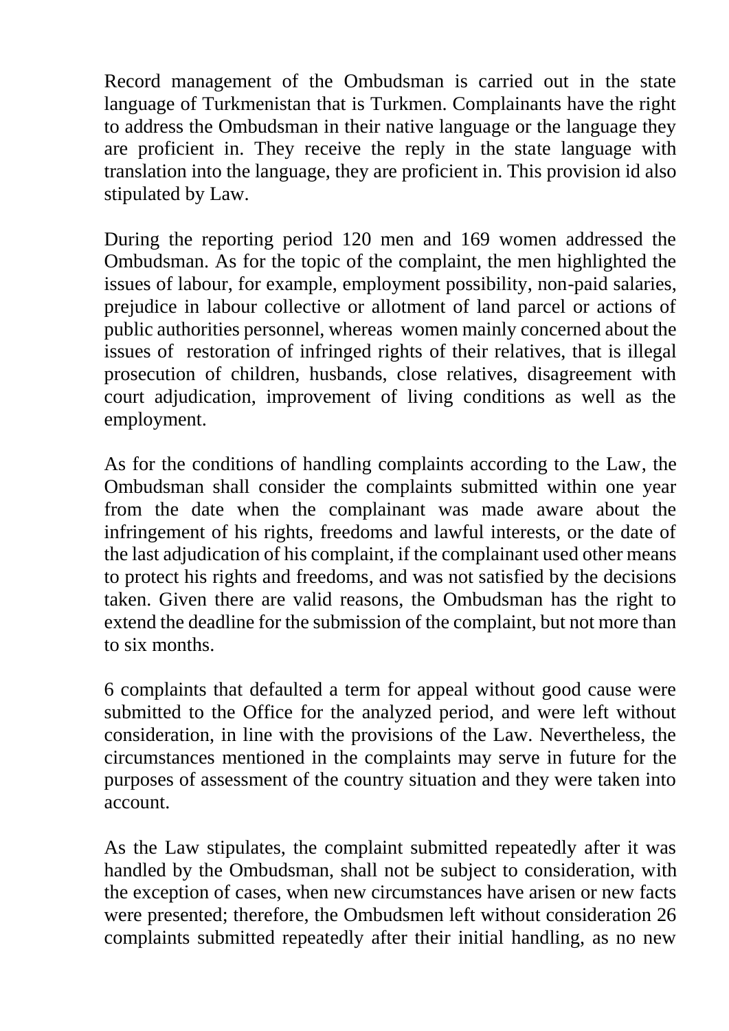Record management of the Ombudsman is carried out in the state language of Turkmenistan that is Turkmen. Complainants have the right to address the Ombudsman in their native language or the language they are proficient in. They receive the reply in the state language with translation into the language, they are proficient in. This provision id also stipulated by Law.

During the reporting period 120 men and 169 women addressed the Ombudsman. As for the topic of the complaint, the men highlighted the issues of labour, for example, employment possibility, non-paid salaries, prejudice in labour collective or allotment of land parcel or actions of public authorities personnel, whereas women mainly concerned about the issues of restoration of infringed rights of their relatives, that is illegal prosecution of children, husbands, close relatives, disagreement with court adjudication, improvement of living conditions as well as the employment.

As for the conditions of handling complaints according to the Law, the Ombudsman shall consider the complaints submitted within one year from the date when the complainant was made aware about the infringement of his rights, freedoms and lawful interests, or the date of the last adjudication of his complaint, if the complainant used other means to protect his rights and freedoms, and was not satisfied by the decisions taken. Given there are valid reasons, the Ombudsman has the right to extend the deadline for the submission of the complaint, but not more than to six months.

6 complaints that defaulted a term for appeal without good cause were submitted to the Office for the analyzed period, and were left without consideration, in line with the provisions of the Law. Nevertheless, the circumstances mentioned in the complaints may serve in future for the purposes of assessment of the country situation and they were taken into account.

As the Law stipulates, the complaint submitted repeatedly after it was handled by the Ombudsman, shall not be subject to consideration, with the exception of cases, when new circumstances have arisen or new facts were presented; therefore, the Ombudsmen left without consideration 26 complaints submitted repeatedly after their initial handling, as no new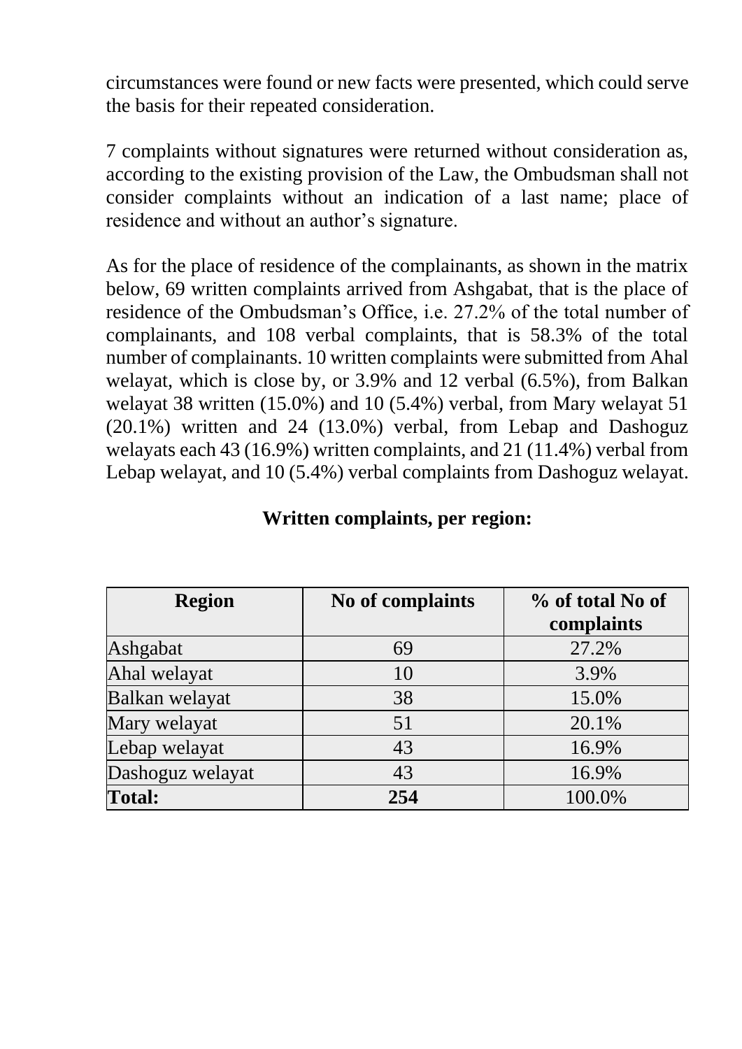circumstances were found or new facts were presented, which could serve the basis for their repeated consideration.

7 complaints without signatures were returned without consideration as, according to the existing provision of the Law, the Ombudsman shall not consider complaints without an indication of a last name; place of residence and without an author's signature.

As for the place of residence of the complainants, as shown in the matrix below, 69 written complaints arrived from Ashgabat, that is the place of residence of the Ombudsman's Office, i.e. 27.2% of the total number of complainants, and 108 verbal complaints, that is 58.3% of the total number of complainants. 10 written complaints were submitted from Ahal welayat, which is close by, or 3.9% and 12 verbal (6.5%), from Balkan welayat 38 written (15.0%) and 10 (5.4%) verbal, from Mary welayat 51 (20.1%) written and 24 (13.0%) verbal, from Lebap and Dashoguz welayats each 43 (16.9%) written complaints, and 21 (11.4%) verbal from Lebap welayat, and 10 (5.4%) verbal complaints from Dashoguz welayat.

**Written complaints, per region:**

| Region | No of complaints | % of total No of complaints |
|---|---|---|
| Ashgabat | 69 | 27.2% |
| Ahal welayat | 10 | 3.9% |
| Balkan welayat | 38 | 15.0% |
| Mary welayat | 51 | 20.1% |
| Lebap welayat | 43 | 16.9% |
| Dashoguz welayat | 43 | 16.9% |
| **Total:** | **254** | 100.0% |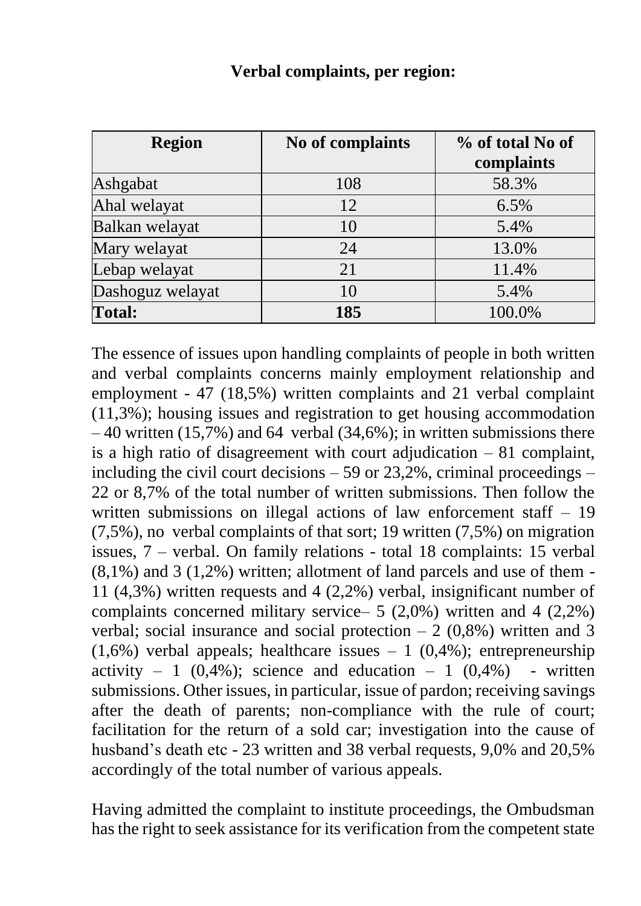**Verbal complaints, per region:**

| Region | No of complaints | % of total No of complaints |
|---|---|---|
| Ashgabat | 108 | 58.3% |
| Ahal welayat | 12 | 6.5% |
| Balkan welayat | 10 | 5.4% |
| Mary welayat | 24 | 13.0% |
| Lebap welayat | 21 | 11.4% |
| Dashoguz welayat | 10 | 5.4% |
| **Total:** | **185** | 100.0% |

The essence of issues upon handling complaints of people in both written and verbal complaints concerns mainly employment relationship and employment - 47 (18,5%) written complaints and 21 verbal complaint (11,3%); housing issues and registration to get housing accommodation – 40 written (15,7%) and 64 verbal (34,6%); in written submissions there is a high ratio of disagreement with court adjudication – 81 complaint, including the civil court decisions – 59 or 23,2%, criminal proceedings – 22 or 8,7% of the total number of written submissions. Then follow the written submissions on illegal actions of law enforcement staff – 19 (7,5%), no verbal complaints of that sort; 19 written (7,5%) on migration issues, 7 – verbal. On family relations - total 18 complaints: 15 verbal (8,1%) and 3 (1,2%) written; allotment of land parcels and use of them - 11 (4,3%) written requests and 4 (2,2%) verbal, insignificant number of complaints concerned military service– 5 (2,0%) written and 4 (2,2%) verbal; social insurance and social protection – 2 (0,8%) written and 3 (1,6%) verbal appeals; healthcare issues – 1 (0,4%); entrepreneurship activity – 1 (0,4%); science and education – 1 (0,4%) - written submissions. Other issues, in particular, issue of pardon; receiving savings after the death of parents; non-compliance with the rule of court; facilitation for the return of a sold car; investigation into the cause of husband's death etc - 23 written and 38 verbal requests, 9,0% and 20,5% accordingly of the total number of various appeals.

Having admitted the complaint to institute proceedings, the Ombudsman has the right to seek assistance for its verification from the competent state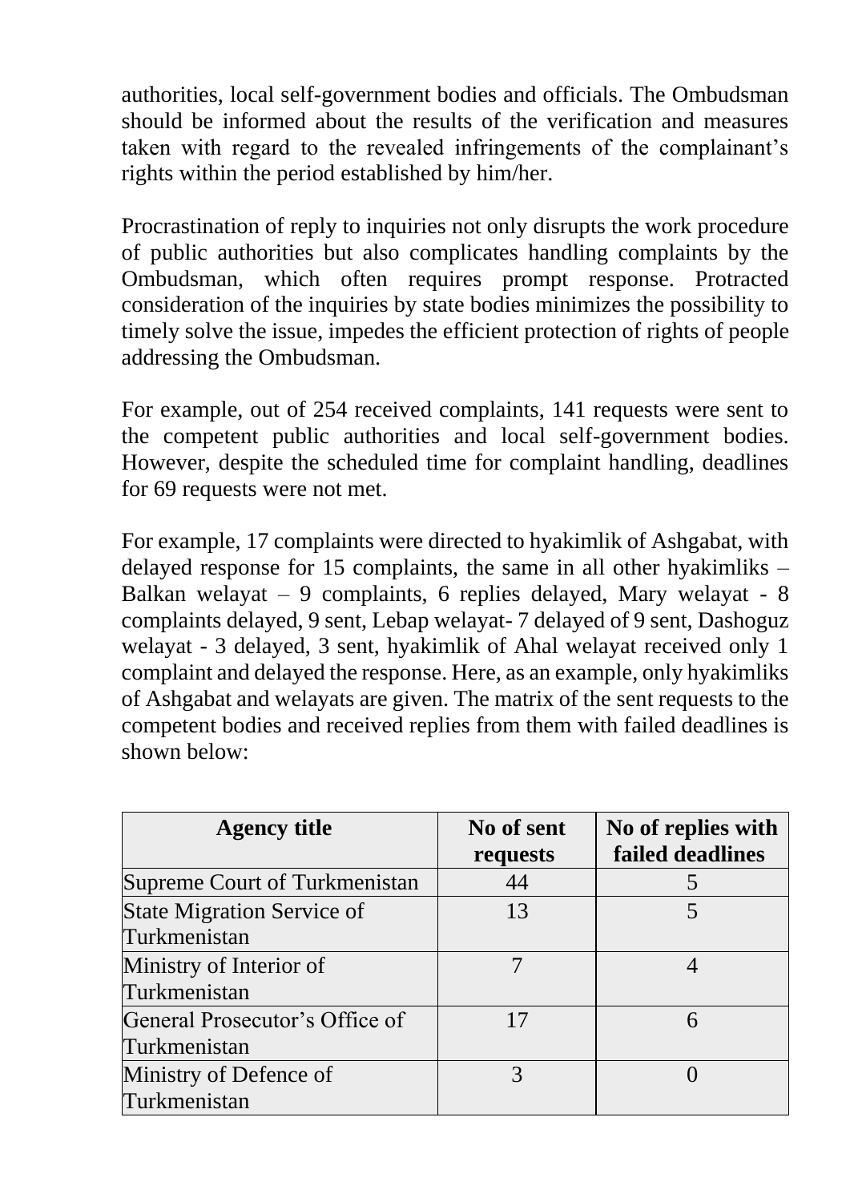authorities, local self-government bodies and officials. The Ombudsman should be informed about the results of the verification and measures taken with regard to the revealed infringements of the complainant's rights within the period established by him/her.

Procrastination of reply to inquiries not only disrupts the work procedure of public authorities but also complicates handling complaints by the Ombudsman, which often requires prompt response. Protracted consideration of the inquiries by state bodies minimizes the possibility to timely solve the issue, impedes the efficient protection of rights of people addressing the Ombudsman.

For example, out of 254 received complaints, 141 requests were sent to the competent public authorities and local self-government bodies. However, despite the scheduled time for complaint handling, deadlines for 69 requests were not met.

For example, 17 complaints were directed to hyakimlik of Ashgabat, with delayed response for 15 complaints, the same in all other hyakimliks – Balkan welayat – 9 complaints, 6 replies delayed, Mary welayat - 8 complaints delayed, 9 sent, Lebap welayat- 7 delayed of 9 sent, Dashoguz welayat - 3 delayed, 3 sent, hyakimlik of Ahal welayat received only 1 complaint and delayed the response. Here, as an example, only hyakimliks of Ashgabat and welayats are given. The matrix of the sent requests to the competent bodies and received replies from them with failed deadlines is shown below:

| Agency title | No of sent requests | No of replies with failed deadlines |
|---|---|---|
| Supreme Court of Turkmenistan | 44 | 5 |
| State Migration Service of Turkmenistan | 13 | 5 |
| Ministry of Interior of Turkmenistan | 7 | 4 |
| General Prosecutor's Office of Turkmenistan | 17 | 6 |
| Ministry of Defence of Turkmenistan | 3 | 0 |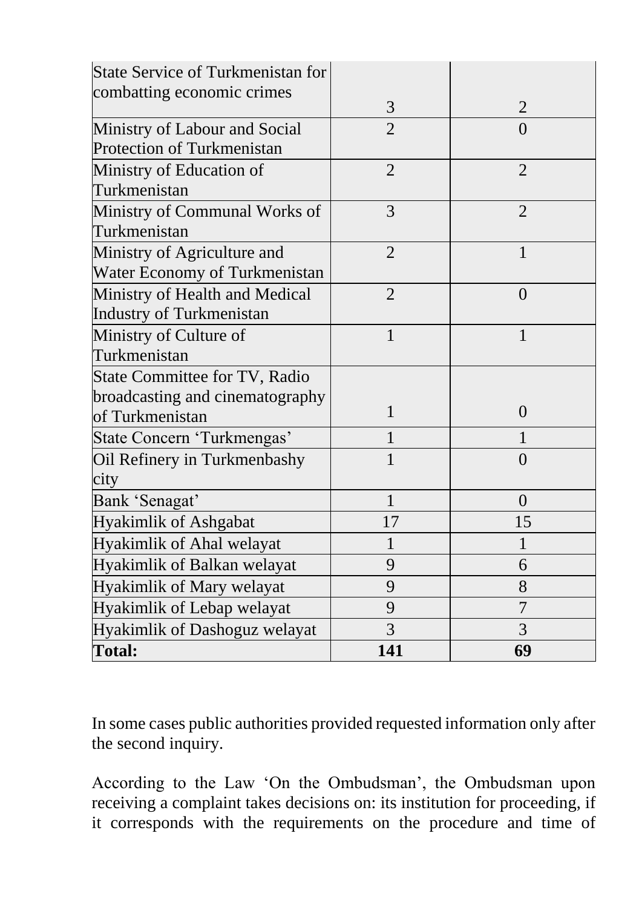| | | |
|---|---|---|
| State Service of Turkmenistan for combatting economic crimes | 3 | 2 |
| Ministry of Labour and Social Protection of Turkmenistan | 2 | 0 |
| Ministry of Education of Turkmenistan | 2 | 2 |
| Ministry of Communal Works of Turkmenistan | 3 | 2 |
| Ministry of Agriculture and Water Economy of Turkmenistan | 2 | 1 |
| Ministry of Health and Medical Industry of Turkmenistan | 2 | 0 |
| Ministry of Culture of Turkmenistan | 1 | 1 |
| State Committee for TV, Radio broadcasting and cinematography of Turkmenistan | 1 | 0 |
| State Concern 'Turkmengas' | 1 | 1 |
| Oil Refinery in Turkmenbashy city | 1 | 0 |
| Bank 'Senagat' | 1 | 0 |
| Hyakimlik of Ashgabat | 17 | 15 |
| Hyakimlik of Ahal welayat | 1 | 1 |
| Hyakimlik of Balkan welayat | 9 | 6 |
| Hyakimlik of Mary welayat | 9 | 8 |
| Hyakimlik of Lebap welayat | 9 | 7 |
| Hyakimlik of Dashoguz welayat | 3 | 3 |
| **Total:** | **141** | **69** |

In some cases public authorities provided requested information only after the second inquiry.

According to the Law 'On the Ombudsman', the Ombudsman upon receiving a complaint takes decisions on: its institution for proceeding, if it corresponds with the requirements on the procedure and time of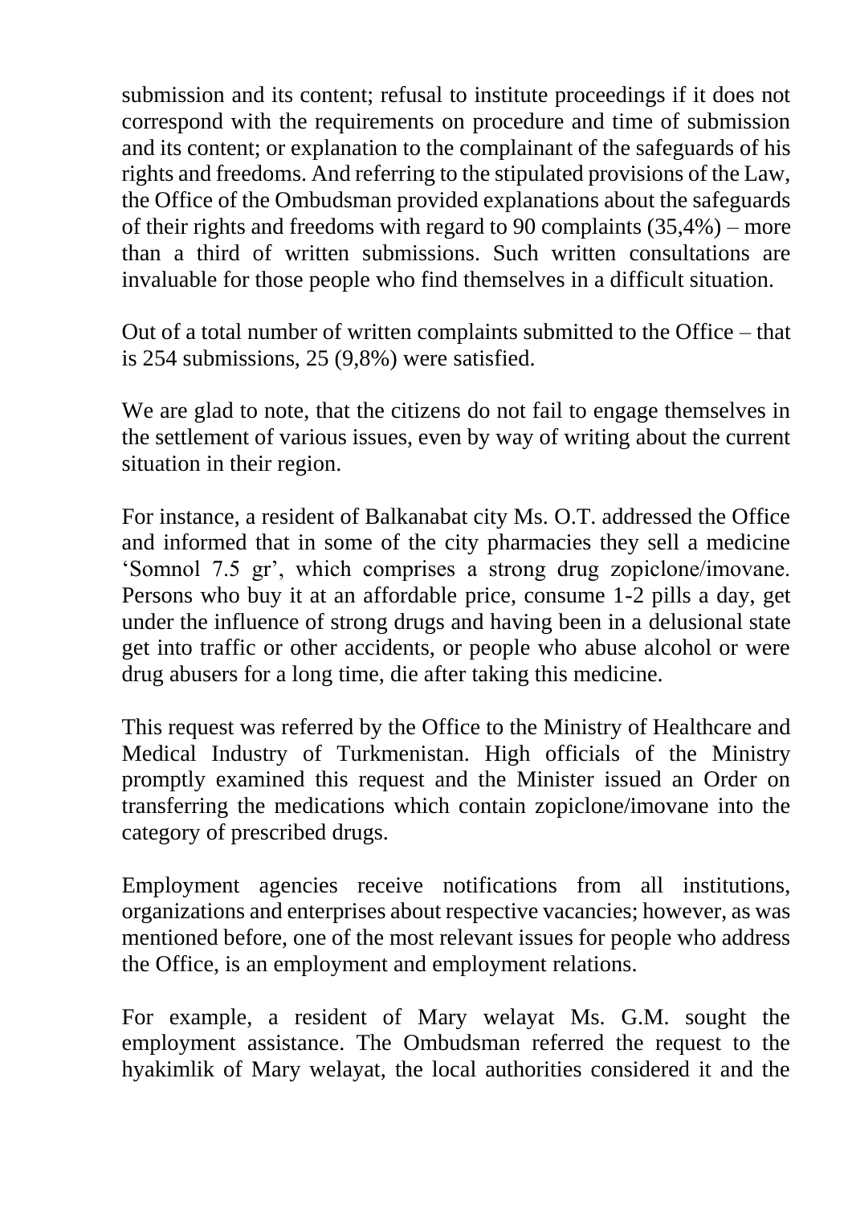submission and its content; refusal to institute proceedings if it does not correspond with the requirements on procedure and time of submission and its content; or explanation to the complainant of the safeguards of his rights and freedoms. And referring to the stipulated provisions of the Law, the Office of the Ombudsman provided explanations about the safeguards of their rights and freedoms with regard to 90 complaints (35,4%) – more than a third of written submissions. Such written consultations are invaluable for those people who find themselves in a difficult situation.

Out of a total number of written complaints submitted to the Office – that is 254 submissions, 25 (9,8%) were satisfied.

We are glad to note, that the citizens do not fail to engage themselves in the settlement of various issues, even by way of writing about the current situation in their region.

For instance, a resident of Balkanabat city Ms. O.T. addressed the Office and informed that in some of the city pharmacies they sell a medicine 'Somnol 7.5 gr', which comprises a strong drug zopiclone/imovane. Persons who buy it at an affordable price, consume 1-2 pills a day, get under the influence of strong drugs and having been in a delusional state get into traffic or other accidents, or people who abuse alcohol or were drug abusers for a long time, die after taking this medicine.

This request was referred by the Office to the Ministry of Healthcare and Medical Industry of Turkmenistan. High officials of the Ministry promptly examined this request and the Minister issued an Order on transferring the medications which contain zopiclone/imovane into the category of prescribed drugs.

Employment agencies receive notifications from all institutions, organizations and enterprises about respective vacancies; however, as was mentioned before, one of the most relevant issues for people who address the Office, is an employment and employment relations.

For example, a resident of Mary welayat Ms. G.M. sought the employment assistance. The Ombudsman referred the request to the hyakimlik of Mary welayat, the local authorities considered it and the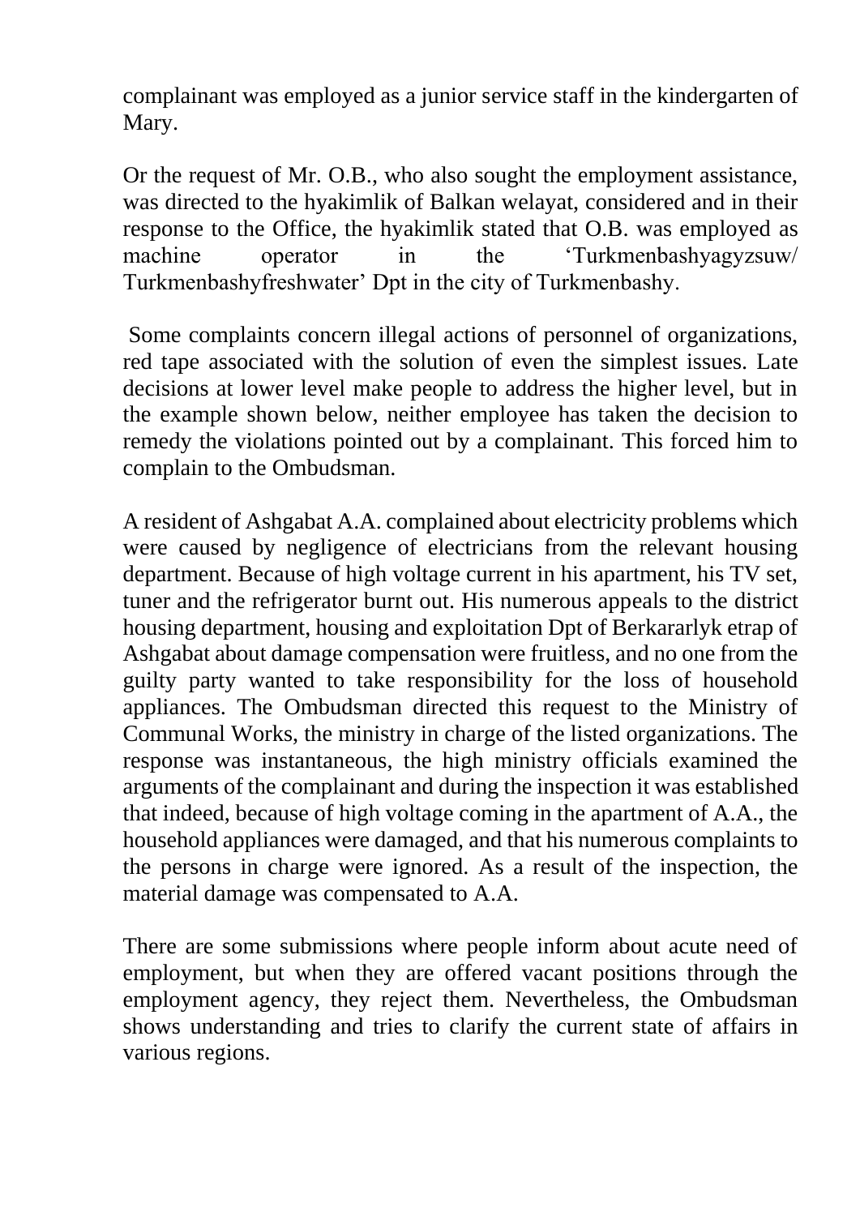complainant was employed as a junior service staff in the kindergarten of Mary.

Or the request of Mr. O.B., who also sought the employment assistance, was directed to the hyakimlik of Balkan welayat, considered and in their response to the Office, the hyakimlik stated that O.B. was employed as machine operator in the 'Turkmenbashyagyzsuw/ Turkmenbashyfreshwater' Dpt in the city of Turkmenbashy.

Some complaints concern illegal actions of personnel of organizations, red tape associated with the solution of even the simplest issues. Late decisions at lower level make people to address the higher level, but in the example shown below, neither employee has taken the decision to remedy the violations pointed out by a complainant. This forced him to complain to the Ombudsman.

A resident of Ashgabat A.A. complained about electricity problems which were caused by negligence of electricians from the relevant housing department. Because of high voltage current in his apartment, his TV set, tuner and the refrigerator burnt out. His numerous appeals to the district housing department, housing and exploitation Dpt of Berkararlyk etrap of Ashgabat about damage compensation were fruitless, and no one from the guilty party wanted to take responsibility for the loss of household appliances. The Ombudsman directed this request to the Ministry of Communal Works, the ministry in charge of the listed organizations. The response was instantaneous, the high ministry officials examined the arguments of the complainant and during the inspection it was established that indeed, because of high voltage coming in the apartment of A.A., the household appliances were damaged, and that his numerous complaints to the persons in charge were ignored. As a result of the inspection, the material damage was compensated to A.A.

There are some submissions where people inform about acute need of employment, but when they are offered vacant positions through the employment agency, they reject them. Nevertheless, the Ombudsman shows understanding and tries to clarify the current state of affairs in various regions.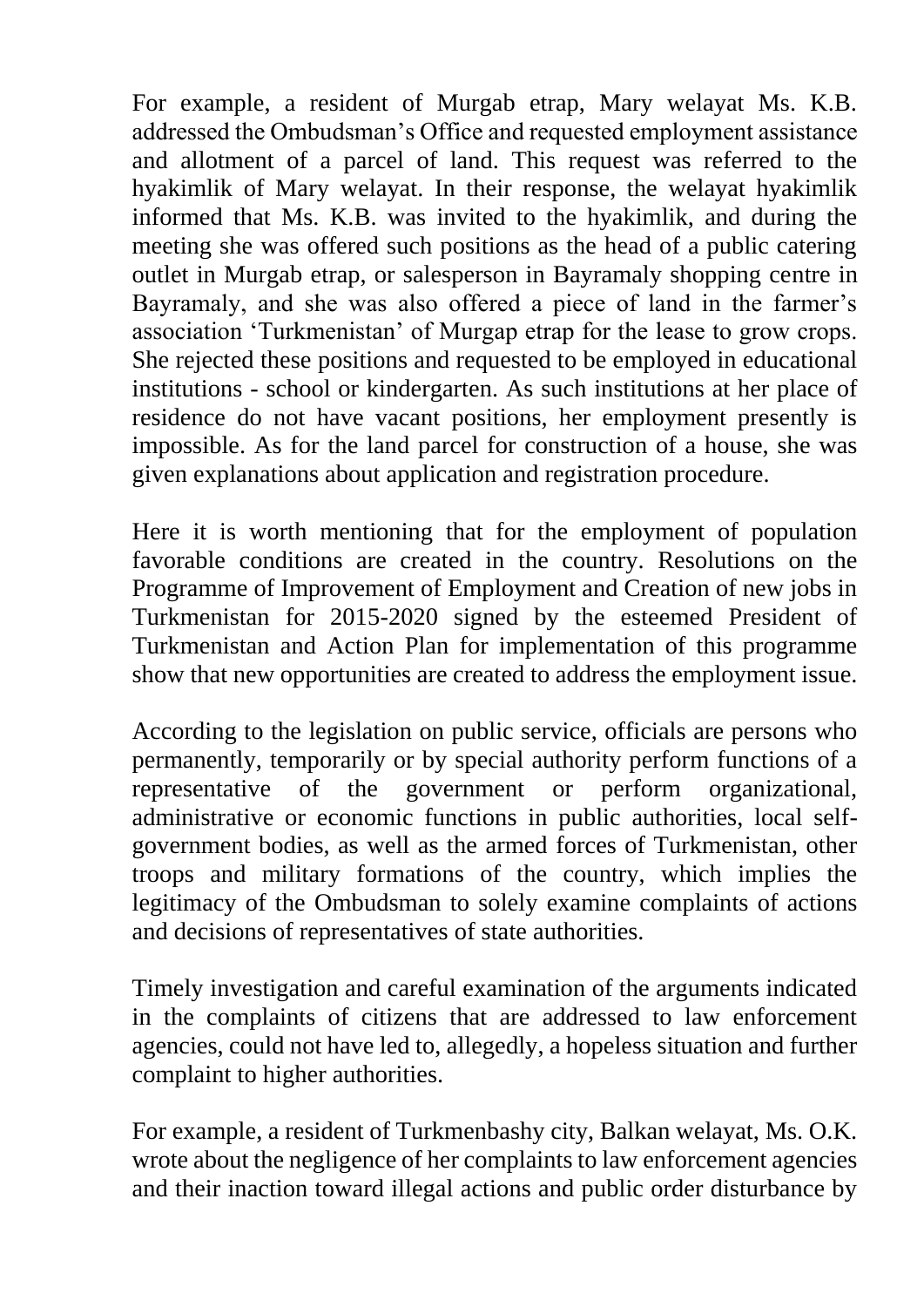For example, a resident of Murgab etrap, Mary welayat Ms. K.B. addressed the Ombudsman's Office and requested employment assistance and allotment of a parcel of land. This request was referred to the hyakimlik of Mary welayat. In their response, the welayat hyakimlik informed that Ms. K.B. was invited to the hyakimlik, and during the meeting she was offered such positions as the head of a public catering outlet in Murgab etrap, or salesperson in Bayramaly shopping centre in Bayramaly, and she was also offered a piece of land in the farmer's association 'Turkmenistan' of Murgap etrap for the lease to grow crops. She rejected these positions and requested to be employed in educational institutions - school or kindergarten. As such institutions at her place of residence do not have vacant positions, her employment presently is impossible. As for the land parcel for construction of a house, she was given explanations about application and registration procedure.

Here it is worth mentioning that for the employment of population favorable conditions are created in the country. Resolutions on the Programme of Improvement of Employment and Creation of new jobs in Turkmenistan for 2015-2020 signed by the esteemed President of Turkmenistan and Action Plan for implementation of this programme show that new opportunities are created to address the employment issue.

According to the legislation on public service, officials are persons who permanently, temporarily or by special authority perform functions of a representative of the government or perform organizational, administrative or economic functions in public authorities, local self-government bodies, as well as the armed forces of Turkmenistan, other troops and military formations of the country, which implies the legitimacy of the Ombudsman to solely examine complaints of actions and decisions of representatives of state authorities.

Timely investigation and careful examination of the arguments indicated in the complaints of citizens that are addressed to law enforcement agencies, could not have led to, allegedly, a hopeless situation and further complaint to higher authorities.

For example, a resident of Turkmenbashy city, Balkan welayat, Ms. O.K. wrote about the negligence of her complaints to law enforcement agencies and their inaction toward illegal actions and public order disturbance by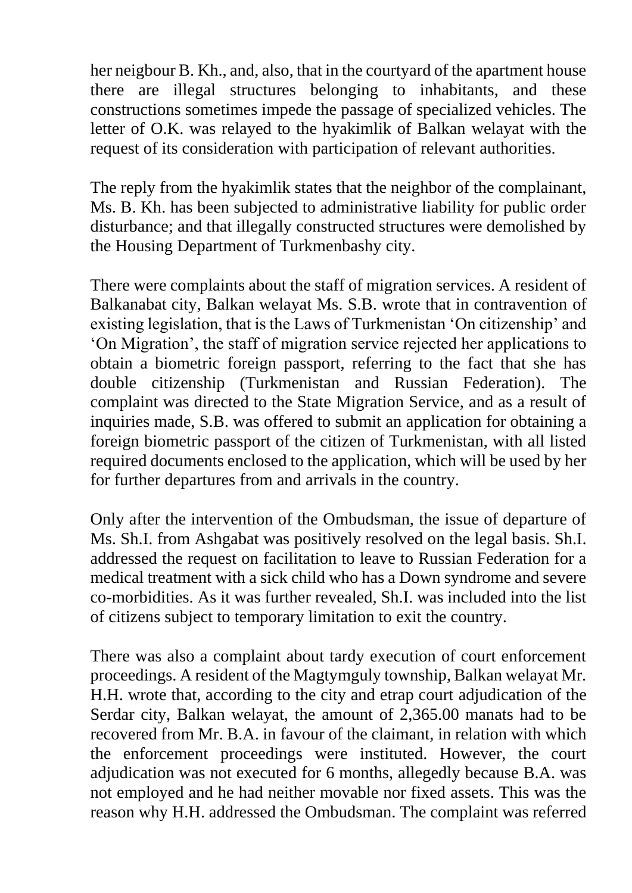her neigbour B. Kh., and, also, that in the courtyard of the apartment house there are illegal structures belonging to inhabitants, and these constructions sometimes impede the passage of specialized vehicles. The letter of O.K. was relayed to the hyakimlik of Balkan welayat with the request of its consideration with participation of relevant authorities.

The reply from the hyakimlik states that the neighbor of the complainant, Ms. B. Kh. has been subjected to administrative liability for public order disturbance; and that illegally constructed structures were demolished by the Housing Department of Turkmenbashy city.

There were complaints about the staff of migration services. A resident of Balkanabat city, Balkan welayat Ms. S.B. wrote that in contravention of existing legislation, that is the Laws of Turkmenistan 'On citizenship' and 'On Migration', the staff of migration service rejected her applications to obtain a biometric foreign passport, referring to the fact that she has double citizenship (Turkmenistan and Russian Federation). The complaint was directed to the State Migration Service, and as a result of inquiries made, S.B. was offered to submit an application for obtaining a foreign biometric passport of the citizen of Turkmenistan, with all listed required documents enclosed to the application, which will be used by her for further departures from and arrivals in the country.

Only after the intervention of the Ombudsman, the issue of departure of Ms. Sh.I. from Ashgabat was positively resolved on the legal basis. Sh.I. addressed the request on facilitation to leave to Russian Federation for a medical treatment with a sick child who has a Down syndrome and severe co-morbidities. As it was further revealed, Sh.I. was included into the list of citizens subject to temporary limitation to exit the country.

There was also a complaint about tardy execution of court enforcement proceedings. A resident of the Magtymguly township, Balkan welayat Mr. H.H. wrote that, according to the city and etrap court adjudication of the Serdar city, Balkan welayat, the amount of 2,365.00 manats had to be recovered from Mr. B.A. in favour of the claimant, in relation with which the enforcement proceedings were instituted. However, the court adjudication was not executed for 6 months, allegedly because B.A. was not employed and he had neither movable nor fixed assets. This was the reason why H.H. addressed the Ombudsman. The complaint was referred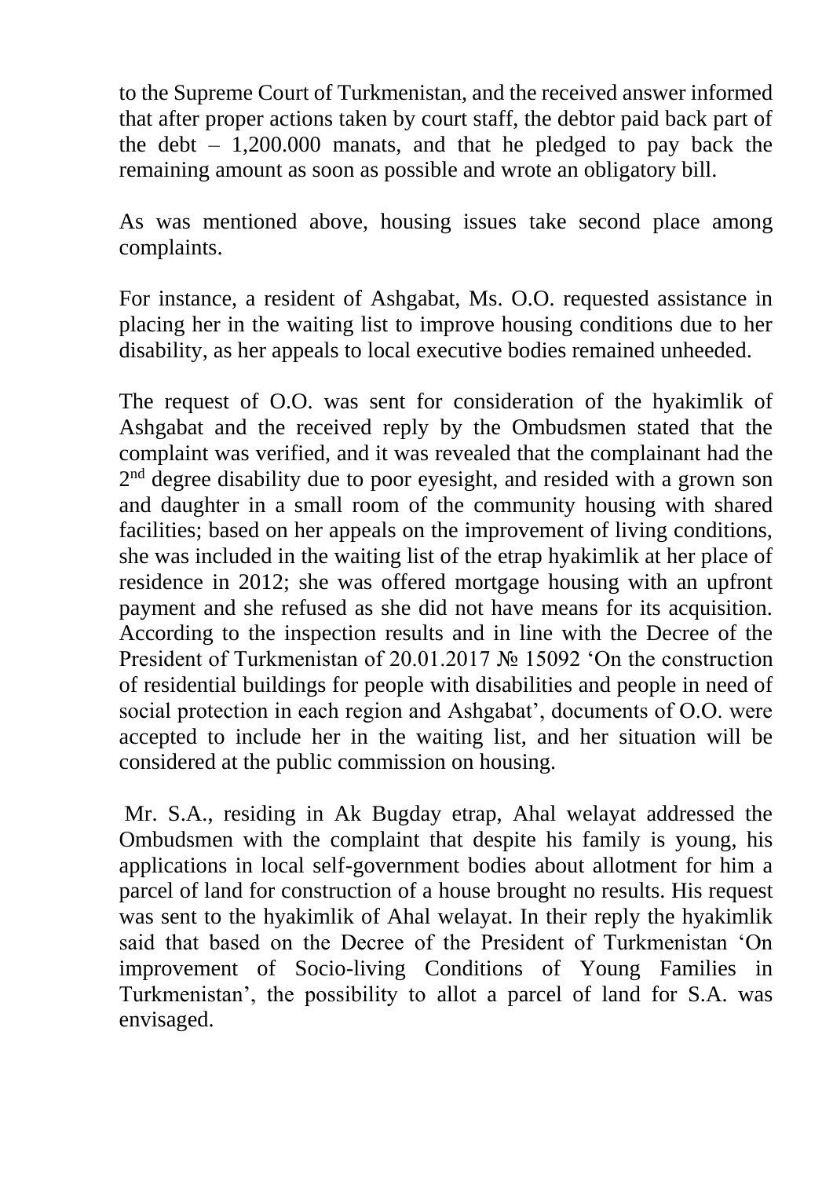to the Supreme Court of Turkmenistan, and the received answer informed that after proper actions taken by court staff, the debtor paid back part of the debt – 1,200.000 manats, and that he pledged to pay back the remaining amount as soon as possible and wrote an obligatory bill.

As was mentioned above, housing issues take second place among complaints.

For instance, a resident of Ashgabat, Ms. O.O. requested assistance in placing her in the waiting list to improve housing conditions due to her disability, as her appeals to local executive bodies remained unheeded.

The request of O.O. was sent for consideration of the hyakimlik of Ashgabat and the received reply by the Ombudsmen stated that the complaint was verified, and it was revealed that the complainant had the 2nd degree disability due to poor eyesight, and resided with a grown son and daughter in a small room of the community housing with shared facilities; based on her appeals on the improvement of living conditions, she was included in the waiting list of the etrap hyakimlik at her place of residence in 2012; she was offered mortgage housing with an upfront payment and she refused as she did not have means for its acquisition. According to the inspection results and in line with the Decree of the President of Turkmenistan of 20.01.2017 № 15092 'On the construction of residential buildings for people with disabilities and people in need of social protection in each region and Ashgabat', documents of O.O. were accepted to include her in the waiting list, and her situation will be considered at the public commission on housing.

Mr. S.A., residing in Ak Bugday etrap, Ahal welayat addressed the Ombudsmen with the complaint that despite his family is young, his applications in local self-government bodies about allotment for him a parcel of land for construction of a house brought no results. His request was sent to the hyakimlik of Ahal welayat. In their reply the hyakimlik said that based on the Decree of the President of Turkmenistan 'On improvement of Socio-living Conditions of Young Families in Turkmenistan', the possibility to allot a parcel of land for S.A. was envisaged.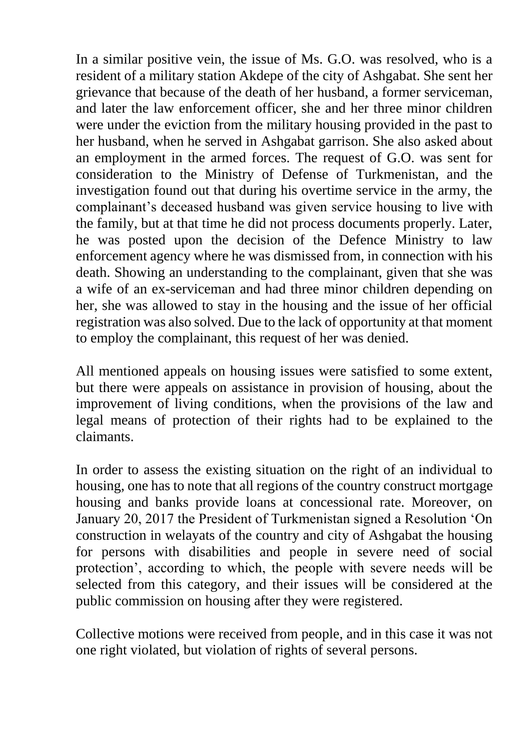In a similar positive vein, the issue of Ms. G.O. was resolved, who is a resident of a military station Akdepe of the city of Ashgabat. She sent her grievance that because of the death of her husband, a former serviceman, and later the law enforcement officer, she and her three minor children were under the eviction from the military housing provided in the past to her husband, when he served in Ashgabat garrison. She also asked about an employment in the armed forces. The request of G.O. was sent for consideration to the Ministry of Defense of Turkmenistan, and the investigation found out that during his overtime service in the army, the complainant's deceased husband was given service housing to live with the family, but at that time he did not process documents properly. Later, he was posted upon the decision of the Defence Ministry to law enforcement agency where he was dismissed from, in connection with his death. Showing an understanding to the complainant, given that she was a wife of an ex-serviceman and had three minor children depending on her, she was allowed to stay in the housing and the issue of her official registration was also solved. Due to the lack of opportunity at that moment to employ the complainant, this request of her was denied.

All mentioned appeals on housing issues were satisfied to some extent, but there were appeals on assistance in provision of housing, about the improvement of living conditions, when the provisions of the law and legal means of protection of their rights had to be explained to the claimants.

In order to assess the existing situation on the right of an individual to housing, one has to note that all regions of the country construct mortgage housing and banks provide loans at concessional rate. Moreover, on January 20, 2017 the President of Turkmenistan signed a Resolution 'On construction in welayats of the country and city of Ashgabat the housing for persons with disabilities and people in severe need of social protection', according to which, the people with severe needs will be selected from this category, and their issues will be considered at the public commission on housing after they were registered.

Collective motions were received from people, and in this case it was not one right violated, but violation of rights of several persons.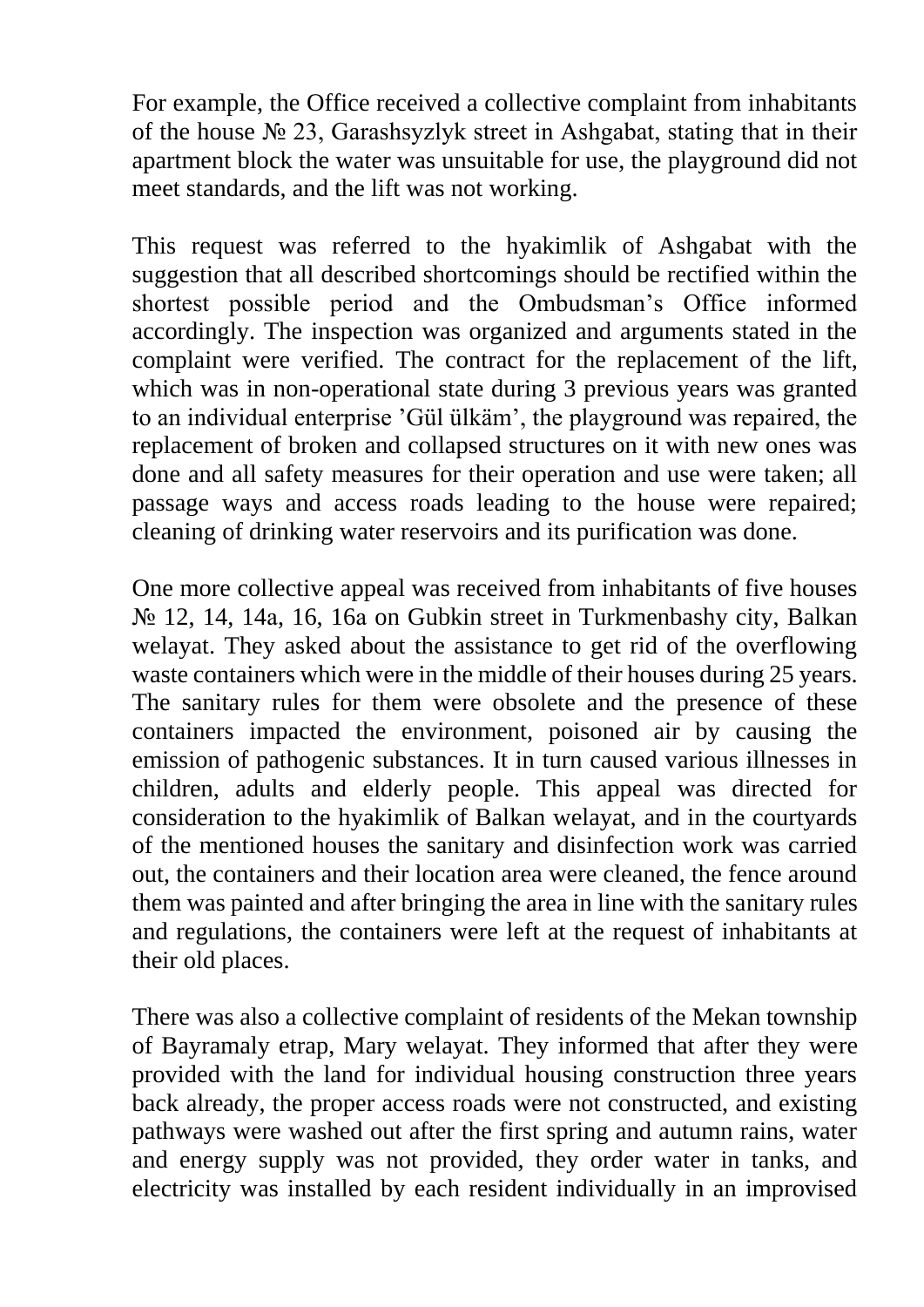For example, the Office received a collective complaint from inhabitants of the house № 23, Garashsyzlyk street in Ashgabat, stating that in their apartment block the water was unsuitable for use, the playground did not meet standards, and the lift was not working.

This request was referred to the hyakimlik of Ashgabat with the suggestion that all described shortcomings should be rectified within the shortest possible period and the Ombudsman's Office informed accordingly. The inspection was organized and arguments stated in the complaint were verified. The contract for the replacement of the lift, which was in non-operational state during 3 previous years was granted to an individual enterprise 'Gül ülkäm', the playground was repaired, the replacement of broken and collapsed structures on it with new ones was done and all safety measures for their operation and use were taken; all passage ways and access roads leading to the house were repaired; cleaning of drinking water reservoirs and its purification was done.

One more collective appeal was received from inhabitants of five houses № 12, 14, 14a, 16, 16a on Gubkin street in Turkmenbashy city, Balkan welayat. They asked about the assistance to get rid of the overflowing waste containers which were in the middle of their houses during 25 years. The sanitary rules for them were obsolete and the presence of these containers impacted the environment, poisoned air by causing the emission of pathogenic substances. It in turn caused various illnesses in children, adults and elderly people. This appeal was directed for consideration to the hyakimlik of Balkan welayat, and in the courtyards of the mentioned houses the sanitary and disinfection work was carried out, the containers and their location area were cleaned, the fence around them was painted and after bringing the area in line with the sanitary rules and regulations, the containers were left at the request of inhabitants at their old places.

There was also a collective complaint of residents of the Mekan township of Bayramaly etrap, Mary welayat. They informed that after they were provided with the land for individual housing construction three years back already, the proper access roads were not constructed, and existing pathways were washed out after the first spring and autumn rains, water and energy supply was not provided, they order water in tanks, and electricity was installed by each resident individually in an improvised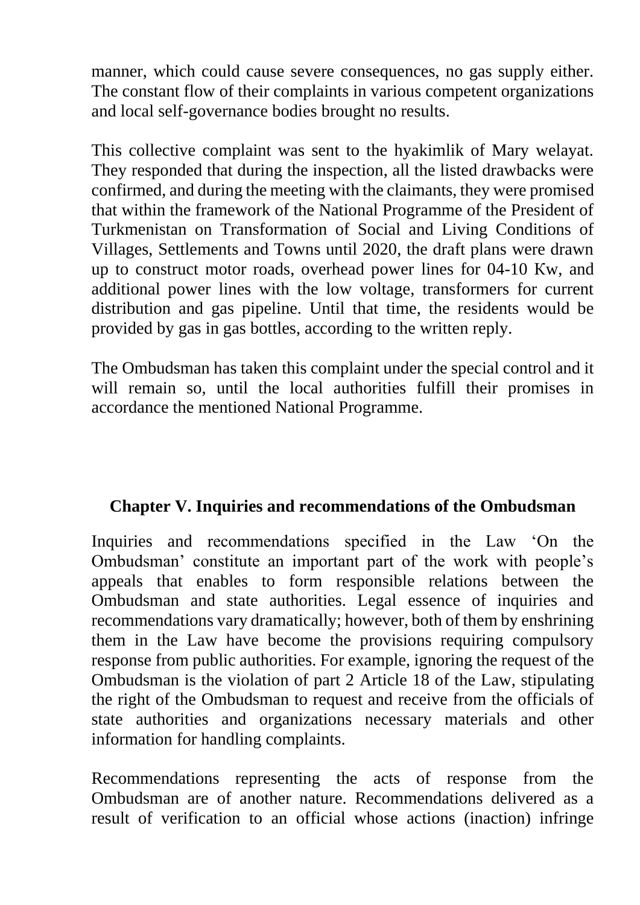manner, which could cause severe consequences, no gas supply either. The constant flow of their complaints in various competent organizations and local self-governance bodies brought no results.

This collective complaint was sent to the hyakimlik of Mary welayat. They responded that during the inspection, all the listed drawbacks were confirmed, and during the meeting with the claimants, they were promised that within the framework of the National Programme of the President of Turkmenistan on Transformation of Social and Living Conditions of Villages, Settlements and Towns until 2020, the draft plans were drawn up to construct motor roads, overhead power lines for 04-10 Кw, and additional power lines with the low voltage, transformers for current distribution and gas pipeline. Until that time, the residents would be provided by gas in gas bottles, according to the written reply.

The Ombudsman has taken this complaint under the special control and it will remain so, until the local authorities fulfill their promises in accordance the mentioned National Programme.

## Chapter V. Inquiries and recommendations of the Ombudsman

Inquiries and recommendations specified in the Law 'On the Ombudsman' constitute an important part of the work with people's appeals that enables to form responsible relations between the Ombudsman and state authorities. Legal essence of inquiries and recommendations vary dramatically; however, both of them by enshrining them in the Law have become the provisions requiring compulsory response from public authorities. For example, ignoring the request of the Ombudsman is the violation of part 2 Article 18 of the Law, stipulating the right of the Ombudsman to request and receive from the officials of state authorities and organizations necessary materials and other information for handling complaints.

Recommendations representing the acts of response from the Ombudsman are of another nature. Recommendations delivered as a result of verification to an official whose actions (inaction) infringe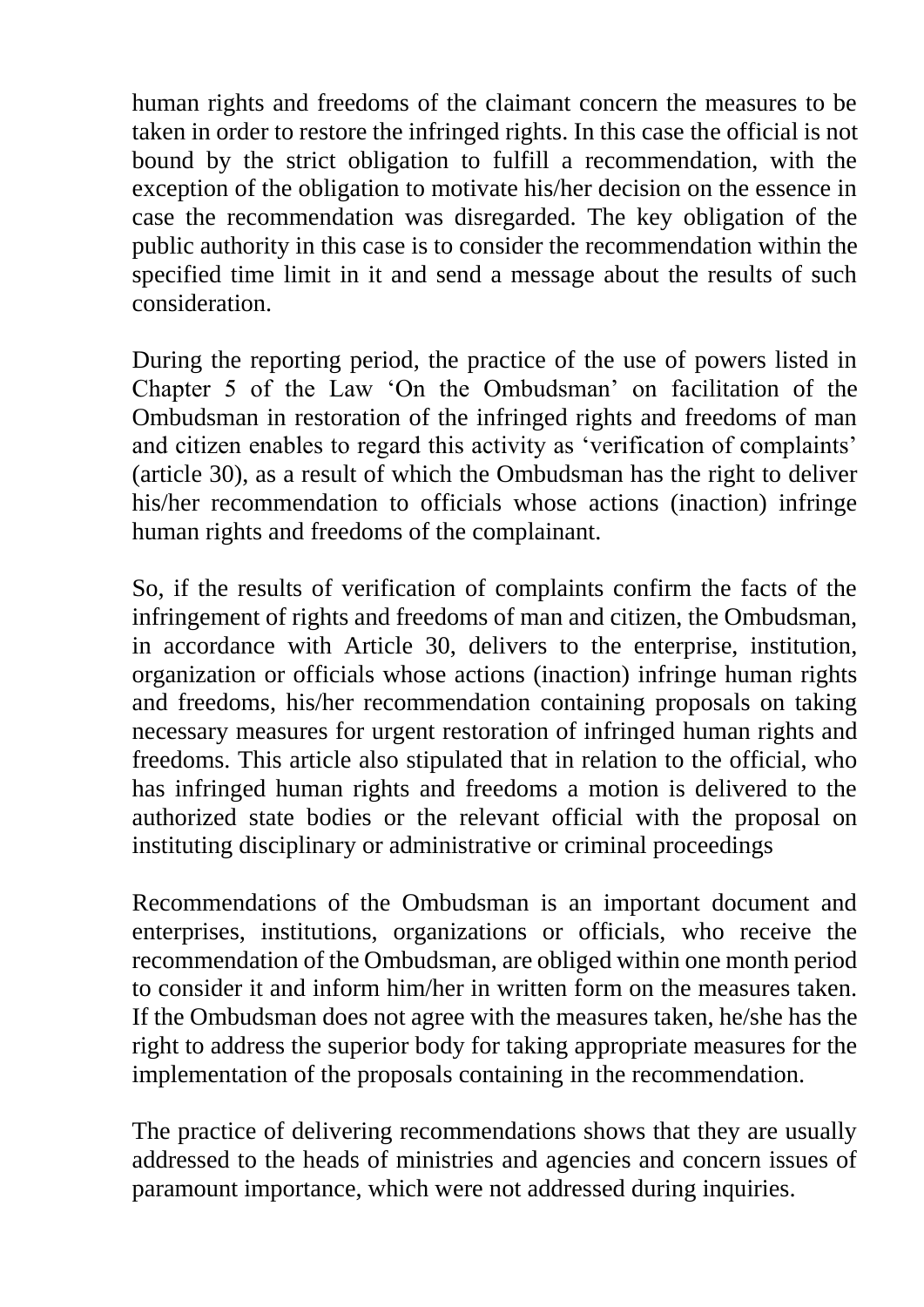human rights and freedoms of the claimant concern the measures to be taken in order to restore the infringed rights. In this case the official is not bound by the strict obligation to fulfill a recommendation, with the exception of the obligation to motivate his/her decision on the essence in case the recommendation was disregarded. The key obligation of the public authority in this case is to consider the recommendation within the specified time limit in it and send a message about the results of such consideration.

During the reporting period, the practice of the use of powers listed in Chapter 5 of the Law 'On the Ombudsman' on facilitation of the Ombudsman in restoration of the infringed rights and freedoms of man and citizen enables to regard this activity as 'verification of complaints' (article 30), as a result of which the Ombudsman has the right to deliver his/her recommendation to officials whose actions (inaction) infringe human rights and freedoms of the complainant.

So, if the results of verification of complaints confirm the facts of the infringement of rights and freedoms of man and citizen, the Ombudsman, in accordance with Article 30, delivers to the enterprise, institution, organization or officials whose actions (inaction) infringe human rights and freedoms, his/her recommendation containing proposals on taking necessary measures for urgent restoration of infringed human rights and freedoms. This article also stipulated that in relation to the official, who has infringed human rights and freedoms a motion is delivered to the authorized state bodies or the relevant official with the proposal on instituting disciplinary or administrative or criminal proceedings

Recommendations of the Ombudsman is an important document and enterprises, institutions, organizations or officials, who receive the recommendation of the Ombudsman, are obliged within one month period to consider it and inform him/her in written form on the measures taken. If the Ombudsman does not agree with the measures taken, he/she has the right to address the superior body for taking appropriate measures for the implementation of the proposals containing in the recommendation.

The practice of delivering recommendations shows that they are usually addressed to the heads of ministries and agencies and concern issues of paramount importance, which were not addressed during inquiries.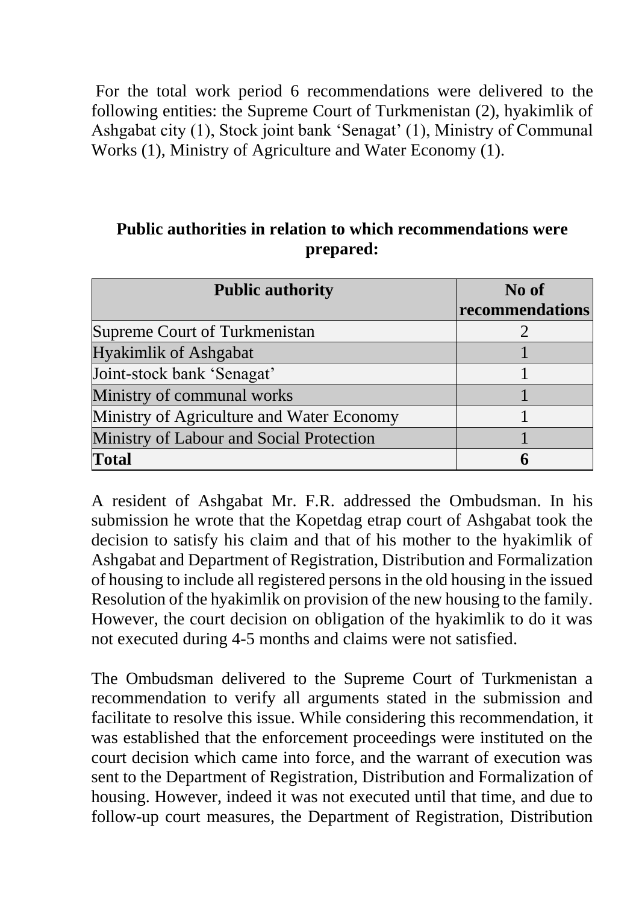For the total work period 6 recommendations were delivered to the following entities: the Supreme Court of Turkmenistan (2), hyakimlik of Ashgabat city (1), Stock joint bank 'Senagat' (1), Ministry of Communal Works (1), Ministry of Agriculture and Water Economy (1).

**Public authorities in relation to which recommendations were prepared:**

| Public authority | No of recommendations |
|---|---|
| Supreme Court of Turkmenistan | 2 |
| Hyakimlik of Ashgabat | 1 |
| Joint-stock bank 'Senagat' | 1 |
| Ministry of communal works | 1 |
| Ministry of Agriculture and Water Economy | 1 |
| Ministry of Labour and Social Protection | 1 |
| **Total** | **6** |

A resident of Ashgabat Mr. F.R. addressed the Ombudsman. In his submission he wrote that the Kopetdag etrap court of Ashgabat took the decision to satisfy his claim and that of his mother to the hyakimlik of Ashgabat and Department of Registration, Distribution and Formalization of housing to include all registered persons in the old housing in the issued Resolution of the hyakimlik on provision of the new housing to the family. However, the court decision on obligation of the hyakimlik to do it was not executed during 4-5 months and claims were not satisfied.

The Ombudsman delivered to the Supreme Court of Turkmenistan a recommendation to verify all arguments stated in the submission and facilitate to resolve this issue. While considering this recommendation, it was established that the enforcement proceedings were instituted on the court decision which came into force, and the warrant of execution was sent to the Department of Registration, Distribution and Formalization of housing. However, indeed it was not executed until that time, and due to follow-up court measures, the Department of Registration, Distribution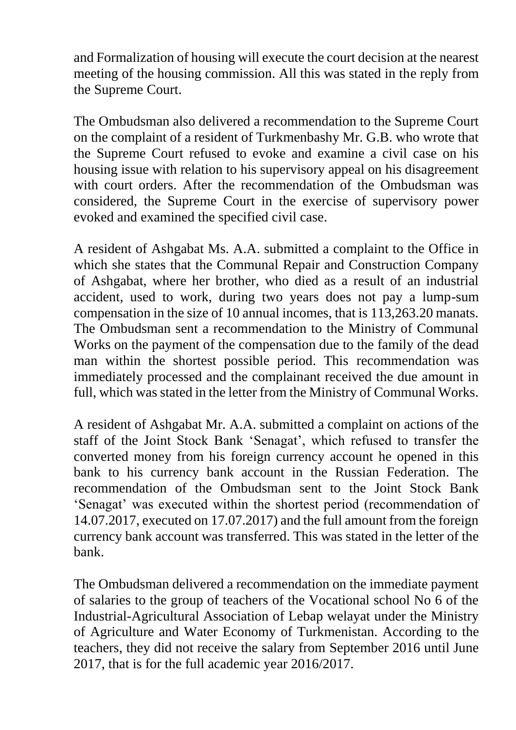and Formalization of housing will execute the court decision at the nearest meeting of the housing commission. All this was stated in the reply from the Supreme Court.

The Ombudsman also delivered a recommendation to the Supreme Court on the complaint of a resident of Turkmenbashy Mr. G.B. who wrote that the Supreme Court refused to evoke and examine a civil case on his housing issue with relation to his supervisory appeal on his disagreement with court orders. After the recommendation of the Ombudsman was considered, the Supreme Court in the exercise of supervisory power evoked and examined the specified civil case.

A resident of Ashgabat Ms. A.A. submitted a complaint to the Office in which she states that the Communal Repair and Construction Company of Ashgabat, where her brother, who died as a result of an industrial accident, used to work, during two years does not pay a lump-sum compensation in the size of 10 annual incomes, that is 113,263.20 manats. The Ombudsman sent a recommendation to the Ministry of Communal Works on the payment of the compensation due to the family of the dead man within the shortest possible period. This recommendation was immediately processed and the complainant received the due amount in full, which was stated in the letter from the Ministry of Communal Works.

A resident of Ashgabat Mr. A.A. submitted a complaint on actions of the staff of the Joint Stock Bank 'Senagat', which refused to transfer the converted money from his foreign currency account he opened in this bank to his currency bank account in the Russian Federation. The recommendation of the Ombudsman sent to the Joint Stock Bank 'Senagat' was executed within the shortest period (recommendation of 14.07.2017, executed on 17.07.2017) and the full amount from the foreign currency bank account was transferred. This was stated in the letter of the bank.

The Ombudsman delivered a recommendation on the immediate payment of salaries to the group of teachers of the Vocational school No 6 of the Industrial-Agricultural Association of Lebap welayat under the Ministry of Agriculture and Water Economy of Turkmenistan. According to the teachers, they did not receive the salary from September 2016 until June 2017, that is for the full academic year 2016/2017.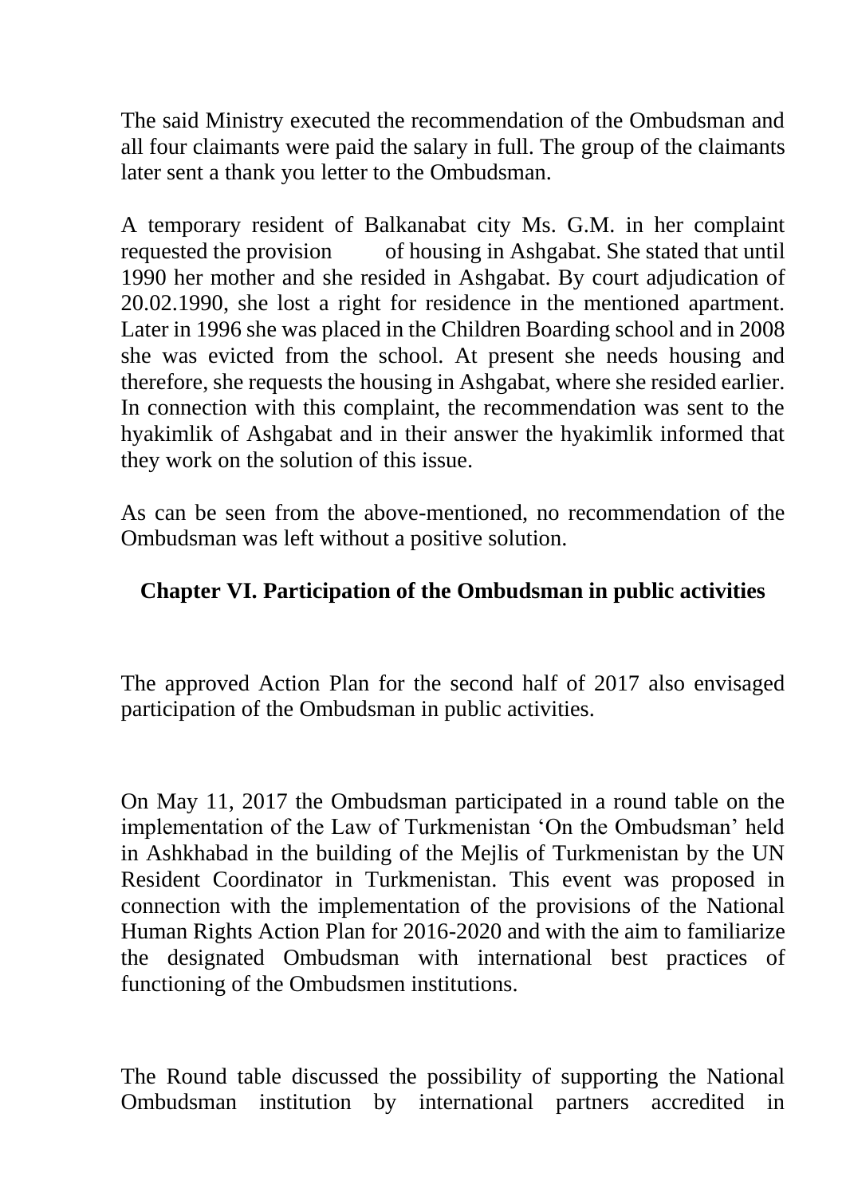The said Ministry executed the recommendation of the Ombudsman and all four claimants were paid the salary in full. The group of the claimants later sent a thank you letter to the Ombudsman.

A temporary resident of Balkanabat city Ms. G.M. in her complaint requested the provision of housing in Ashgabat. She stated that until 1990 her mother and she resided in Ashgabat. By court adjudication of 20.02.1990, she lost a right for residence in the mentioned apartment. Later in 1996 she was placed in the Children Boarding school and in 2008 she was evicted from the school. At present she needs housing and therefore, she requests the housing in Ashgabat, where she resided earlier. In connection with this complaint, the recommendation was sent to the hyakimlik of Ashgabat and in their answer the hyakimlik informed that they work on the solution of this issue.

As can be seen from the above-mentioned, no recommendation of the Ombudsman was left without a positive solution.

## Chapter VI. Participation of the Ombudsman in public activities

The approved Action Plan for the second half of 2017 also envisaged participation of the Ombudsman in public activities.

On May 11, 2017 the Ombudsman participated in a round table on the implementation of the Law of Turkmenistan 'On the Ombudsman' held in Ashkhabad in the building of the Mejlis of Turkmenistan by the UN Resident Coordinator in Turkmenistan. This event was proposed in connection with the implementation of the provisions of the National Human Rights Action Plan for 2016-2020 and with the aim to familiarize the designated Ombudsman with international best practices of functioning of the Ombudsmen institutions.

The Round table discussed the possibility of supporting the National Ombudsman institution by international partners accredited in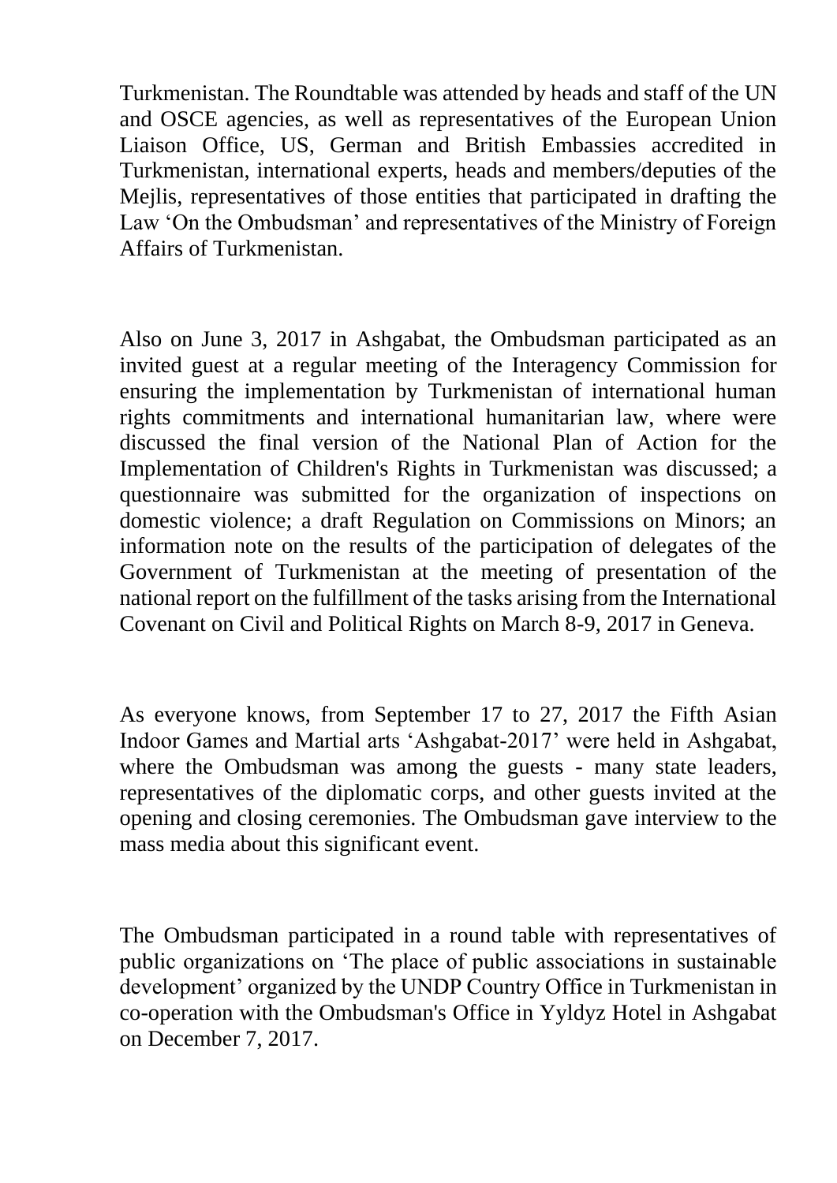Turkmenistan. The Roundtable was attended by heads and staff of the UN and OSCE agencies, as well as representatives of the European Union Liaison Office, US, German and British Embassies accredited in Turkmenistan, international experts, heads and members/deputies of the Mejlis, representatives of those entities that participated in drafting the Law 'On the Ombudsman' and representatives of the Ministry of Foreign Affairs of Turkmenistan.

Also on June 3, 2017 in Ashgabat, the Ombudsman participated as an invited guest at a regular meeting of the Interagency Commission for ensuring the implementation by Turkmenistan of international human rights commitments and international humanitarian law, where were discussed the final version of the National Plan of Action for the Implementation of Children's Rights in Turkmenistan was discussed; a questionnaire was submitted for the organization of inspections on domestic violence; a draft Regulation on Commissions on Minors; an information note on the results of the participation of delegates of the Government of Turkmenistan at the meeting of presentation of the national report on the fulfillment of the tasks arising from the International Covenant on Civil and Political Rights on March 8-9, 2017 in Geneva.

As everyone knows, from September 17 to 27, 2017 the Fifth Asian Indoor Games and Martial arts 'Ashgabat-2017' were held in Ashgabat, where the Ombudsman was among the guests - many state leaders, representatives of the diplomatic corps, and other guests invited at the opening and closing ceremonies. The Ombudsman gave interview to the mass media about this significant event.

The Ombudsman participated in a round table with representatives of public organizations on 'The place of public associations in sustainable development' organized by the UNDP Country Office in Turkmenistan in co-operation with the Ombudsman's Office in Yyldyz Hotel in Ashgabat on December 7, 2017.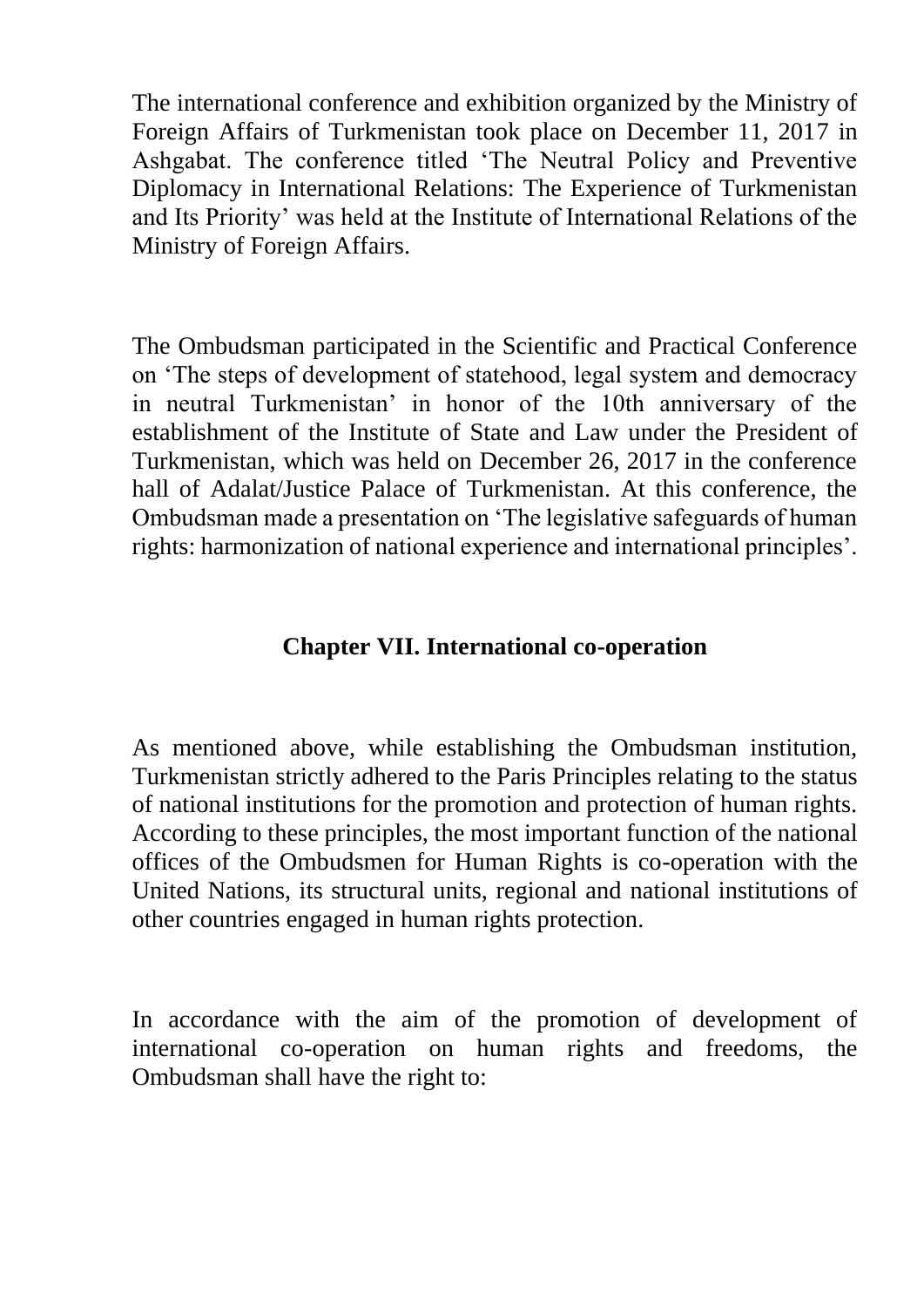The international conference and exhibition organized by the Ministry of Foreign Affairs of Turkmenistan took place on December 11, 2017 in Ashgabat. The conference titled 'The Neutral Policy and Preventive Diplomacy in International Relations: The Experience of Turkmenistan and Its Priority' was held at the Institute of International Relations of the Ministry of Foreign Affairs.

The Ombudsman participated in the Scientific and Practical Conference on 'The steps of development of statehood, legal system and democracy in neutral Turkmenistan' in honor of the 10th anniversary of the establishment of the Institute of State and Law under the President of Turkmenistan, which was held on December 26, 2017 in the conference hall of Adalat/Justice Palace of Turkmenistan. At this conference, the Ombudsman made a presentation on 'The legislative safeguards of human rights: harmonization of national experience and international principles'.

## Chapter VII. International co-operation

As mentioned above, while establishing the Ombudsman institution, Turkmenistan strictly adhered to the Paris Principles relating to the status of national institutions for the promotion and protection of human rights. According to these principles, the most important function of the national offices of the Ombudsmen for Human Rights is co-operation with the United Nations, its structural units, regional and national institutions of other countries engaged in human rights protection.

In accordance with the aim of the promotion of development of international co-operation on human rights and freedoms, the Ombudsman shall have the right to: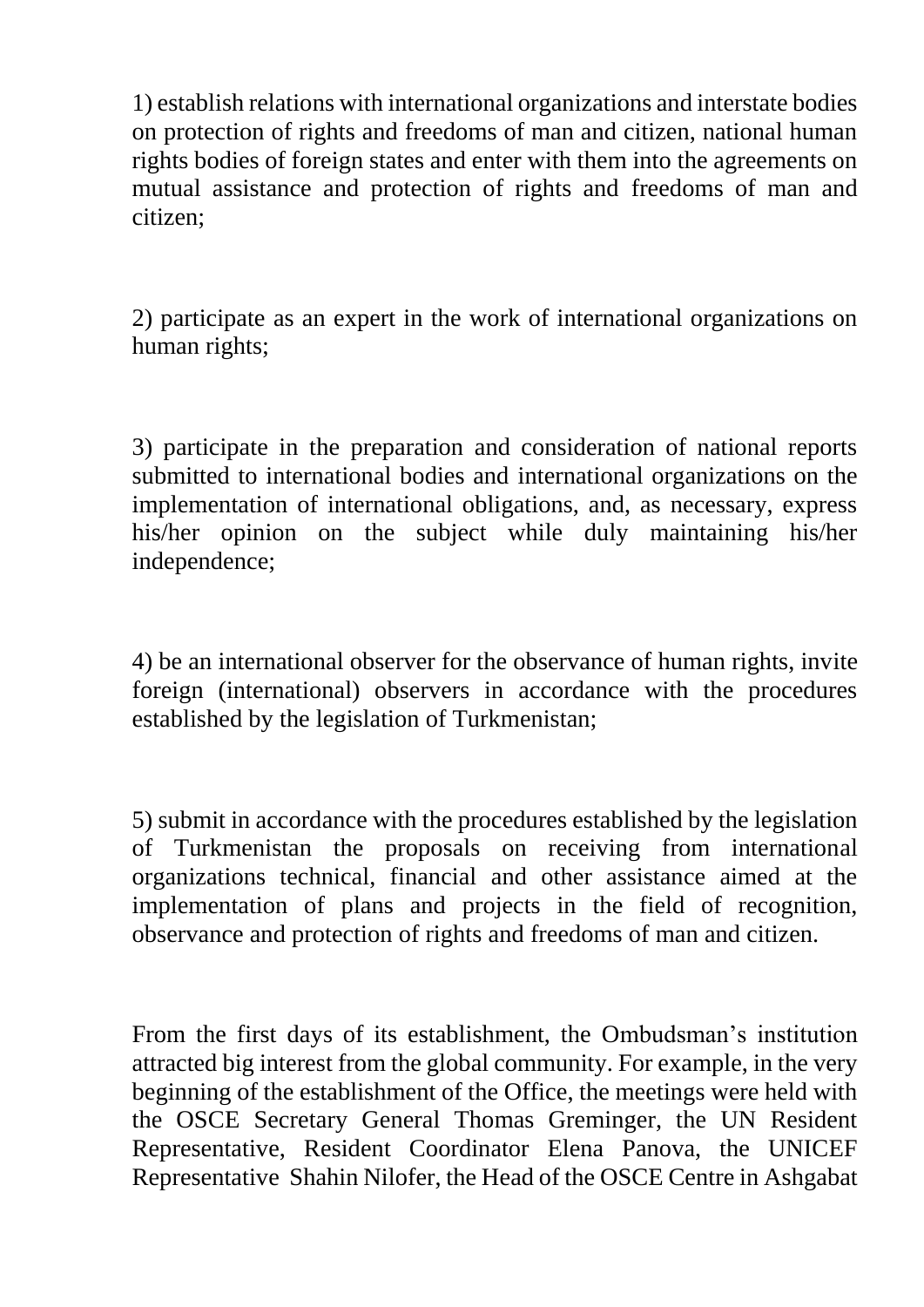1) establish relations with international organizations and interstate bodies on protection of rights and freedoms of man and citizen, national human rights bodies of foreign states and enter with them into the agreements on mutual assistance and protection of rights and freedoms of man and citizen;

2) participate as an expert in the work of international organizations on human rights;

3) participate in the preparation and consideration of national reports submitted to international bodies and international organizations on the implementation of international obligations, and, as necessary, express his/her opinion on the subject while duly maintaining his/her independence;

4) be an international observer for the observance of human rights, invite foreign (international) observers in accordance with the procedures established by the legislation of Turkmenistan;

5) submit in accordance with the procedures established by the legislation of Turkmenistan the proposals on receiving from international organizations technical, financial and other assistance aimed at the implementation of plans and projects in the field of recognition, observance and protection of rights and freedoms of man and citizen.

From the first days of its establishment, the Ombudsman's institution attracted big interest from the global community. For example, in the very beginning of the establishment of the Office, the meetings were held with the OSCE Secretary General Thomas Greminger, the UN Resident Representative, Resident Coordinator Elena Panova, the UNICEF Representative Shahin Nilofer, the Head of the OSCE Centre in Ashgabat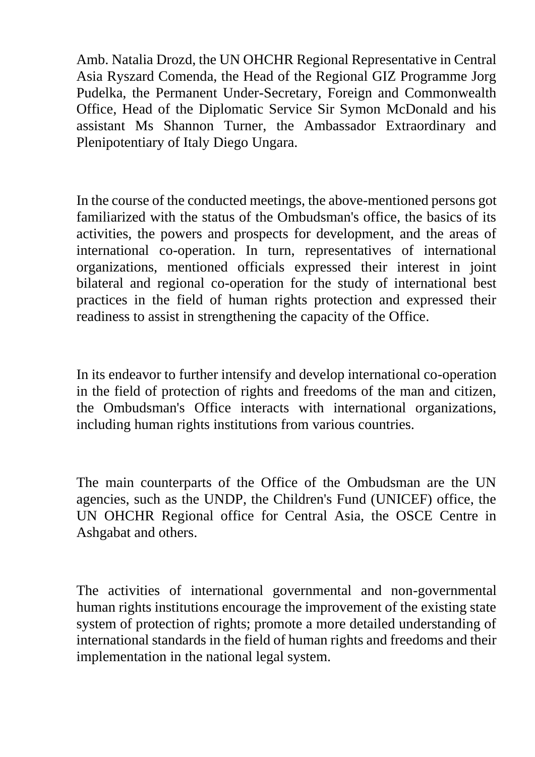Amb. Natalia Drozd, the UN OHCHR Regional Representative in Central Asia Ryszard Comenda, the Head of the Regional GIZ Programme Jorg Pudelka, the Permanent Under-Secretary, Foreign and Commonwealth Office, Head of the Diplomatic Service Sir Symon McDonald and his assistant Ms Shannon Turner, the Ambassador Extraordinary and Plenipotentiary of Italy Diego Ungara.

In the course of the conducted meetings, the above-mentioned persons got familiarized with the status of the Ombudsman's office, the basics of its activities, the powers and prospects for development, and the areas of international co-operation. In turn, representatives of international organizations, mentioned officials expressed their interest in joint bilateral and regional co-operation for the study of international best practices in the field of human rights protection and expressed their readiness to assist in strengthening the capacity of the Office.

In its endeavor to further intensify and develop international co-operation in the field of protection of rights and freedoms of the man and citizen, the Ombudsman's Office interacts with international organizations, including human rights institutions from various countries.

The main counterparts of the Office of the Ombudsman are the UN agencies, such as the UNDP, the Children's Fund (UNICEF) office, the UN OHCHR Regional office for Central Asia, the OSCE Centre in Ashgabat and others.

The activities of international governmental and non-governmental human rights institutions encourage the improvement of the existing state system of protection of rights; promote a more detailed understanding of international standards in the field of human rights and freedoms and their implementation in the national legal system.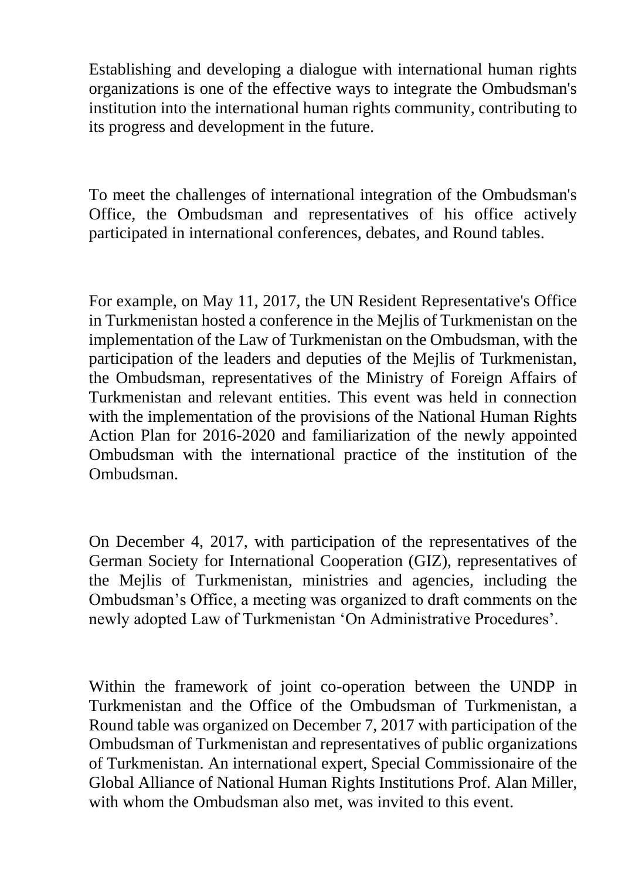Establishing and developing a dialogue with international human rights organizations is one of the effective ways to integrate the Ombudsman's institution into the international human rights community, contributing to its progress and development in the future.

To meet the challenges of international integration of the Ombudsman's Office, the Ombudsman and representatives of his office actively participated in international conferences, debates, and Round tables.

For example, on May 11, 2017, the UN Resident Representative's Office in Turkmenistan hosted a conference in the Mejlis of Turkmenistan on the implementation of the Law of Turkmenistan on the Ombudsman, with the participation of the leaders and deputies of the Mejlis of Turkmenistan, the Ombudsman, representatives of the Ministry of Foreign Affairs of Turkmenistan and relevant entities. This event was held in connection with the implementation of the provisions of the National Human Rights Action Plan for 2016-2020 and familiarization of the newly appointed Ombudsman with the international practice of the institution of the Ombudsman.

On December 4, 2017, with participation of the representatives of the German Society for International Cooperation (GIZ), representatives of the Mejlis of Turkmenistan, ministries and agencies, including the Ombudsman's Office, a meeting was organized to draft comments on the newly adopted Law of Turkmenistan 'On Administrative Procedures'.

Within the framework of joint co-operation between the UNDP in Turkmenistan and the Office of the Ombudsman of Turkmenistan, a Round table was organized on December 7, 2017 with participation of the Ombudsman of Turkmenistan and representatives of public organizations of Turkmenistan. An international expert, Special Commissionaire of the Global Alliance of National Human Rights Institutions Prof. Alan Miller, with whom the Ombudsman also met, was invited to this event.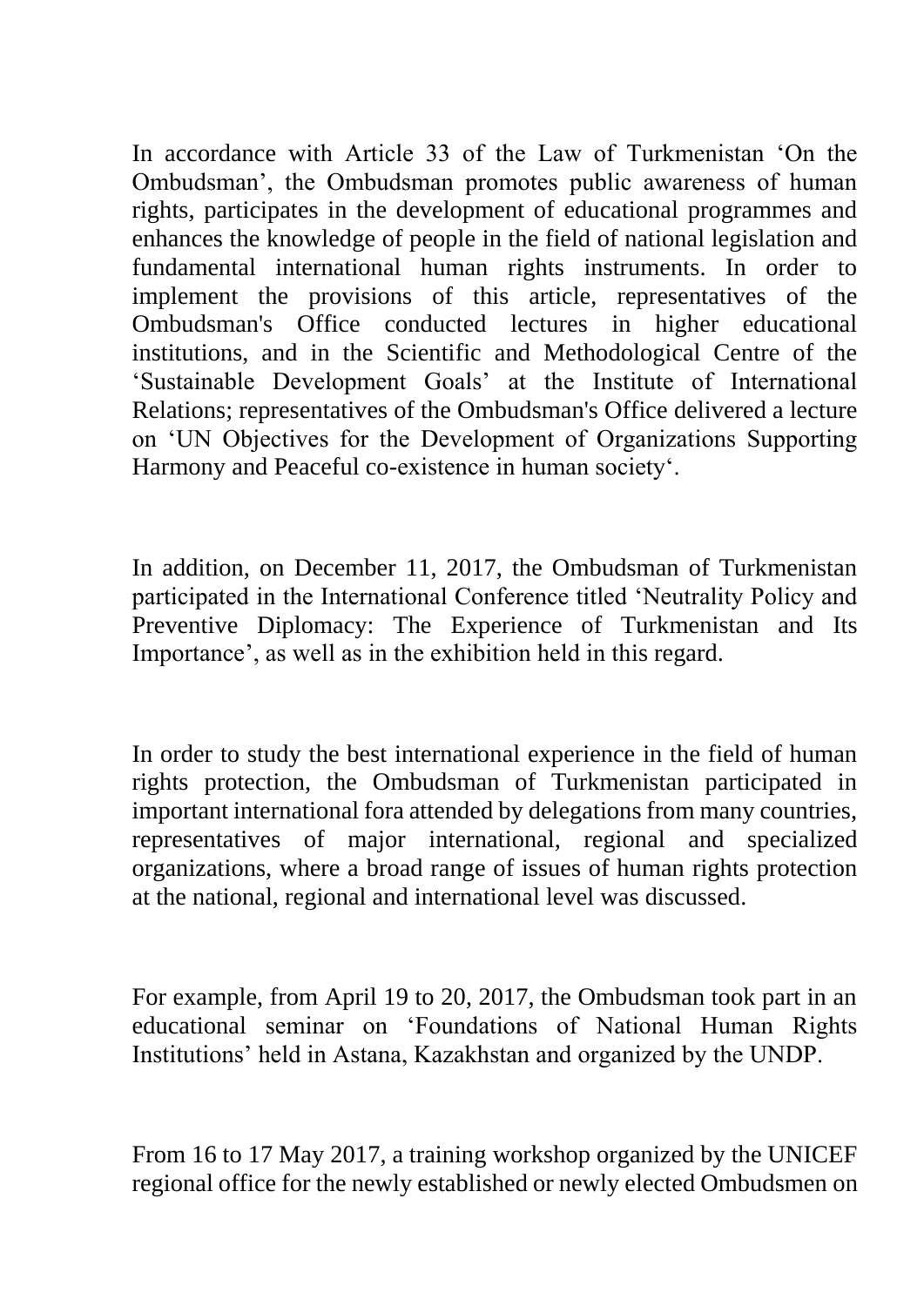In accordance with Article 33 of the Law of Turkmenistan ‘On the Ombudsman’, the Ombudsman promotes public awareness of human rights, participates in the development of educational programmes and enhances the knowledge of people in the field of national legislation and fundamental international human rights instruments. In order to implement the provisions of this article, representatives of the Ombudsman's Office conducted lectures in higher educational institutions, and in the Scientific and Methodological Centre of the ‘Sustainable Development Goals’ at the Institute of International Relations; representatives of the Ombudsman's Office delivered a lecture on ‘UN Objectives for the Development of Organizations Supporting Harmony and Peaceful co-existence in human society‘.

In addition, on December 11, 2017, the Ombudsman of Turkmenistan participated in the International Conference titled ‘Neutrality Policy and Preventive Diplomacy: The Experience of Turkmenistan and Its Importance’, as well as in the exhibition held in this regard.

In order to study the best international experience in the field of human rights protection, the Ombudsman of Turkmenistan participated in important international fora attended by delegations from many countries, representatives of major international, regional and specialized organizations, where a broad range of issues of human rights protection at the national, regional and international level was discussed.

For example, from April 19 to 20, 2017, the Ombudsman took part in an educational seminar on ‘Foundations of National Human Rights Institutions’ held in Astana, Kazakhstan and organized by the UNDP.

From 16 to 17 May 2017, a training workshop organized by the UNICEF regional office for the newly established or newly elected Ombudsmen on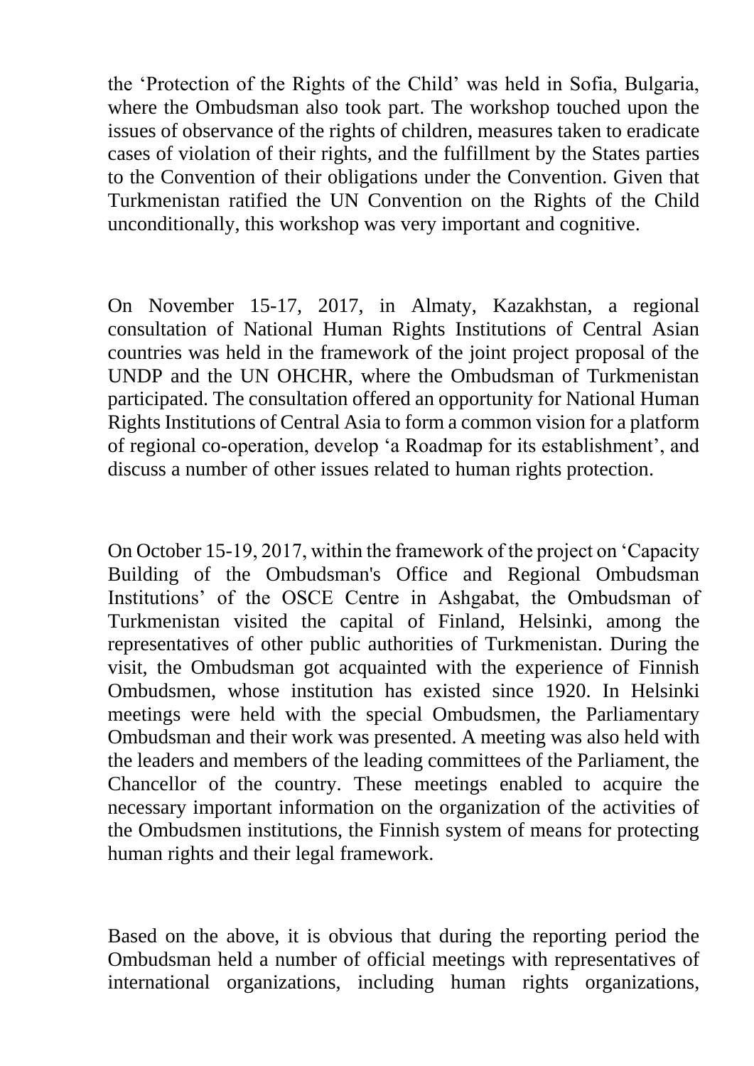the 'Protection of the Rights of the Child' was held in Sofia, Bulgaria, where the Ombudsman also took part. The workshop touched upon the issues of observance of the rights of children, measures taken to eradicate cases of violation of their rights, and the fulfillment by the States parties to the Convention of their obligations under the Convention. Given that Turkmenistan ratified the UN Convention on the Rights of the Child unconditionally, this workshop was very important and cognitive.

On November 15-17, 2017, in Almaty, Kazakhstan, a regional consultation of National Human Rights Institutions of Central Asian countries was held in the framework of the joint project proposal of the UNDP and the UN OHCHR, where the Ombudsman of Turkmenistan participated. The consultation offered an opportunity for National Human Rights Institutions of Central Asia to form a common vision for a platform of regional co-operation, develop 'a Roadmap for its establishment', and discuss a number of other issues related to human rights protection.

On October 15-19, 2017, within the framework of the project on 'Capacity Building of the Ombudsman's Office and Regional Ombudsman Institutions' of the OSCE Centre in Ashgabat, the Ombudsman of Turkmenistan visited the capital of Finland, Helsinki, among the representatives of other public authorities of Turkmenistan. During the visit, the Ombudsman got acquainted with the experience of Finnish Ombudsmen, whose institution has existed since 1920. In Helsinki meetings were held with the special Ombudsmen, the Parliamentary Ombudsman and their work was presented. A meeting was also held with the leaders and members of the leading committees of the Parliament, the Chancellor of the country. These meetings enabled to acquire the necessary important information on the organization of the activities of the Ombudsmen institutions, the Finnish system of means for protecting human rights and their legal framework.

Based on the above, it is obvious that during the reporting period the Ombudsman held a number of official meetings with representatives of international organizations, including human rights organizations,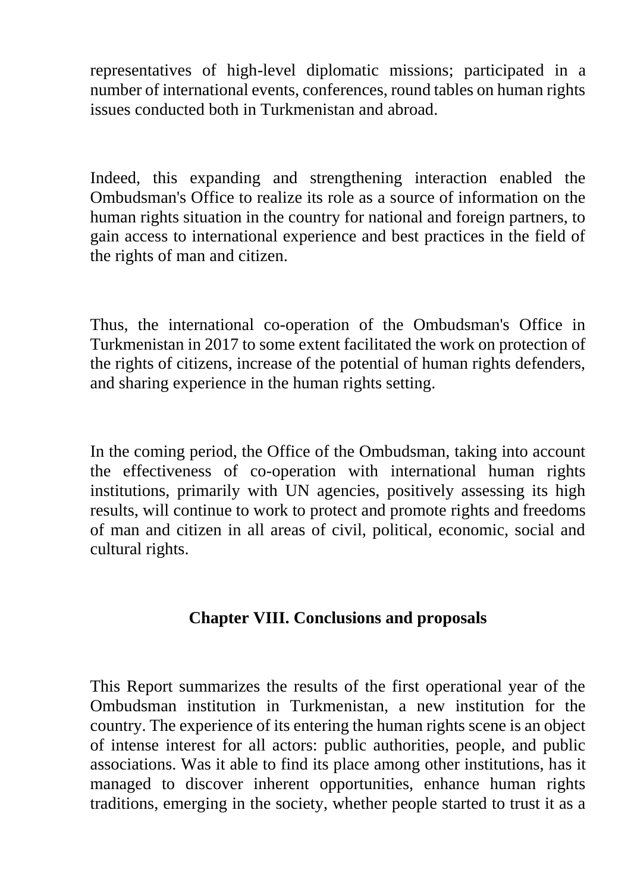representatives of high-level diplomatic missions; participated in a number of international events, conferences, round tables on human rights issues conducted both in Turkmenistan and abroad.

Indeed, this expanding and strengthening interaction enabled the Ombudsman's Office to realize its role as a source of information on the human rights situation in the country for national and foreign partners, to gain access to international experience and best practices in the field of the rights of man and citizen.

Thus, the international co-operation of the Ombudsman's Office in Turkmenistan in 2017 to some extent facilitated the work on protection of the rights of citizens, increase of the potential of human rights defenders, and sharing experience in the human rights setting.

In the coming period, the Office of the Ombudsman, taking into account the effectiveness of co-operation with international human rights institutions, primarily with UN agencies, positively assessing its high results, will continue to work to protect and promote rights and freedoms of man and citizen in all areas of civil, political, economic, social and cultural rights.

## Chapter VIII. Conclusions and proposals

This Report summarizes the results of the first operational year of the Ombudsman institution in Turkmenistan, a new institution for the country. The experience of its entering the human rights scene is an object of intense interest for all actors: public authorities, people, and public associations. Was it able to find its place among other institutions, has it managed to discover inherent opportunities, enhance human rights traditions, emerging in the society, whether people started to trust it as a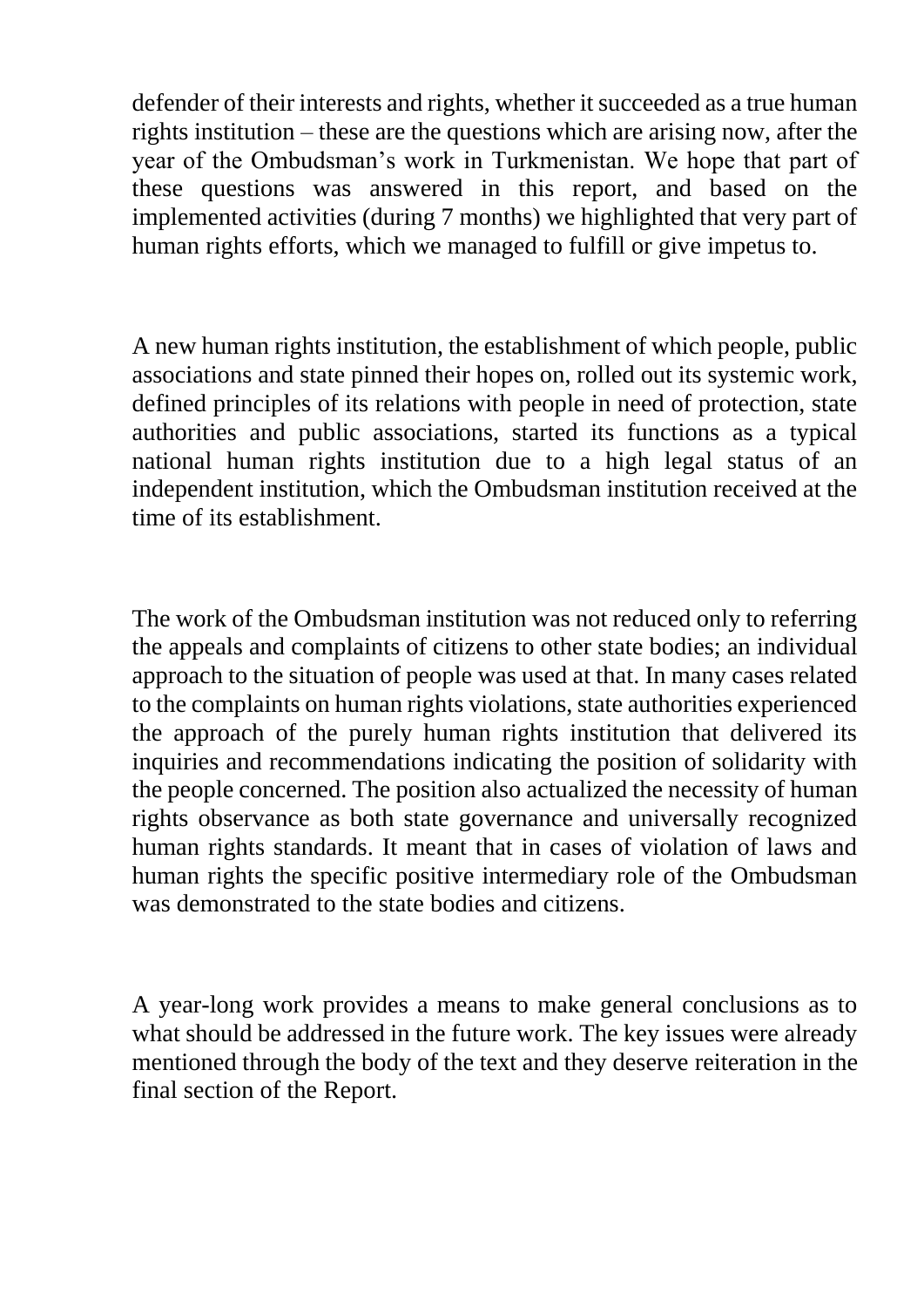defender of their interests and rights, whether it succeeded as a true human rights institution – these are the questions which are arising now, after the year of the Ombudsman's work in Turkmenistan. We hope that part of these questions was answered in this report, and based on the implemented activities (during 7 months) we highlighted that very part of human rights efforts, which we managed to fulfill or give impetus to.

A new human rights institution, the establishment of which people, public associations and state pinned their hopes on, rolled out its systemic work, defined principles of its relations with people in need of protection, state authorities and public associations, started its functions as a typical national human rights institution due to a high legal status of an independent institution, which the Ombudsman institution received at the time of its establishment.

The work of the Ombudsman institution was not reduced only to referring the appeals and complaints of citizens to other state bodies; an individual approach to the situation of people was used at that. In many cases related to the complaints on human rights violations, state authorities experienced the approach of the purely human rights institution that delivered its inquiries and recommendations indicating the position of solidarity with the people concerned. The position also actualized the necessity of human rights observance as both state governance and universally recognized human rights standards. It meant that in cases of violation of laws and human rights the specific positive intermediary role of the Ombudsman was demonstrated to the state bodies and citizens.

A year-long work provides a means to make general conclusions as to what should be addressed in the future work. The key issues were already mentioned through the body of the text and they deserve reiteration in the final section of the Report.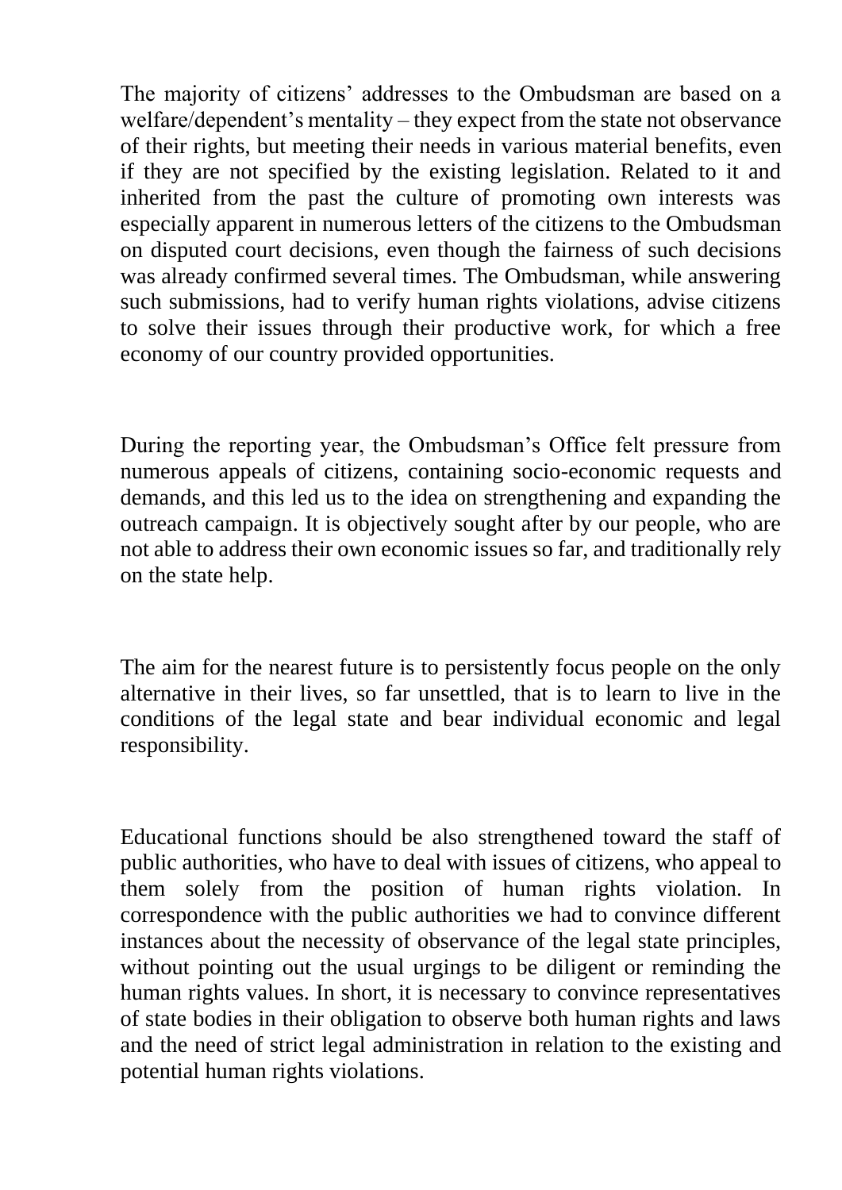The majority of citizens' addresses to the Ombudsman are based on a welfare/dependent's mentality – they expect from the state not observance of their rights, but meeting their needs in various material benefits, even if they are not specified by the existing legislation. Related to it and inherited from the past the culture of promoting own interests was especially apparent in numerous letters of the citizens to the Ombudsman on disputed court decisions, even though the fairness of such decisions was already confirmed several times. The Ombudsman, while answering such submissions, had to verify human rights violations, advise citizens to solve their issues through their productive work, for which a free economy of our country provided opportunities.

During the reporting year, the Ombudsman's Office felt pressure from numerous appeals of citizens, containing socio-economic requests and demands, and this led us to the idea on strengthening and expanding the outreach campaign. It is objectively sought after by our people, who are not able to address their own economic issues so far, and traditionally rely on the state help.

The aim for the nearest future is to persistently focus people on the only alternative in their lives, so far unsettled, that is to learn to live in the conditions of the legal state and bear individual economic and legal responsibility.

Educational functions should be also strengthened toward the staff of public authorities, who have to deal with issues of citizens, who appeal to them solely from the position of human rights violation. In correspondence with the public authorities we had to convince different instances about the necessity of observance of the legal state principles, without pointing out the usual urgings to be diligent or reminding the human rights values. In short, it is necessary to convince representatives of state bodies in their obligation to observe both human rights and laws and the need of strict legal administration in relation to the existing and potential human rights violations.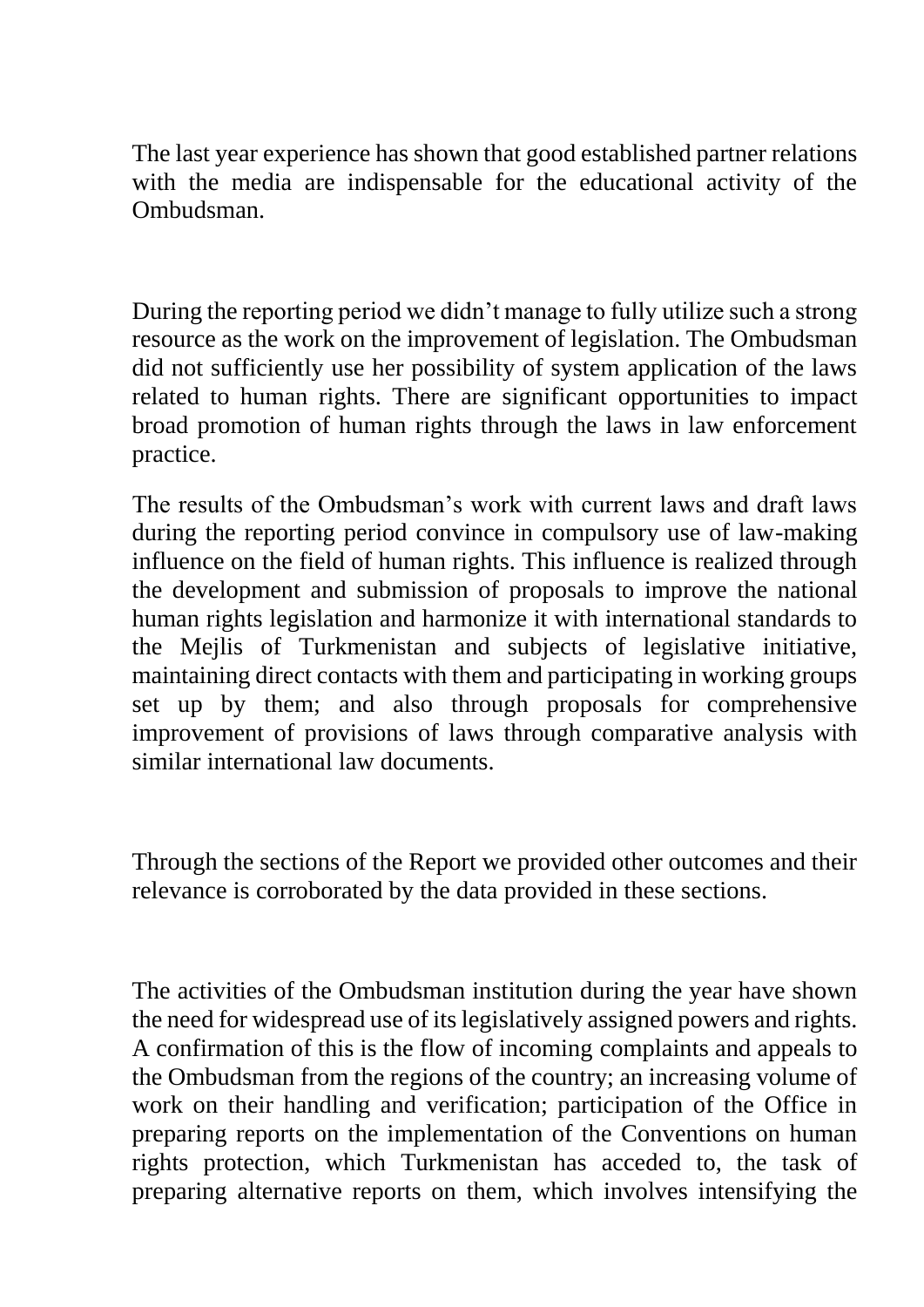The last year experience has shown that good established partner relations with the media are indispensable for the educational activity of the Ombudsman.

During the reporting period we didn't manage to fully utilize such a strong resource as the work on the improvement of legislation. The Ombudsman did not sufficiently use her possibility of system application of the laws related to human rights. There are significant opportunities to impact broad promotion of human rights through the laws in law enforcement practice.

The results of the Ombudsman's work with current laws and draft laws during the reporting period convince in compulsory use of law-making influence on the field of human rights. This influence is realized through the development and submission of proposals to improve the national human rights legislation and harmonize it with international standards to the Mejlis of Turkmenistan and subjects of legislative initiative, maintaining direct contacts with them and participating in working groups set up by them; and also through proposals for comprehensive improvement of provisions of laws through comparative analysis with similar international law documents.

Through the sections of the Report we provided other outcomes and their relevance is corroborated by the data provided in these sections.

The activities of the Ombudsman institution during the year have shown the need for widespread use of its legislatively assigned powers and rights. A confirmation of this is the flow of incoming complaints and appeals to the Ombudsman from the regions of the country; an increasing volume of work on their handling and verification; participation of the Office in preparing reports on the implementation of the Conventions on human rights protection, which Turkmenistan has acceded to, the task of preparing alternative reports on them, which involves intensifying the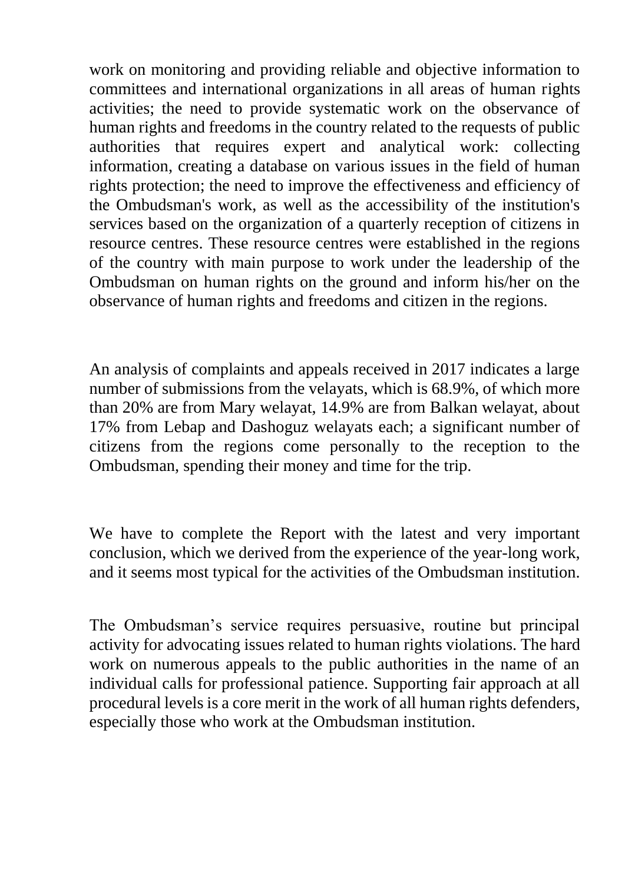work on monitoring and providing reliable and objective information to committees and international organizations in all areas of human rights activities; the need to provide systematic work on the observance of human rights and freedoms in the country related to the requests of public authorities that requires expert and analytical work: collecting information, creating a database on various issues in the field of human rights protection; the need to improve the effectiveness and efficiency of the Ombudsman's work, as well as the accessibility of the institution's services based on the organization of a quarterly reception of citizens in resource centres. These resource centres were established in the regions of the country with main purpose to work under the leadership of the Ombudsman on human rights on the ground and inform his/her on the observance of human rights and freedoms and citizen in the regions.

An analysis of complaints and appeals received in 2017 indicates a large number of submissions from the velayats, which is 68.9%, of which more than 20% are from Mary welayat, 14.9% are from Balkan welayat, about 17% from Lebap and Dashoguz welayats each; a significant number of citizens from the regions come personally to the reception to the Ombudsman, spending their money and time for the trip.

We have to complete the Report with the latest and very important conclusion, which we derived from the experience of the year-long work, and it seems most typical for the activities of the Ombudsman institution.

The Ombudsman's service requires persuasive, routine but principal activity for advocating issues related to human rights violations. The hard work on numerous appeals to the public authorities in the name of an individual calls for professional patience. Supporting fair approach at all procedural levels is a core merit in the work of all human rights defenders, especially those who work at the Ombudsman institution.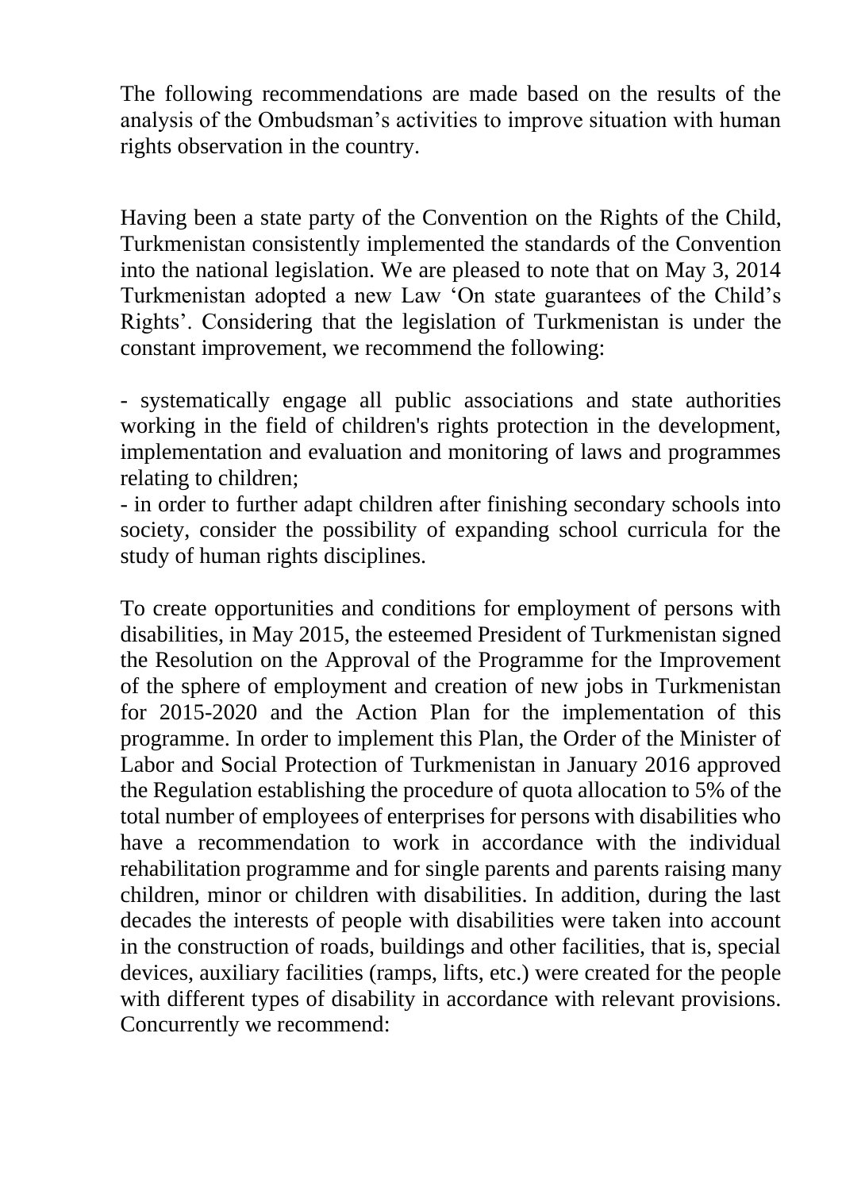The following recommendations are made based on the results of the analysis of the Ombudsman's activities to improve situation with human rights observation in the country.

Having been a state party of the Convention on the Rights of the Child, Turkmenistan consistently implemented the standards of the Convention into the national legislation. We are pleased to note that on May 3, 2014 Turkmenistan adopted a new Law 'On state guarantees of the Child's Rights'. Considering that the legislation of Turkmenistan is under the constant improvement, we recommend the following:

- systematically engage all public associations and state authorities working in the field of children's rights protection in the development, implementation and evaluation and monitoring of laws and programmes relating to children;
- in order to further adapt children after finishing secondary schools into society, consider the possibility of expanding school curricula for the study of human rights disciplines.

To create opportunities and conditions for employment of persons with disabilities, in May 2015, the esteemed President of Turkmenistan signed the Resolution on the Approval of the Programme for the Improvement of the sphere of employment and creation of new jobs in Turkmenistan for 2015-2020 and the Action Plan for the implementation of this programme. In order to implement this Plan, the Order of the Minister of Labor and Social Protection of Turkmenistan in January 2016 approved the Regulation establishing the procedure of quota allocation to 5% of the total number of employees of enterprises for persons with disabilities who have a recommendation to work in accordance with the individual rehabilitation programme and for single parents and parents raising many children, minor or children with disabilities. In addition, during the last decades the interests of people with disabilities were taken into account in the construction of roads, buildings and other facilities, that is, special devices, auxiliary facilities (ramps, lifts, etc.) were created for the people with different types of disability in accordance with relevant provisions. Concurrently we recommend: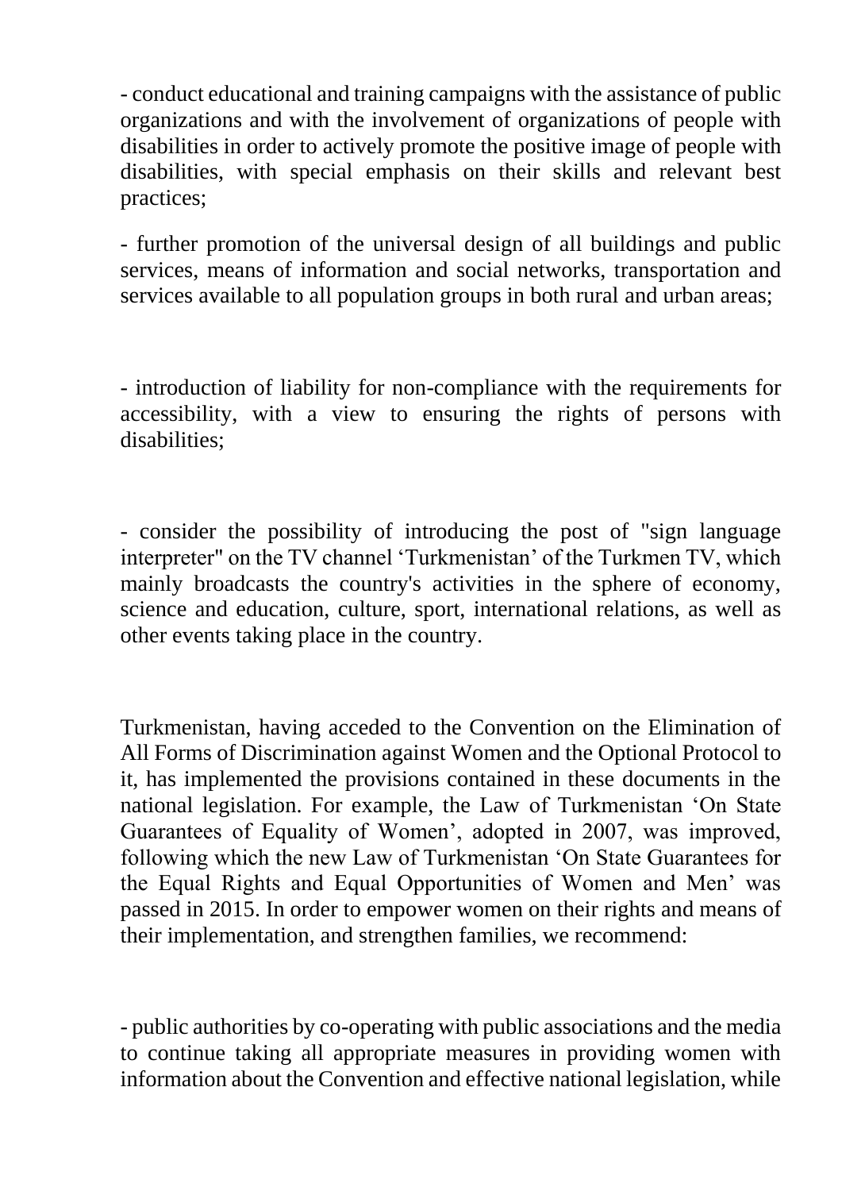- conduct educational and training campaigns with the assistance of public organizations and with the involvement of organizations of people with disabilities in order to actively promote the positive image of people with disabilities, with special emphasis on their skills and relevant best practices;

- further promotion of the universal design of all buildings and public services, means of information and social networks, transportation and services available to all population groups in both rural and urban areas;

- introduction of liability for non-compliance with the requirements for accessibility, with a view to ensuring the rights of persons with disabilities;

- consider the possibility of introducing the post of "sign language interpreter" on the TV channel 'Turkmenistan' of the Turkmen TV, which mainly broadcasts the country's activities in the sphere of economy, science and education, culture, sport, international relations, as well as other events taking place in the country.

Turkmenistan, having acceded to the Convention on the Elimination of All Forms of Discrimination against Women and the Optional Protocol to it, has implemented the provisions contained in these documents in the national legislation. For example, the Law of Turkmenistan 'On State Guarantees of Equality of Women', adopted in 2007, was improved, following which the new Law of Turkmenistan 'On State Guarantees for the Equal Rights and Equal Opportunities of Women and Men' was passed in 2015. In order to empower women on their rights and means of their implementation, and strengthen families, we recommend:

- public authorities by co-operating with public associations and the media to continue taking all appropriate measures in providing women with information about the Convention and effective national legislation, while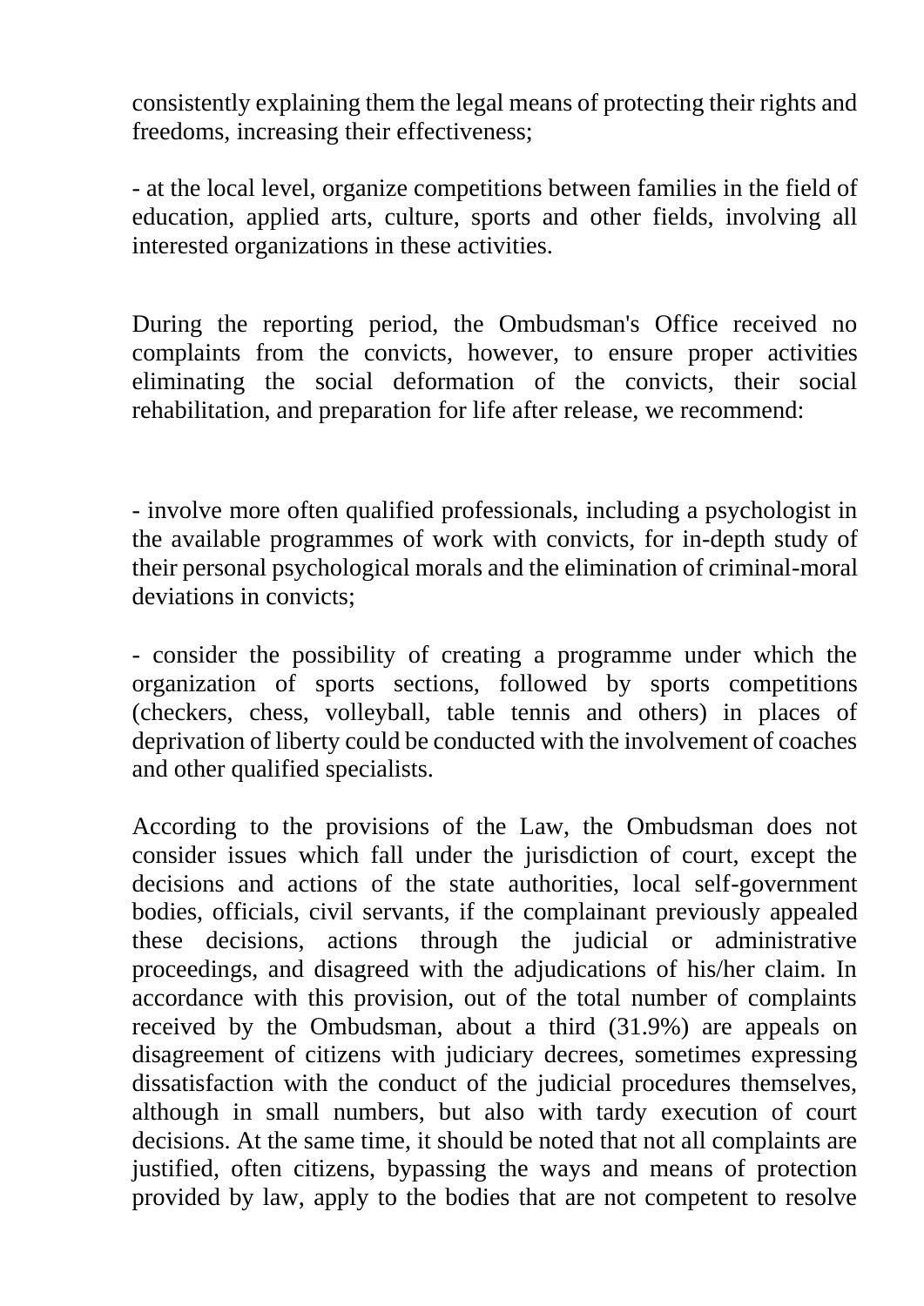consistently explaining them the legal means of protecting their rights and freedoms, increasing their effectiveness;

- at the local level, organize competitions between families in the field of education, applied arts, culture, sports and other fields, involving all interested organizations in these activities.

During the reporting period, the Ombudsman's Office received no complaints from the convicts, however, to ensure proper activities eliminating the social deformation of the convicts, their social rehabilitation, and preparation for life after release, we recommend:

- involve more often qualified professionals, including a psychologist in the available programmes of work with convicts, for in-depth study of their personal psychological morals and the elimination of criminal-moral deviations in convicts;

- consider the possibility of creating a programme under which the organization of sports sections, followed by sports competitions (checkers, chess, volleyball, table tennis and others) in places of deprivation of liberty could be conducted with the involvement of coaches and other qualified specialists.

According to the provisions of the Law, the Ombudsman does not consider issues which fall under the jurisdiction of court, except the decisions and actions of the state authorities, local self-government bodies, officials, civil servants, if the complainant previously appealed these decisions, actions through the judicial or administrative proceedings, and disagreed with the adjudications of his/her claim. In accordance with this provision, out of the total number of complaints received by the Ombudsman, about a third (31.9%) are appeals on disagreement of citizens with judiciary decrees, sometimes expressing dissatisfaction with the conduct of the judicial procedures themselves, although in small numbers, but also with tardy execution of court decisions. At the same time, it should be noted that not all complaints are justified, often citizens, bypassing the ways and means of protection provided by law, apply to the bodies that are not competent to resolve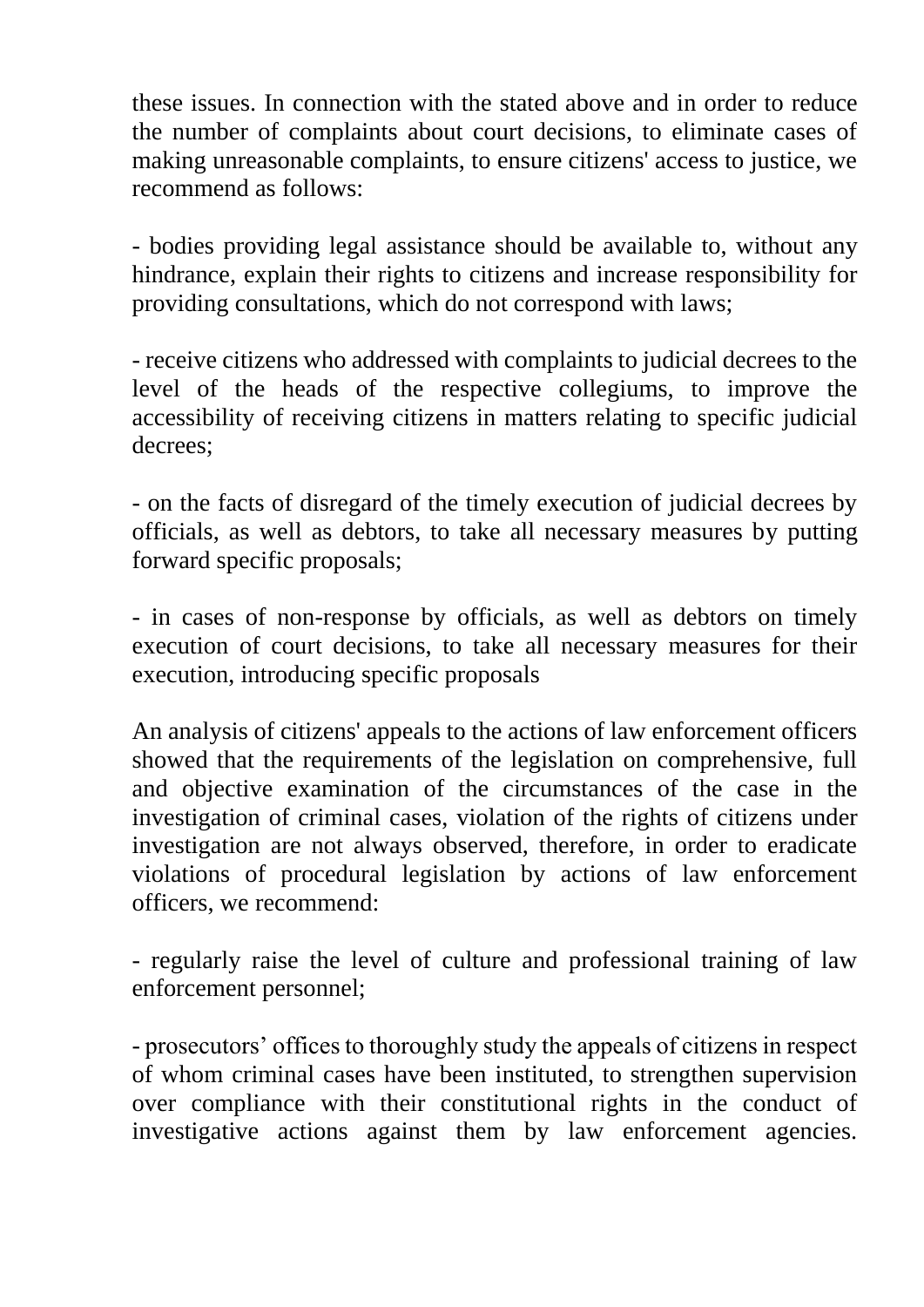these issues. In connection with the stated above and in order to reduce the number of complaints about court decisions, to eliminate cases of making unreasonable complaints, to ensure citizens' access to justice, we recommend as follows:

- bodies providing legal assistance should be available to, without any hindrance, explain their rights to citizens and increase responsibility for providing consultations, which do not correspond with laws;

- receive citizens who addressed with complaints to judicial decrees to the level of the heads of the respective collegiums, to improve the accessibility of receiving citizens in matters relating to specific judicial decrees;

- on the facts of disregard of the timely execution of judicial decrees by officials, as well as debtors, to take all necessary measures by putting forward specific proposals;

- in cases of non-response by officials, as well as debtors on timely execution of court decisions, to take all necessary measures for their execution, introducing specific proposals

An analysis of citizens' appeals to the actions of law enforcement officers showed that the requirements of the legislation on comprehensive, full and objective examination of the circumstances of the case in the investigation of criminal cases, violation of the rights of citizens under investigation are not always observed, therefore, in order to eradicate violations of procedural legislation by actions of law enforcement officers, we recommend:

- regularly raise the level of culture and professional training of law enforcement personnel;

- prosecutors' offices to thoroughly study the appeals of citizens in respect of whom criminal cases have been instituted, to strengthen supervision over compliance with their constitutional rights in the conduct of investigative actions against them by law enforcement agencies.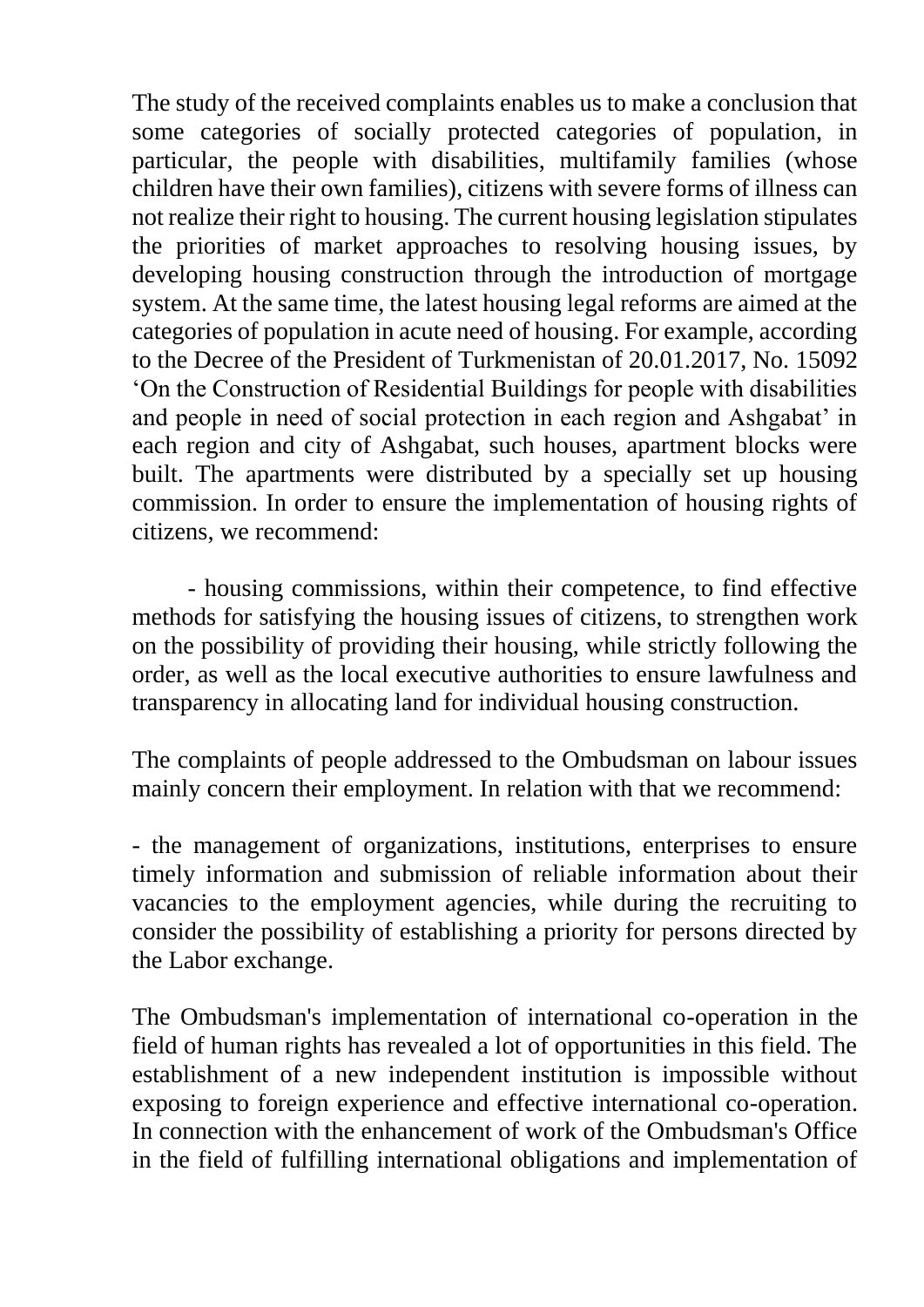The study of the received complaints enables us to make a conclusion that some categories of socially protected categories of population, in particular, the people with disabilities, multifamily families (whose children have their own families), citizens with severe forms of illness can not realize their right to housing. The current housing legislation stipulates the priorities of market approaches to resolving housing issues, by developing housing construction through the introduction of mortgage system. At the same time, the latest housing legal reforms are aimed at the categories of population in acute need of housing. For example, according to the Decree of the President of Turkmenistan of 20.01.2017, No. 15092 'On the Construction of Residential Buildings for people with disabilities and people in need of social protection in each region and Ashgabat' in each region and city of Ashgabat, such houses, apartment blocks were built. The apartments were distributed by a specially set up housing commission. In order to ensure the implementation of housing rights of citizens, we recommend:

- housing commissions, within their competence, to find effective methods for satisfying the housing issues of citizens, to strengthen work on the possibility of providing their housing, while strictly following the order, as well as the local executive authorities to ensure lawfulness and transparency in allocating land for individual housing construction.

The complaints of people addressed to the Ombudsman on labour issues mainly concern their employment. In relation with that we recommend:

- the management of organizations, institutions, enterprises to ensure timely information and submission of reliable information about their vacancies to the employment agencies, while during the recruiting to consider the possibility of establishing a priority for persons directed by the Labor exchange.

The Ombudsman's implementation of international co-operation in the field of human rights has revealed a lot of opportunities in this field. The establishment of a new independent institution is impossible without exposing to foreign experience and effective international co-operation. In connection with the enhancement of work of the Ombudsman's Office in the field of fulfilling international obligations and implementation of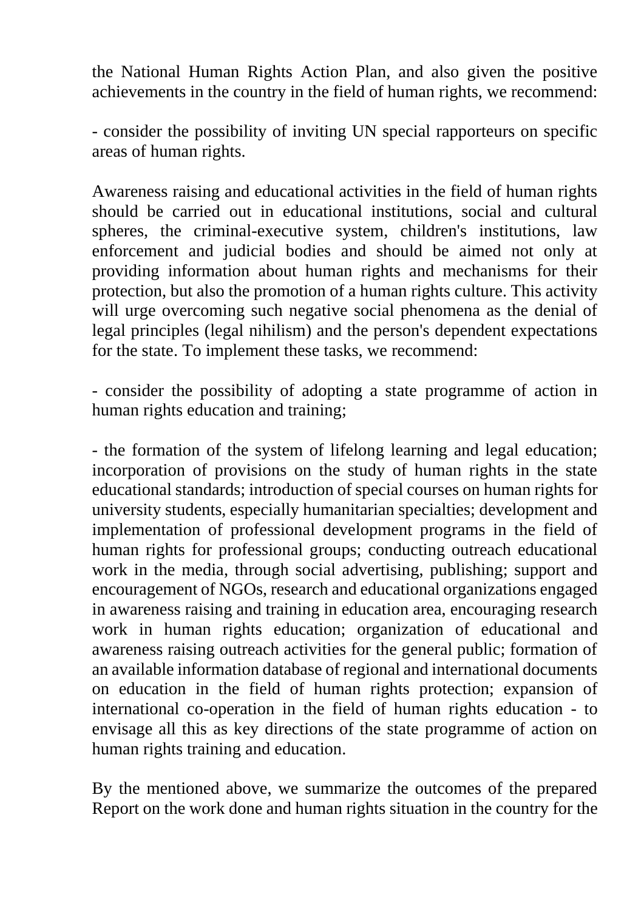the National Human Rights Action Plan, and also given the positive achievements in the country in the field of human rights, we recommend:

- consider the possibility of inviting UN special rapporteurs on specific areas of human rights.

Awareness raising and educational activities in the field of human rights should be carried out in educational institutions, social and cultural spheres, the criminal-executive system, children's institutions, law enforcement and judicial bodies and should be aimed not only at providing information about human rights and mechanisms for their protection, but also the promotion of a human rights culture. This activity will urge overcoming such negative social phenomena as the denial of legal principles (legal nihilism) and the person's dependent expectations for the state. To implement these tasks, we recommend:

- consider the possibility of adopting a state programme of action in human rights education and training;

- the formation of the system of lifelong learning and legal education; incorporation of provisions on the study of human rights in the state educational standards; introduction of special courses on human rights for university students, especially humanitarian specialties; development and implementation of professional development programs in the field of human rights for professional groups; conducting outreach educational work in the media, through social advertising, publishing; support and encouragement of NGOs, research and educational organizations engaged in awareness raising and training in education area, encouraging research work in human rights education; organization of educational and awareness raising outreach activities for the general public; formation of an available information database of regional and international documents on education in the field of human rights protection; expansion of international co-operation in the field of human rights education - to envisage all this as key directions of the state programme of action on human rights training and education.

By the mentioned above, we summarize the outcomes of the prepared Report on the work done and human rights situation in the country for the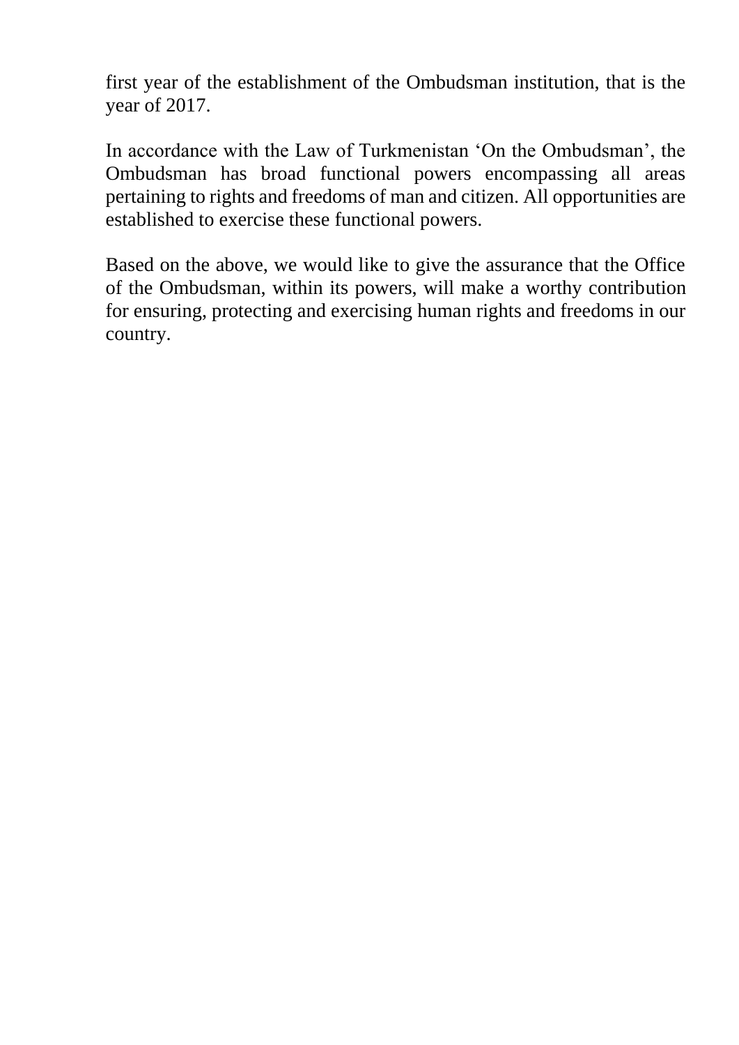first year of the establishment of the Ombudsman institution, that is the year of 2017.

In accordance with the Law of Turkmenistan ‘On the Ombudsman’, the Ombudsman has broad functional powers encompassing all areas pertaining to rights and freedoms of man and citizen. All opportunities are established to exercise these functional powers.

Based on the above, we would like to give the assurance that the Office of the Ombudsman, within its powers, will make a worthy contribution for ensuring, protecting and exercising human rights and freedoms in our country.